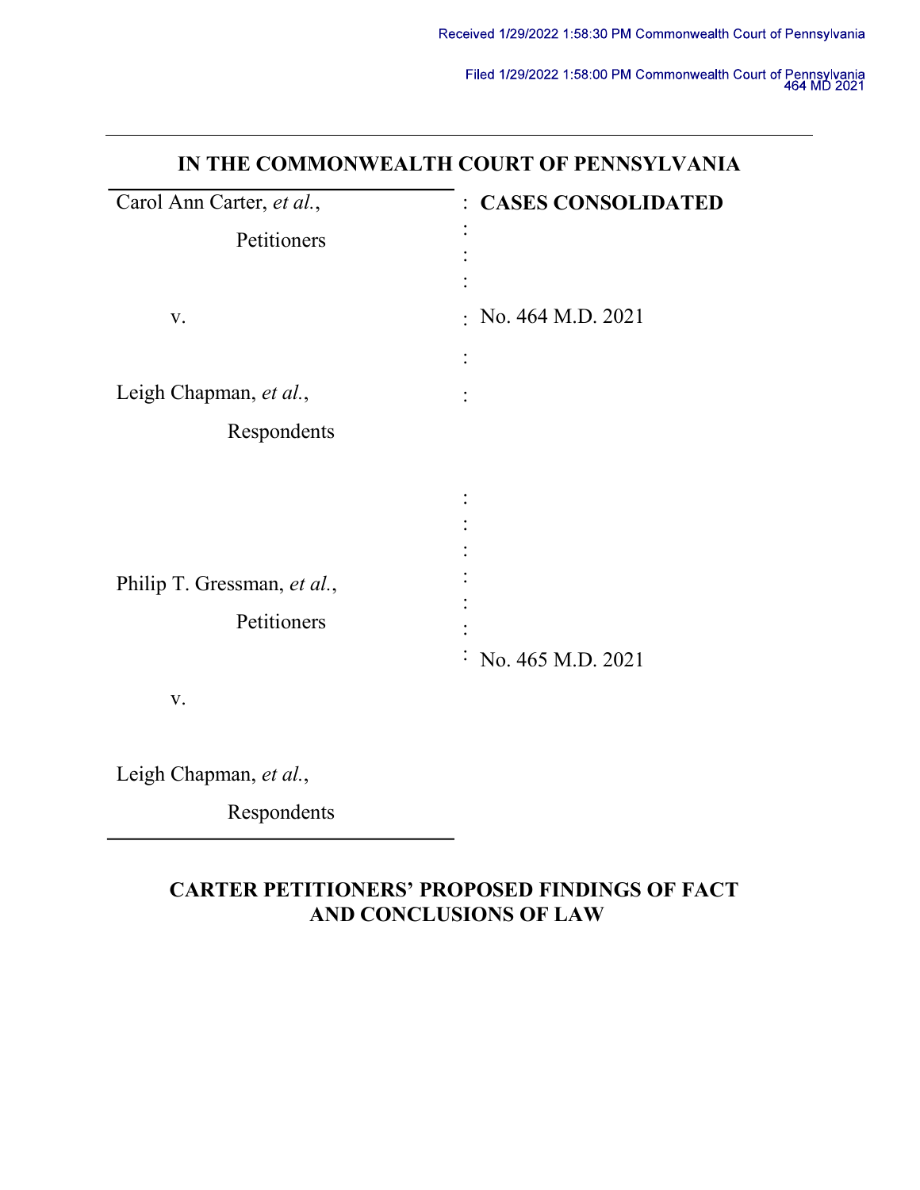Received 1/29/2022 1:58:30 PM Commonwealth Court of Pennsylvania

Filed 1/29/2022 1:58:00 PM Commonwealth Court of Pennsylvania
464 MD 2021

**IN THE COMMONWEALTH COURT OF PENNSYLVANIA**

| | |
|---|---|
| Carol Ann Carter, *et al.*, Petitioners | **CASES CONSOLIDATED** |
| v. | No. 464 M.D. 2021 |
| Leigh Chapman, *et al.*, Respondents | |
| Philip T. Gressman, *et al.*, Petitioners | No. 465 M.D. 2021 |
| v. | |
| Leigh Chapman, *et al.*, Respondents | |

**CARTER PETITIONERS' PROPOSED FINDINGS OF FACT AND CONCLUSIONS OF LAW**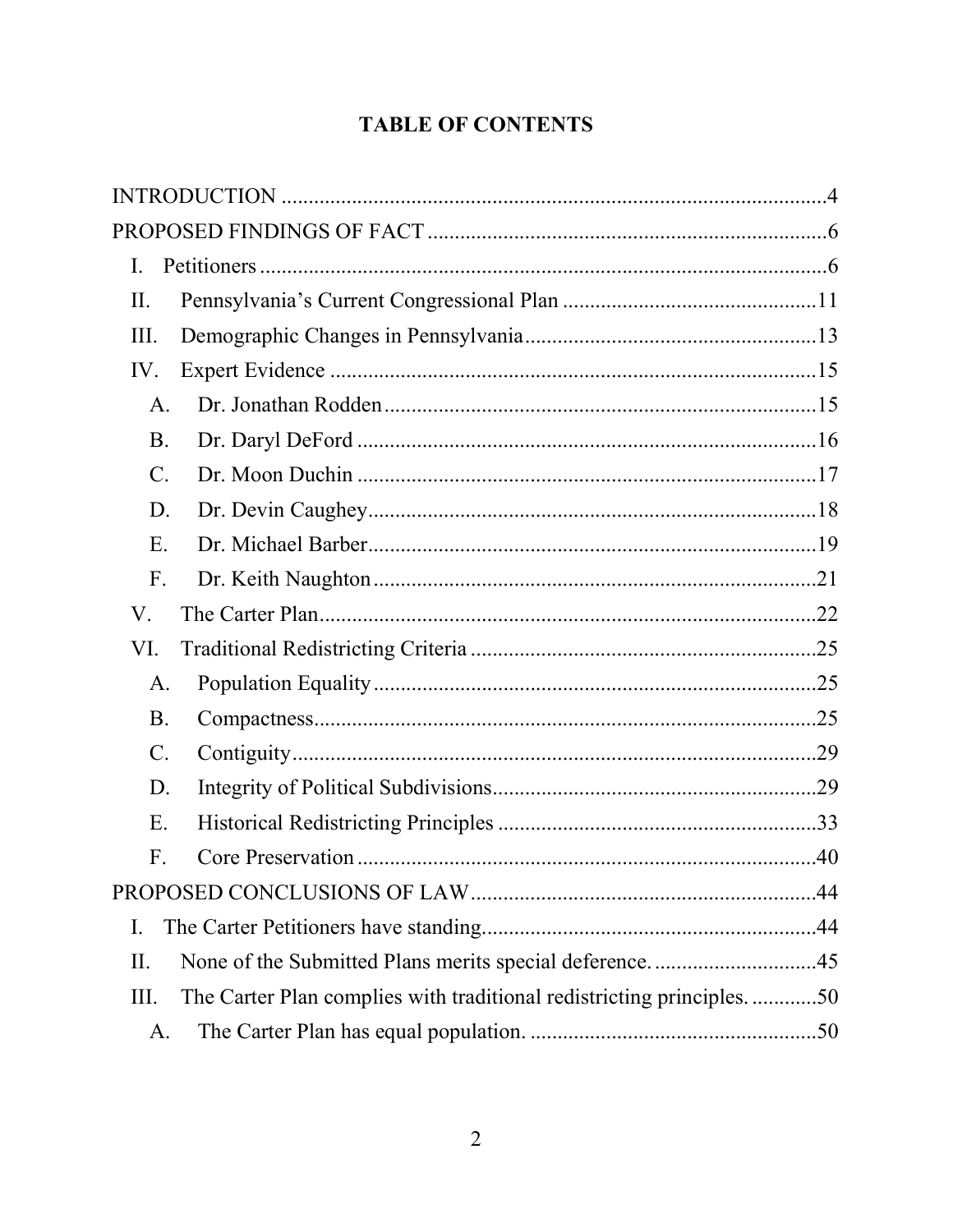# TABLE OF CONTENTS

INTRODUCTION ....................................................................................................4

PROPOSED FINDINGS OF FACT .........................................................................6

- I. Petitioners .........................................................................................................6
- II. Pennsylvania's Current Congressional Plan ...............................................11
- III. Demographic Changes in Pennsylvania......................................................13
- IV. Expert Evidence ..........................................................................................15
  - A. Dr. Jonathan Rodden ................................................................................15
  - B. Dr. Daryl DeFord .....................................................................................16
  - C. Dr. Moon Duchin .....................................................................................17
  - D. Dr. Devin Caughey...................................................................................18
  - E. Dr. Michael Barber...................................................................................19
  - F. Dr. Keith Naughton ..................................................................................21
- V. The Carter Plan............................................................................................22
- VI. Traditional Redistricting Criteria ................................................................25
  - A. Population Equality ..................................................................................25
  - B. Compactness.............................................................................................25
  - C. Contiguity.................................................................................................29
  - D. Integrity of Political Subdivisions............................................................29
  - E. Historical Redistricting Principles ...........................................................33
  - F. Core Preservation .....................................................................................40

PROPOSED CONCLUSIONS OF LAW...............................................................44

- I. The Carter Petitioners have standing.............................................................44
- II. None of the Submitted Plans merits special deference. ..............................45
- III. The Carter Plan complies with traditional redistricting principles. ............50
  - A. The Carter Plan has equal population. .....................................................50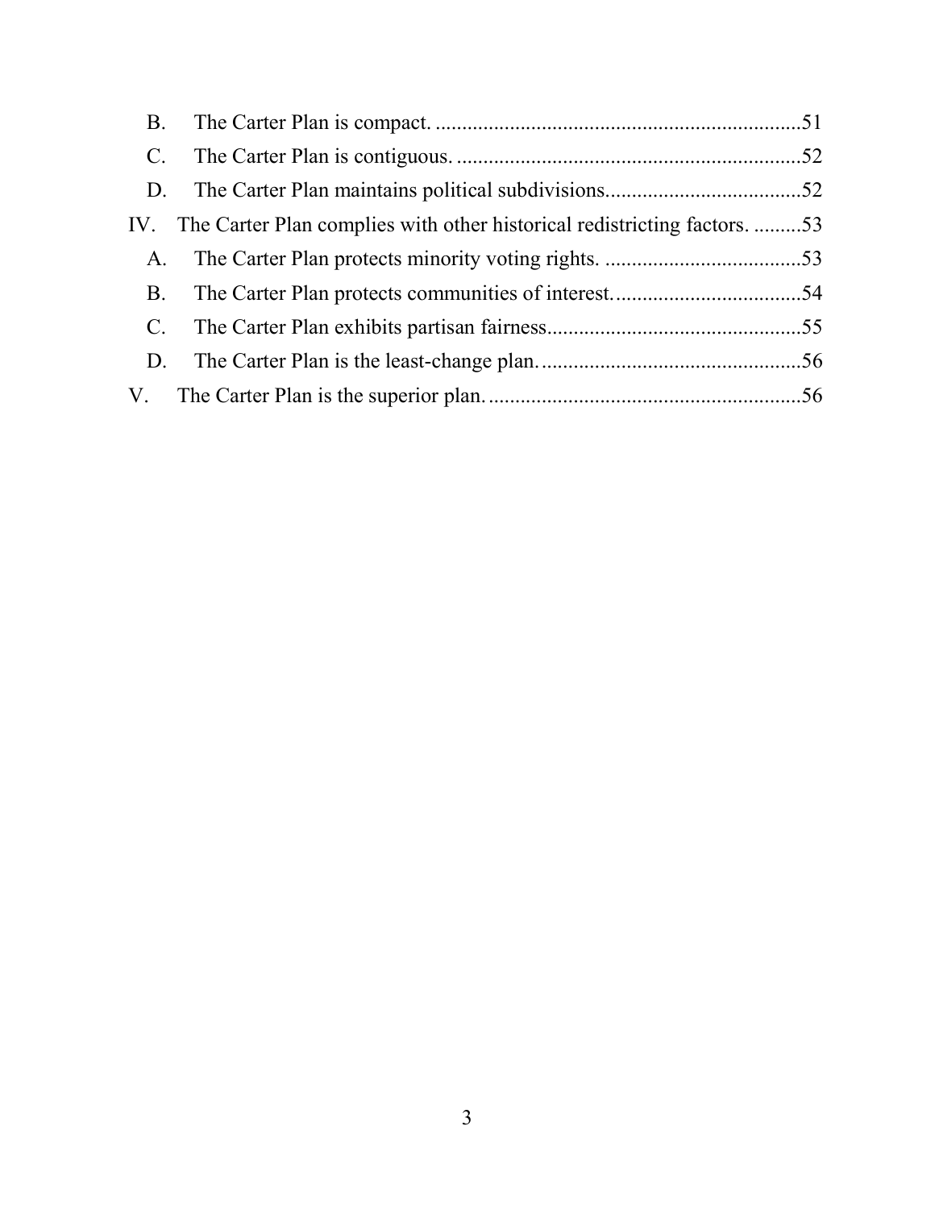B. The Carter Plan is compact. ....................................................................51

C. The Carter Plan is contiguous. ................................................................52

D. The Carter Plan maintains political subdivisions.....................................52

IV. The Carter Plan complies with other historical redistricting factors. .........53

A. The Carter Plan protects minority voting rights. .....................................53

B. The Carter Plan protects communities of interest....................................54

C. The Carter Plan exhibits partisan fairness................................................55

D. The Carter Plan is the least-change plan. .................................................56

V. The Carter Plan is the superior plan. ...........................................................56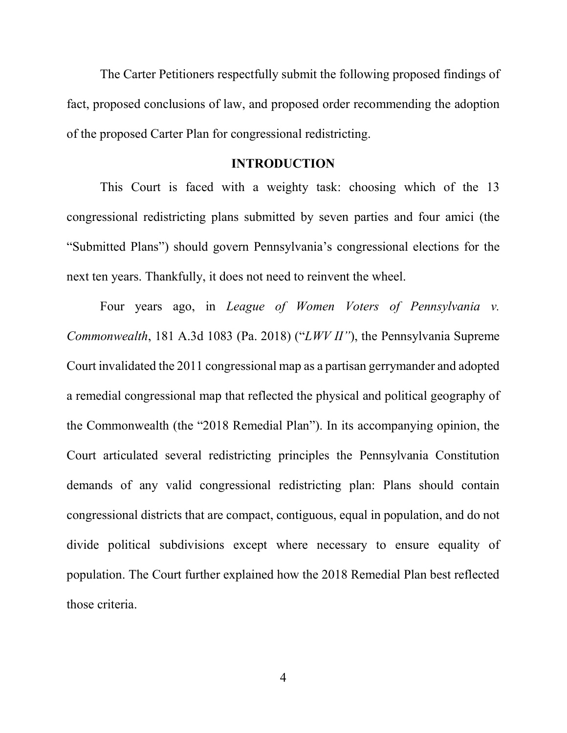The Carter Petitioners respectfully submit the following proposed findings of fact, proposed conclusions of law, and proposed order recommending the adoption of the proposed Carter Plan for congressional redistricting.

## INTRODUCTION

This Court is faced with a weighty task: choosing which of the 13 congressional redistricting plans submitted by seven parties and four amici (the "Submitted Plans") should govern Pennsylvania's congressional elections for the next ten years. Thankfully, it does not need to reinvent the wheel.

Four years ago, in *League of Women Voters of Pennsylvania v. Commonwealth*, 181 A.3d 1083 (Pa. 2018) ("*LWV II*"), the Pennsylvania Supreme Court invalidated the 2011 congressional map as a partisan gerrymander and adopted a remedial congressional map that reflected the physical and political geography of the Commonwealth (the "2018 Remedial Plan"). In its accompanying opinion, the Court articulated several redistricting principles the Pennsylvania Constitution demands of any valid congressional redistricting plan: Plans should contain congressional districts that are compact, contiguous, equal in population, and do not divide political subdivisions except where necessary to ensure equality of population. The Court further explained how the 2018 Remedial Plan best reflected those criteria.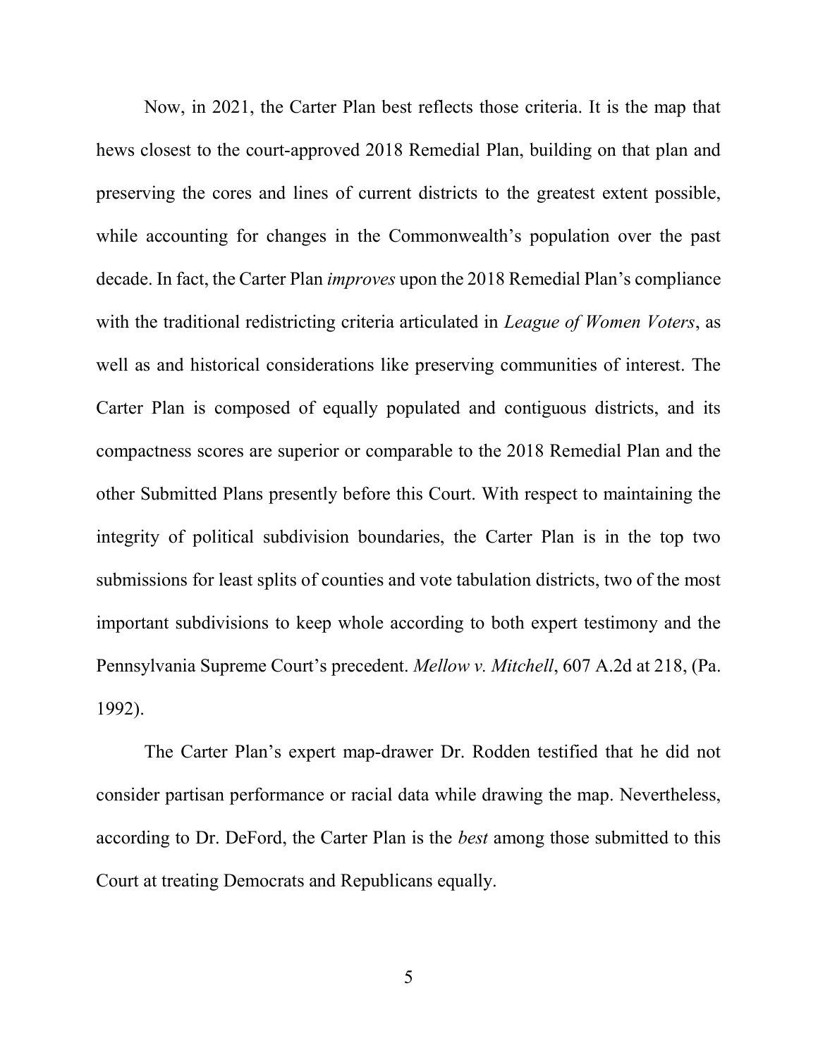Now, in 2021, the Carter Plan best reflects those criteria. It is the map that hews closest to the court-approved 2018 Remedial Plan, building on that plan and preserving the cores and lines of current districts to the greatest extent possible, while accounting for changes in the Commonwealth's population over the past decade. In fact, the Carter Plan *improves* upon the 2018 Remedial Plan's compliance with the traditional redistricting criteria articulated in *League of Women Voters*, as well as and historical considerations like preserving communities of interest. The Carter Plan is composed of equally populated and contiguous districts, and its compactness scores are superior or comparable to the 2018 Remedial Plan and the other Submitted Plans presently before this Court. With respect to maintaining the integrity of political subdivision boundaries, the Carter Plan is in the top two submissions for least splits of counties and vote tabulation districts, two of the most important subdivisions to keep whole according to both expert testimony and the Pennsylvania Supreme Court's precedent. *Mellow v. Mitchell*, 607 A.2d at 218, (Pa. 1992).

The Carter Plan's expert map-drawer Dr. Rodden testified that he did not consider partisan performance or racial data while drawing the map. Nevertheless, according to Dr. DeFord, the Carter Plan is the *best* among those submitted to this Court at treating Democrats and Republicans equally.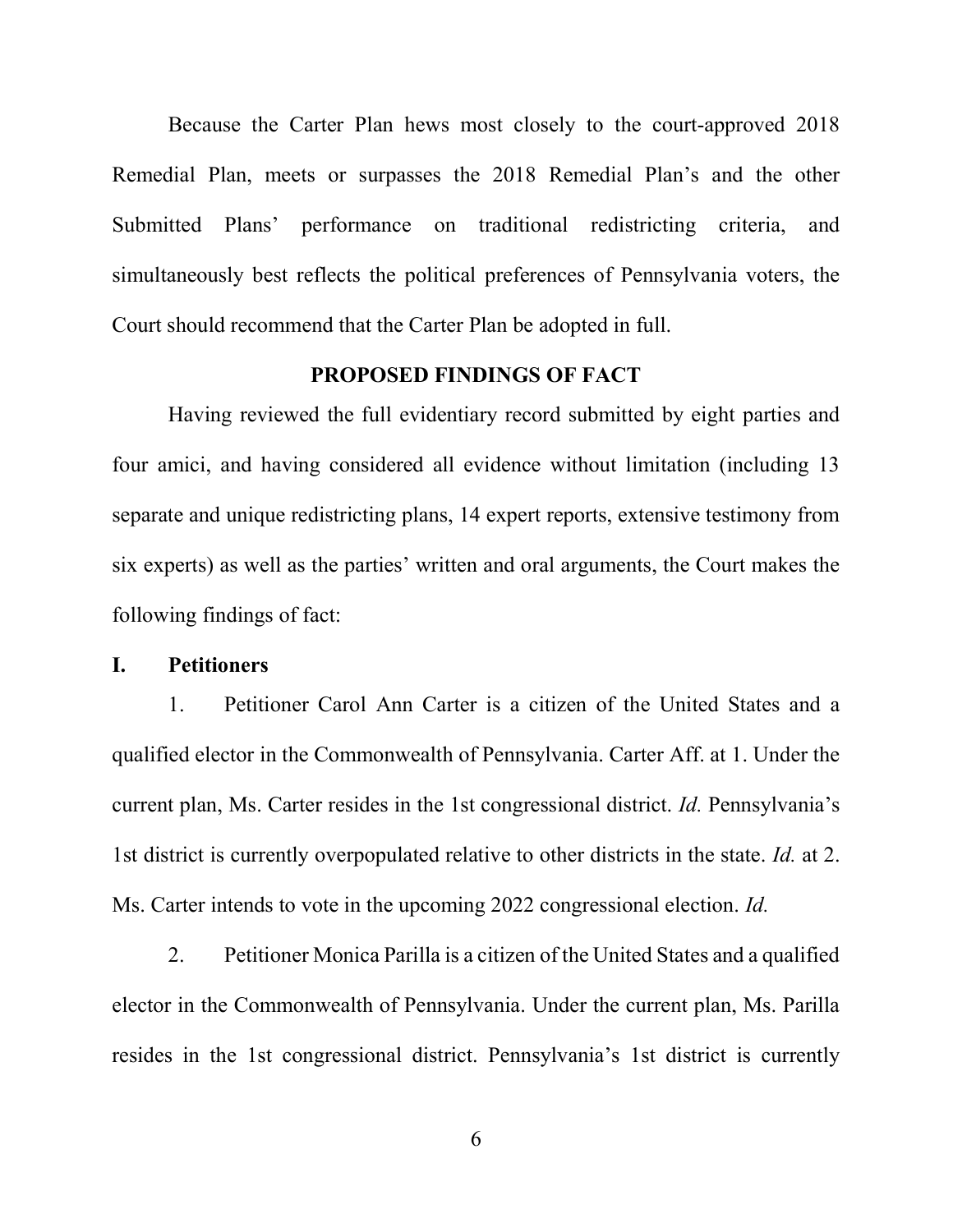Because the Carter Plan hews most closely to the court-approved 2018 Remedial Plan, meets or surpasses the 2018 Remedial Plan's and the other Submitted Plans' performance on traditional redistricting criteria, and simultaneously best reflects the political preferences of Pennsylvania voters, the Court should recommend that the Carter Plan be adopted in full.

## PROPOSED FINDINGS OF FACT

Having reviewed the full evidentiary record submitted by eight parties and four amici, and having considered all evidence without limitation (including 13 separate and unique redistricting plans, 14 expert reports, extensive testimony from six experts) as well as the parties' written and oral arguments, the Court makes the following findings of fact:

### I. Petitioners

1. Petitioner Carol Ann Carter is a citizen of the United States and a qualified elector in the Commonwealth of Pennsylvania. Carter Aff. at 1. Under the current plan, Ms. Carter resides in the 1st congressional district. *Id.* Pennsylvania's 1st district is currently overpopulated relative to other districts in the state. *Id.* at 2. Ms. Carter intends to vote in the upcoming 2022 congressional election. *Id.*

2. Petitioner Monica Parilla is a citizen of the United States and a qualified elector in the Commonwealth of Pennsylvania. Under the current plan, Ms. Parilla resides in the 1st congressional district. Pennsylvania's 1st district is currently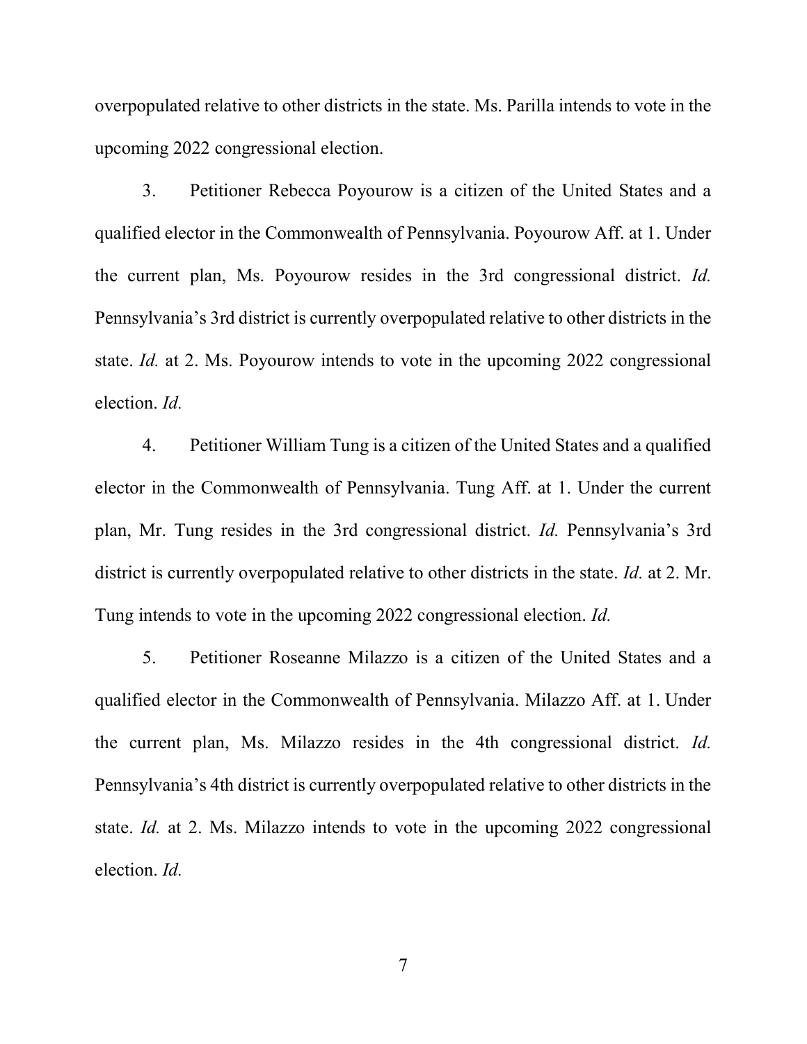overpopulated relative to other districts in the state. Ms. Parilla intends to vote in the upcoming 2022 congressional election.

3. Petitioner Rebecca Poyourow is a citizen of the United States and a qualified elector in the Commonwealth of Pennsylvania. Poyourow Aff. at 1. Under the current plan, Ms. Poyourow resides in the 3rd congressional district. *Id.* Pennsylvania's 3rd district is currently overpopulated relative to other districts in the state. *Id.* at 2. Ms. Poyourow intends to vote in the upcoming 2022 congressional election. *Id.*

4. Petitioner William Tung is a citizen of the United States and a qualified elector in the Commonwealth of Pennsylvania. Tung Aff. at 1. Under the current plan, Mr. Tung resides in the 3rd congressional district. *Id.* Pennsylvania's 3rd district is currently overpopulated relative to other districts in the state. *Id.* at 2. Mr. Tung intends to vote in the upcoming 2022 congressional election. *Id.*

5. Petitioner Roseanne Milazzo is a citizen of the United States and a qualified elector in the Commonwealth of Pennsylvania. Milazzo Aff. at 1. Under the current plan, Ms. Milazzo resides in the 4th congressional district. *Id.* Pennsylvania's 4th district is currently overpopulated relative to other districts in the state. *Id.* at 2. Ms. Milazzo intends to vote in the upcoming 2022 congressional election. *Id.*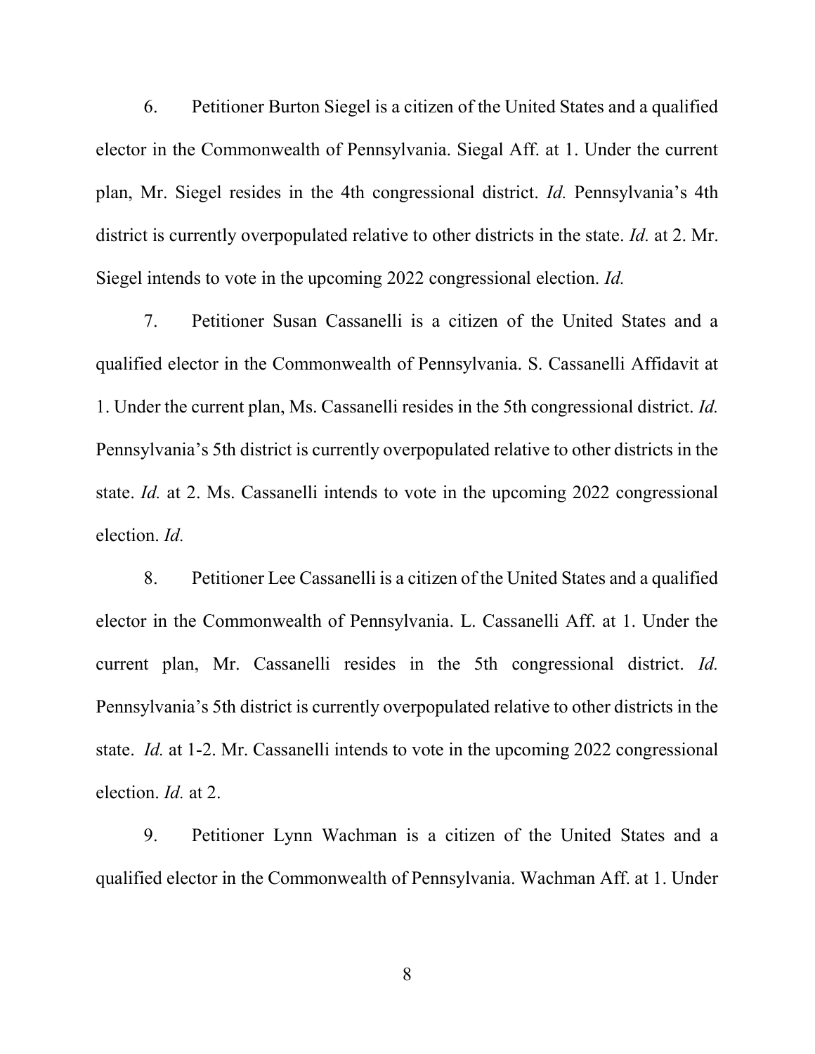6. Petitioner Burton Siegel is a citizen of the United States and a qualified elector in the Commonwealth of Pennsylvania. Siegal Aff. at 1. Under the current plan, Mr. Siegel resides in the 4th congressional district. *Id.* Pennsylvania's 4th district is currently overpopulated relative to other districts in the state. *Id.* at 2. Mr. Siegel intends to vote in the upcoming 2022 congressional election. *Id.*

7. Petitioner Susan Cassanelli is a citizen of the United States and a qualified elector in the Commonwealth of Pennsylvania. S. Cassanelli Affidavit at 1. Under the current plan, Ms. Cassanelli resides in the 5th congressional district. *Id.* Pennsylvania's 5th district is currently overpopulated relative to other districts in the state. *Id.* at 2. Ms. Cassanelli intends to vote in the upcoming 2022 congressional election. *Id.*

8. Petitioner Lee Cassanelli is a citizen of the United States and a qualified elector in the Commonwealth of Pennsylvania. L. Cassanelli Aff. at 1. Under the current plan, Mr. Cassanelli resides in the 5th congressional district. *Id.* Pennsylvania's 5th district is currently overpopulated relative to other districts in the state. *Id.* at 1-2. Mr. Cassanelli intends to vote in the upcoming 2022 congressional election. *Id.* at 2.

9. Petitioner Lynn Wachman is a citizen of the United States and a qualified elector in the Commonwealth of Pennsylvania. Wachman Aff. at 1. Under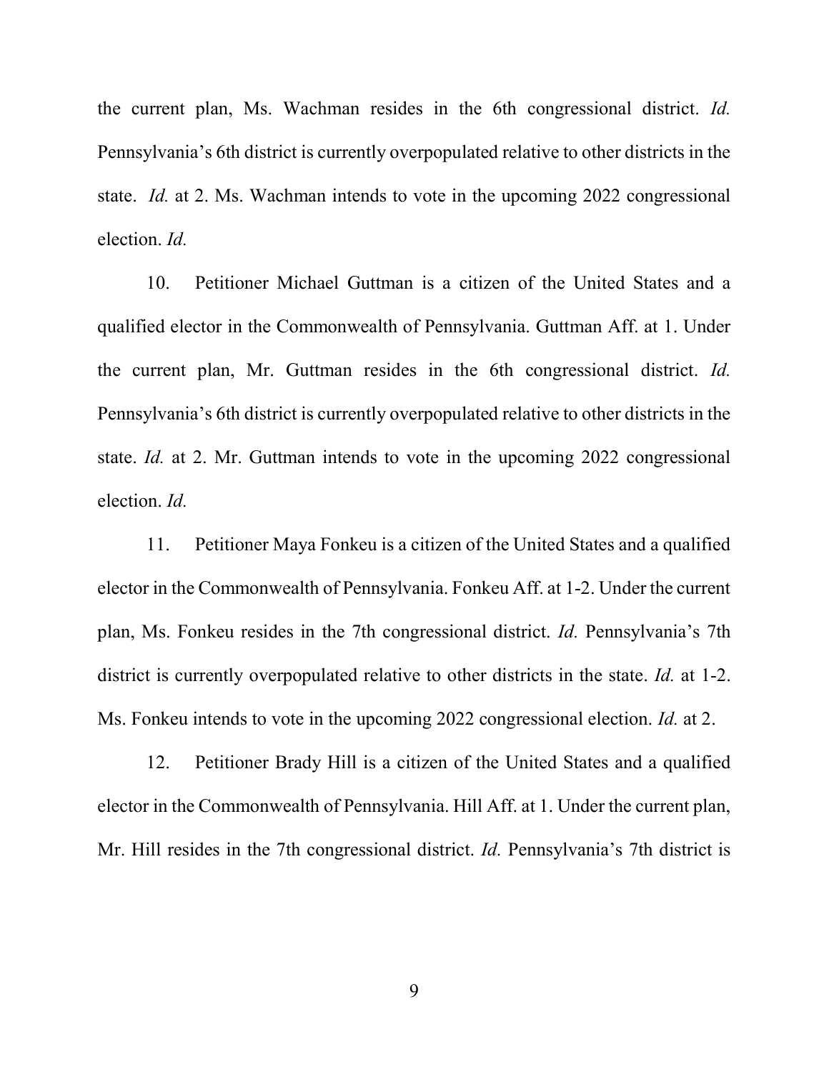the current plan, Ms. Wachman resides in the 6th congressional district. *Id.* Pennsylvania's 6th district is currently overpopulated relative to other districts in the state. *Id.* at 2. Ms. Wachman intends to vote in the upcoming 2022 congressional election. *Id.*

10. Petitioner Michael Guttman is a citizen of the United States and a qualified elector in the Commonwealth of Pennsylvania. Guttman Aff. at 1. Under the current plan, Mr. Guttman resides in the 6th congressional district. *Id.* Pennsylvania's 6th district is currently overpopulated relative to other districts in the state. *Id.* at 2. Mr. Guttman intends to vote in the upcoming 2022 congressional election. *Id.*

11. Petitioner Maya Fonkeu is a citizen of the United States and a qualified elector in the Commonwealth of Pennsylvania. Fonkeu Aff. at 1-2. Under the current plan, Ms. Fonkeu resides in the 7th congressional district. *Id.* Pennsylvania's 7th district is currently overpopulated relative to other districts in the state. *Id.* at 1-2. Ms. Fonkeu intends to vote in the upcoming 2022 congressional election. *Id.* at 2.

12. Petitioner Brady Hill is a citizen of the United States and a qualified elector in the Commonwealth of Pennsylvania. Hill Aff. at 1. Under the current plan, Mr. Hill resides in the 7th congressional district. *Id.* Pennsylvania's 7th district is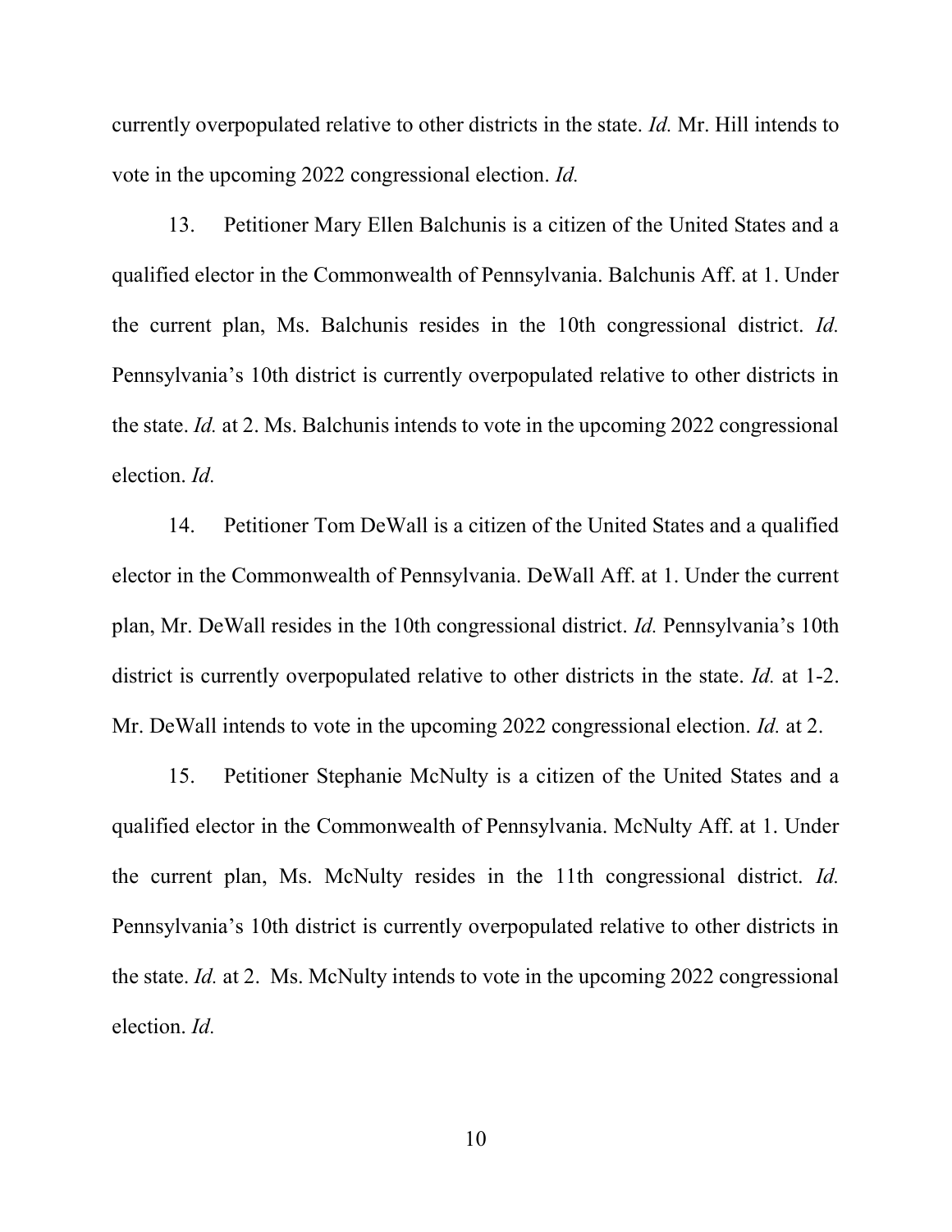currently overpopulated relative to other districts in the state. *Id.* Mr. Hill intends to vote in the upcoming 2022 congressional election. *Id.*

13. Petitioner Mary Ellen Balchunis is a citizen of the United States and a qualified elector in the Commonwealth of Pennsylvania. Balchunis Aff. at 1. Under the current plan, Ms. Balchunis resides in the 10th congressional district. *Id.* Pennsylvania's 10th district is currently overpopulated relative to other districts in the state. *Id.* at 2. Ms. Balchunis intends to vote in the upcoming 2022 congressional election. *Id.*

14. Petitioner Tom DeWall is a citizen of the United States and a qualified elector in the Commonwealth of Pennsylvania. DeWall Aff. at 1. Under the current plan, Mr. DeWall resides in the 10th congressional district. *Id.* Pennsylvania's 10th district is currently overpopulated relative to other districts in the state. *Id.* at 1-2. Mr. DeWall intends to vote in the upcoming 2022 congressional election. *Id.* at 2.

15. Petitioner Stephanie McNulty is a citizen of the United States and a qualified elector in the Commonwealth of Pennsylvania. McNulty Aff. at 1. Under the current plan, Ms. McNulty resides in the 11th congressional district. *Id.* Pennsylvania's 10th district is currently overpopulated relative to other districts in the state. *Id.* at 2. Ms. McNulty intends to vote in the upcoming 2022 congressional election. *Id.*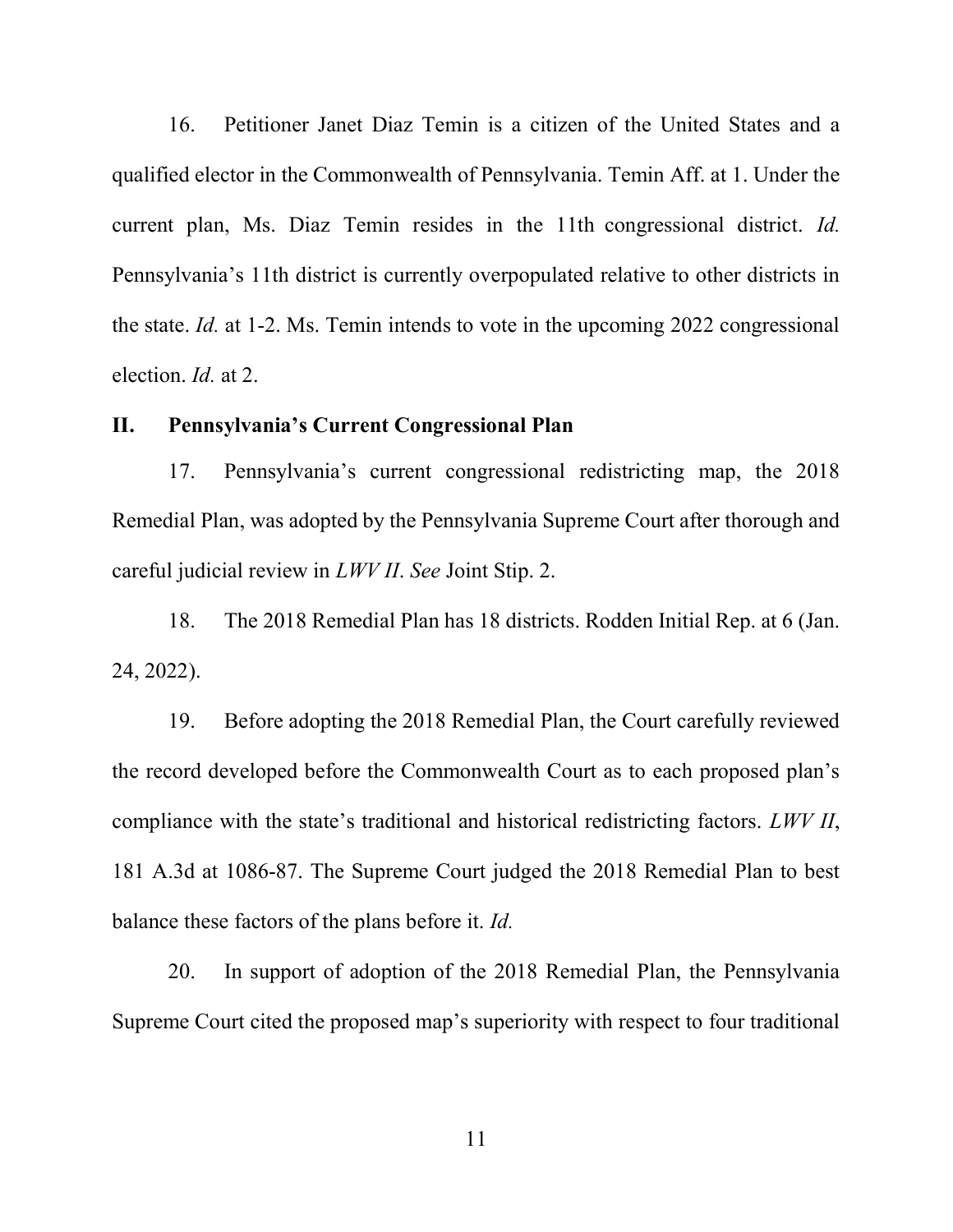16. Petitioner Janet Diaz Temin is a citizen of the United States and a qualified elector in the Commonwealth of Pennsylvania. Temin Aff. at 1. Under the current plan, Ms. Diaz Temin resides in the 11th congressional district. *Id.* Pennsylvania's 11th district is currently overpopulated relative to other districts in the state. *Id.* at 1-2. Ms. Temin intends to vote in the upcoming 2022 congressional election. *Id.* at 2.

## II. Pennsylvania's Current Congressional Plan

17. Pennsylvania's current congressional redistricting map, the 2018 Remedial Plan, was adopted by the Pennsylvania Supreme Court after thorough and careful judicial review in *LWV II*. *See* Joint Stip. 2.

18. The 2018 Remedial Plan has 18 districts. Rodden Initial Rep. at 6 (Jan. 24, 2022).

19. Before adopting the 2018 Remedial Plan, the Court carefully reviewed the record developed before the Commonwealth Court as to each proposed plan's compliance with the state's traditional and historical redistricting factors. *LWV II*, 181 A.3d at 1086-87. The Supreme Court judged the 2018 Remedial Plan to best balance these factors of the plans before it. *Id.*

20. In support of adoption of the 2018 Remedial Plan, the Pennsylvania Supreme Court cited the proposed map's superiority with respect to four traditional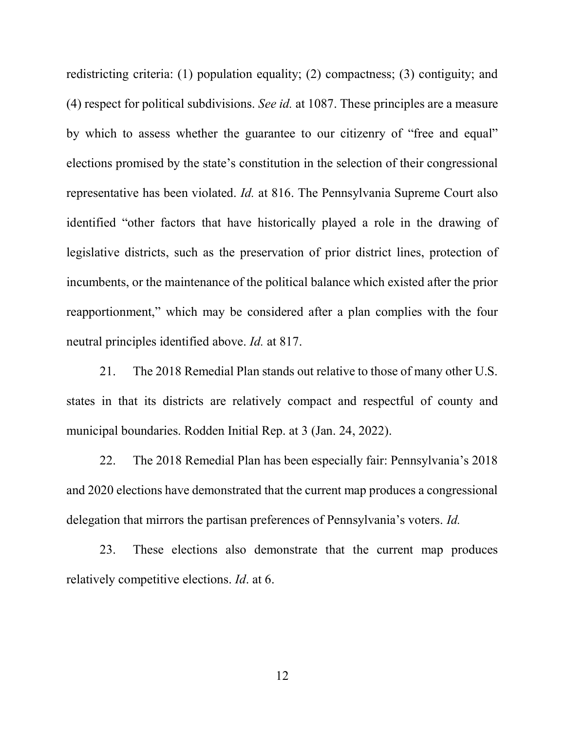redistricting criteria: (1) population equality; (2) compactness; (3) contiguity; and (4) respect for political subdivisions. *See id.* at 1087. These principles are a measure by which to assess whether the guarantee to our citizenry of "free and equal" elections promised by the state's constitution in the selection of their congressional representative has been violated. *Id.* at 816. The Pennsylvania Supreme Court also identified "other factors that have historically played a role in the drawing of legislative districts, such as the preservation of prior district lines, protection of incumbents, or the maintenance of the political balance which existed after the prior reapportionment," which may be considered after a plan complies with the four neutral principles identified above. *Id.* at 817.

21. The 2018 Remedial Plan stands out relative to those of many other U.S. states in that its districts are relatively compact and respectful of county and municipal boundaries. Rodden Initial Rep. at 3 (Jan. 24, 2022).

22. The 2018 Remedial Plan has been especially fair: Pennsylvania's 2018 and 2020 elections have demonstrated that the current map produces a congressional delegation that mirrors the partisan preferences of Pennsylvania's voters. *Id.*

23. These elections also demonstrate that the current map produces relatively competitive elections. *Id*. at 6.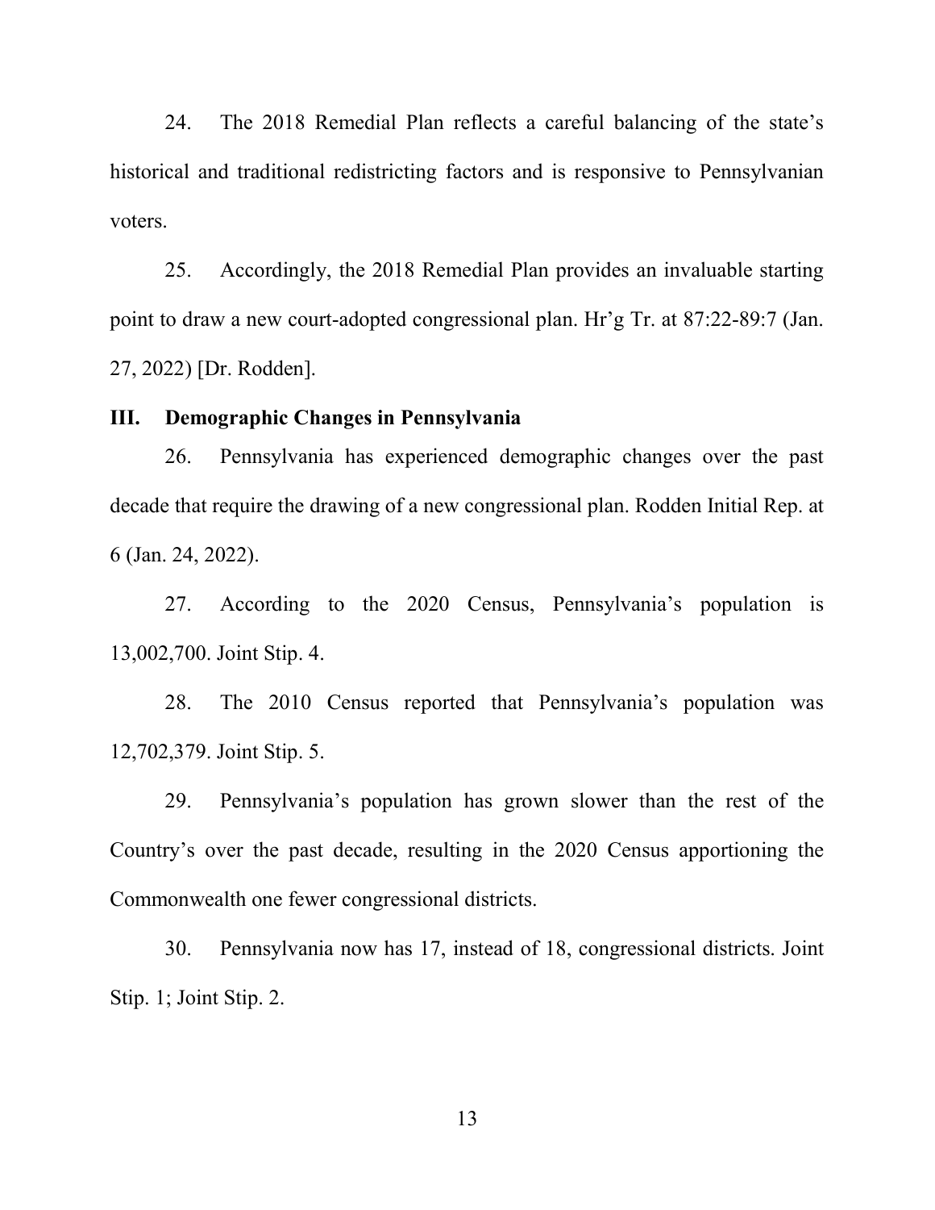24. The 2018 Remedial Plan reflects a careful balancing of the state's historical and traditional redistricting factors and is responsive to Pennsylvanian voters.

25. Accordingly, the 2018 Remedial Plan provides an invaluable starting point to draw a new court-adopted congressional plan. Hr'g Tr. at 87:22-89:7 (Jan. 27, 2022) [Dr. Rodden].

## III. Demographic Changes in Pennsylvania

26. Pennsylvania has experienced demographic changes over the past decade that require the drawing of a new congressional plan. Rodden Initial Rep. at 6 (Jan. 24, 2022).

27. According to the 2020 Census, Pennsylvania's population is 13,002,700. Joint Stip. 4.

28. The 2010 Census reported that Pennsylvania's population was 12,702,379. Joint Stip. 5.

29. Pennsylvania's population has grown slower than the rest of the Country's over the past decade, resulting in the 2020 Census apportioning the Commonwealth one fewer congressional districts.

30. Pennsylvania now has 17, instead of 18, congressional districts. Joint Stip. 1; Joint Stip. 2.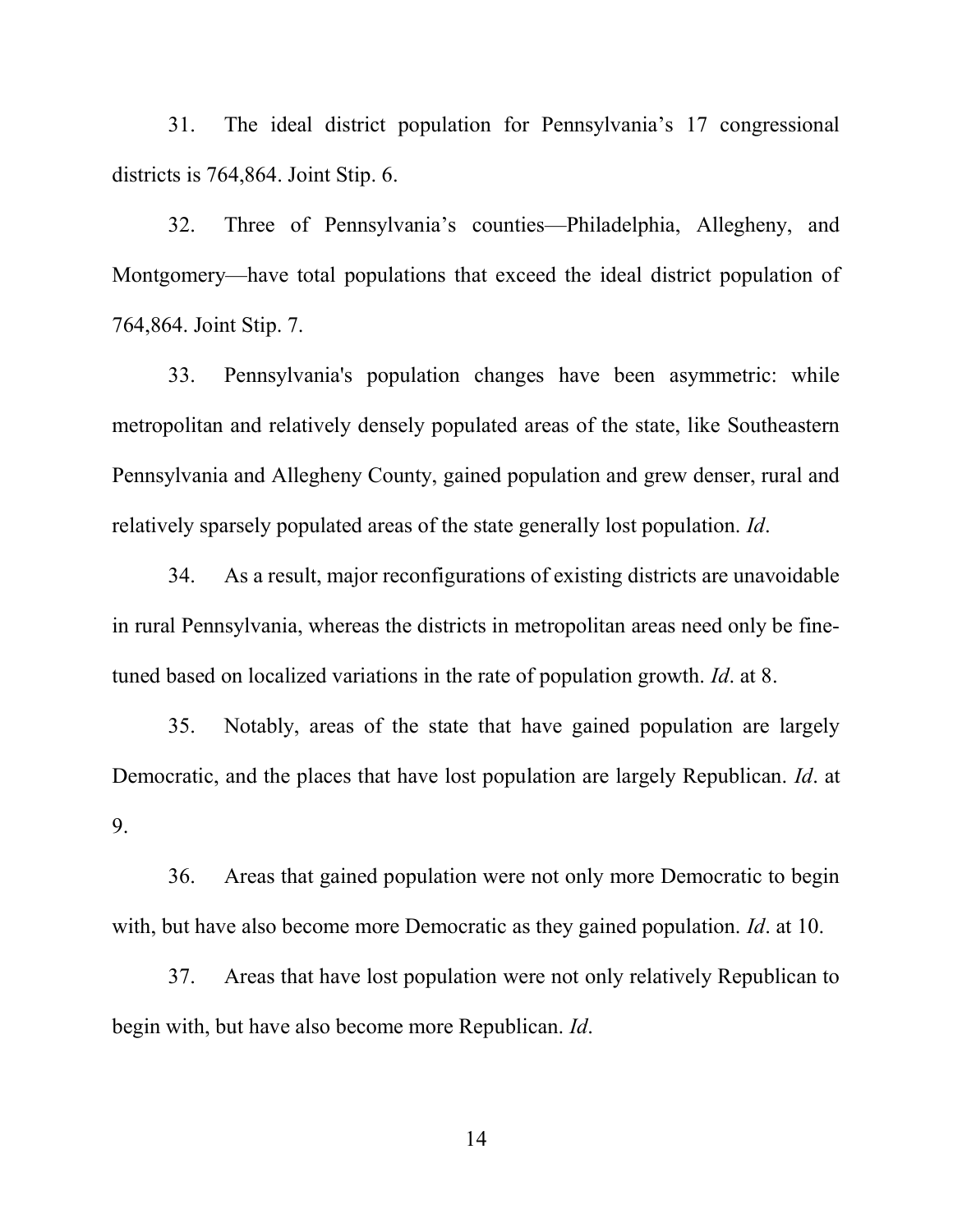31. The ideal district population for Pennsylvania's 17 congressional districts is 764,864. Joint Stip. 6.

32. Three of Pennsylvania's counties—Philadelphia, Allegheny, and Montgomery—have total populations that exceed the ideal district population of 764,864. Joint Stip. 7.

33. Pennsylvania's population changes have been asymmetric: while metropolitan and relatively densely populated areas of the state, like Southeastern Pennsylvania and Allegheny County, gained population and grew denser, rural and relatively sparsely populated areas of the state generally lost population. *Id*.

34. As a result, major reconfigurations of existing districts are unavoidable in rural Pennsylvania, whereas the districts in metropolitan areas need only be fine-tuned based on localized variations in the rate of population growth. *Id*. at 8.

35. Notably, areas of the state that have gained population are largely Democratic, and the places that have lost population are largely Republican. *Id*. at 9.

36. Areas that gained population were not only more Democratic to begin with, but have also become more Democratic as they gained population. *Id*. at 10.

37. Areas that have lost population were not only relatively Republican to begin with, but have also become more Republican. *Id*.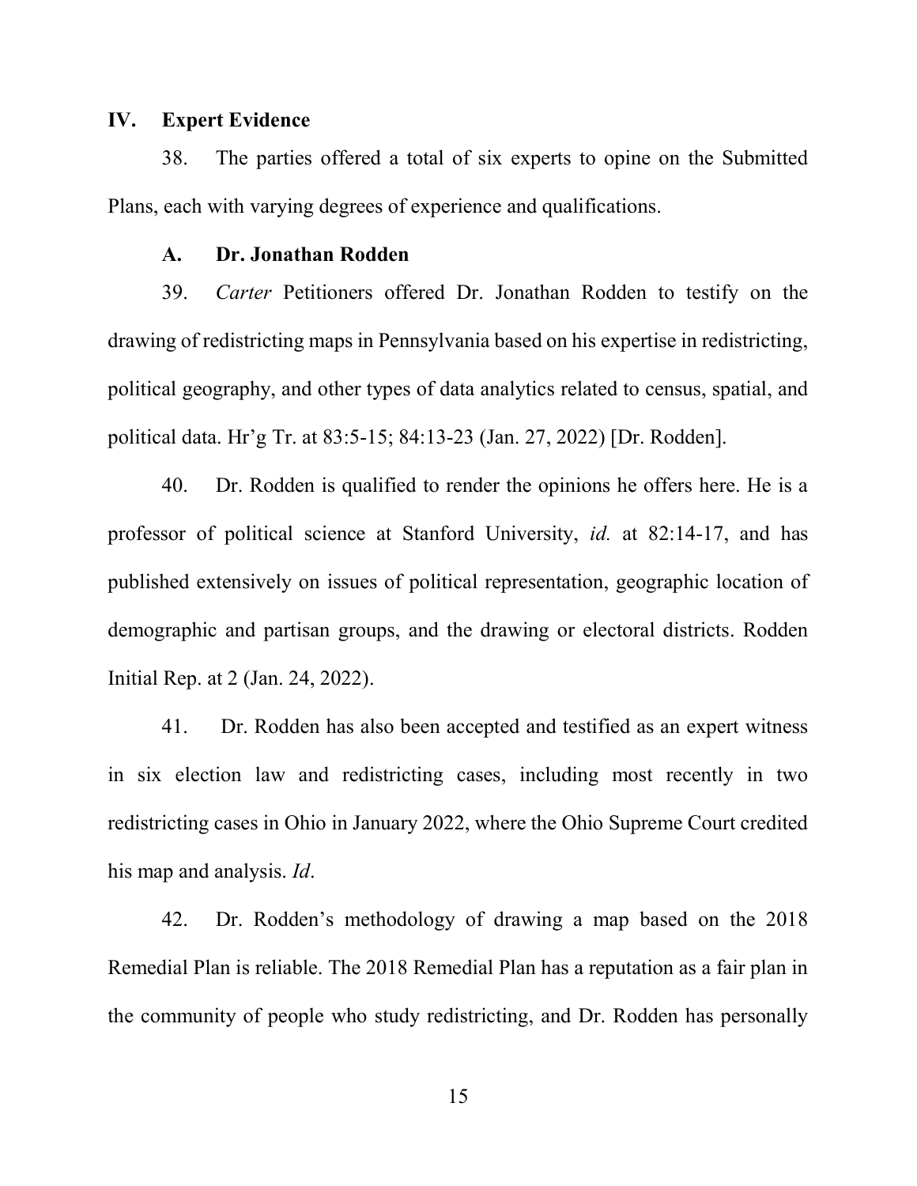## IV. Expert Evidence

38. The parties offered a total of six experts to opine on the Submitted Plans, each with varying degrees of experience and qualifications.

### A. Dr. Jonathan Rodden

39. *Carter* Petitioners offered Dr. Jonathan Rodden to testify on the drawing of redistricting maps in Pennsylvania based on his expertise in redistricting, political geography, and other types of data analytics related to census, spatial, and political data. Hr'g Tr. at 83:5-15; 84:13-23 (Jan. 27, 2022) [Dr. Rodden].

40. Dr. Rodden is qualified to render the opinions he offers here. He is a professor of political science at Stanford University, *id.* at 82:14-17, and has published extensively on issues of political representation, geographic location of demographic and partisan groups, and the drawing or electoral districts. Rodden Initial Rep. at 2 (Jan. 24, 2022).

41. Dr. Rodden has also been accepted and testified as an expert witness in six election law and redistricting cases, including most recently in two redistricting cases in Ohio in January 2022, where the Ohio Supreme Court credited his map and analysis. *Id*.

42. Dr. Rodden's methodology of drawing a map based on the 2018 Remedial Plan is reliable. The 2018 Remedial Plan has a reputation as a fair plan in the community of people who study redistricting, and Dr. Rodden has personally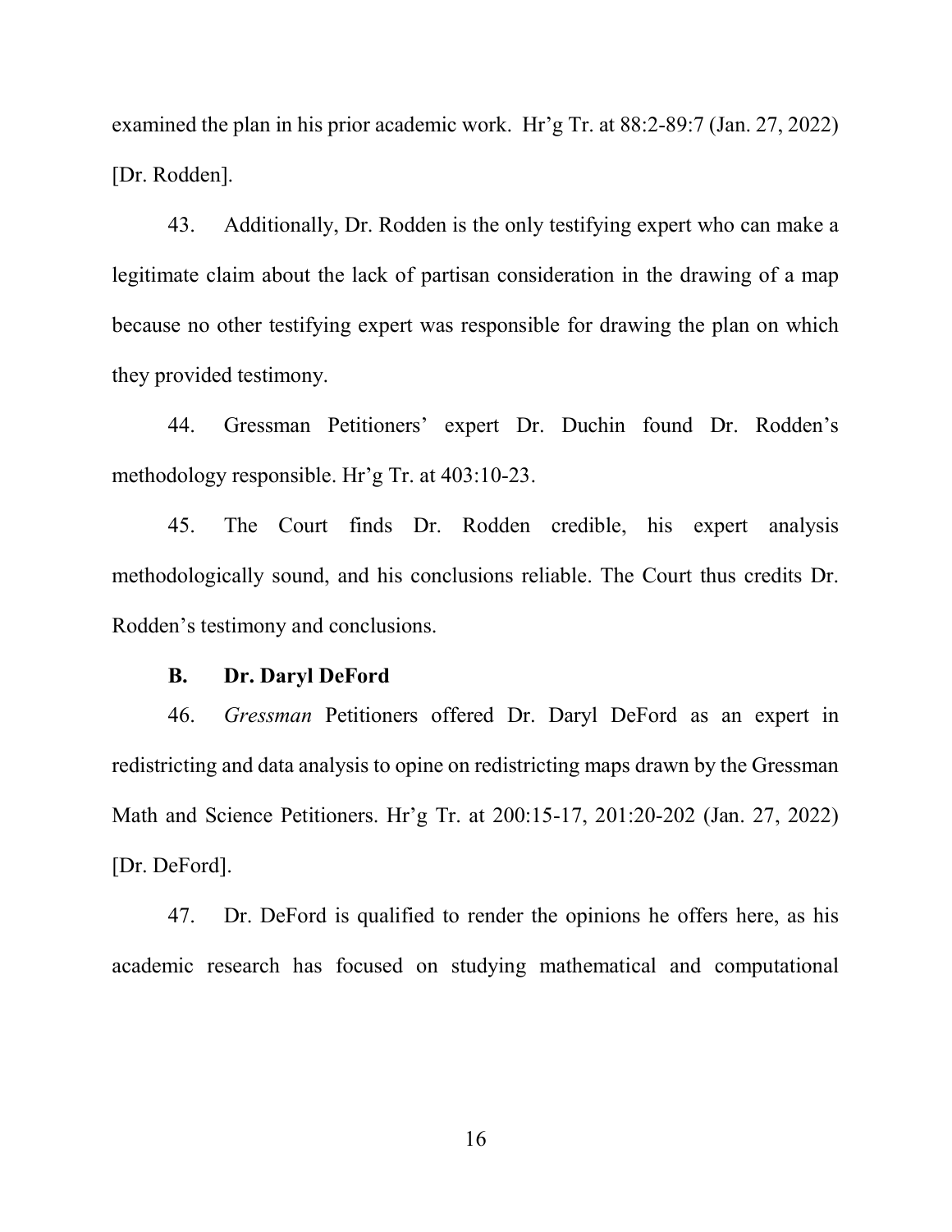examined the plan in his prior academic work. Hr'g Tr. at 88:2-89:7 (Jan. 27, 2022) [Dr. Rodden].

43. Additionally, Dr. Rodden is the only testifying expert who can make a legitimate claim about the lack of partisan consideration in the drawing of a map because no other testifying expert was responsible for drawing the plan on which they provided testimony.

44. Gressman Petitioners' expert Dr. Duchin found Dr. Rodden's methodology responsible. Hr'g Tr. at 403:10-23.

45. The Court finds Dr. Rodden credible, his expert analysis methodologically sound, and his conclusions reliable. The Court thus credits Dr. Rodden's testimony and conclusions.

### B. Dr. Daryl DeFord

46. *Gressman* Petitioners offered Dr. Daryl DeFord as an expert in redistricting and data analysis to opine on redistricting maps drawn by the Gressman Math and Science Petitioners. Hr'g Tr. at 200:15-17, 201:20-202 (Jan. 27, 2022) [Dr. DeFord].

47. Dr. DeFord is qualified to render the opinions he offers here, as his academic research has focused on studying mathematical and computational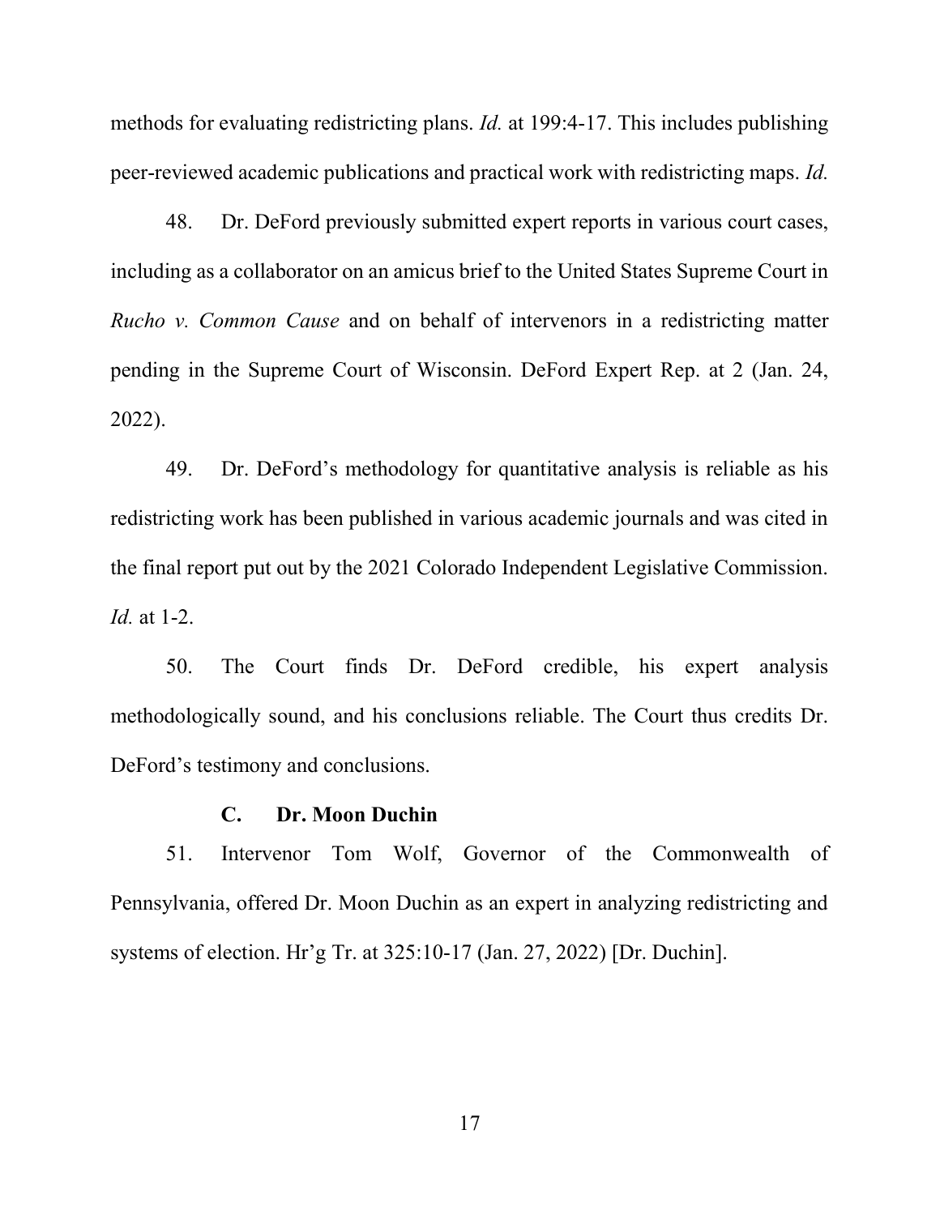methods for evaluating redistricting plans. *Id.* at 199:4-17. This includes publishing peer-reviewed academic publications and practical work with redistricting maps. *Id.*

48. Dr. DeFord previously submitted expert reports in various court cases, including as a collaborator on an amicus brief to the United States Supreme Court in *Rucho v. Common Cause* and on behalf of intervenors in a redistricting matter pending in the Supreme Court of Wisconsin. DeFord Expert Rep. at 2 (Jan. 24, 2022).

49. Dr. DeFord's methodology for quantitative analysis is reliable as his redistricting work has been published in various academic journals and was cited in the final report put out by the 2021 Colorado Independent Legislative Commission. *Id.* at 1-2.

50. The Court finds Dr. DeFord credible, his expert analysis methodologically sound, and his conclusions reliable. The Court thus credits Dr. DeFord's testimony and conclusions.

### C. Dr. Moon Duchin

51. Intervenor Tom Wolf, Governor of the Commonwealth of Pennsylvania, offered Dr. Moon Duchin as an expert in analyzing redistricting and systems of election. Hr'g Tr. at 325:10-17 (Jan. 27, 2022) [Dr. Duchin].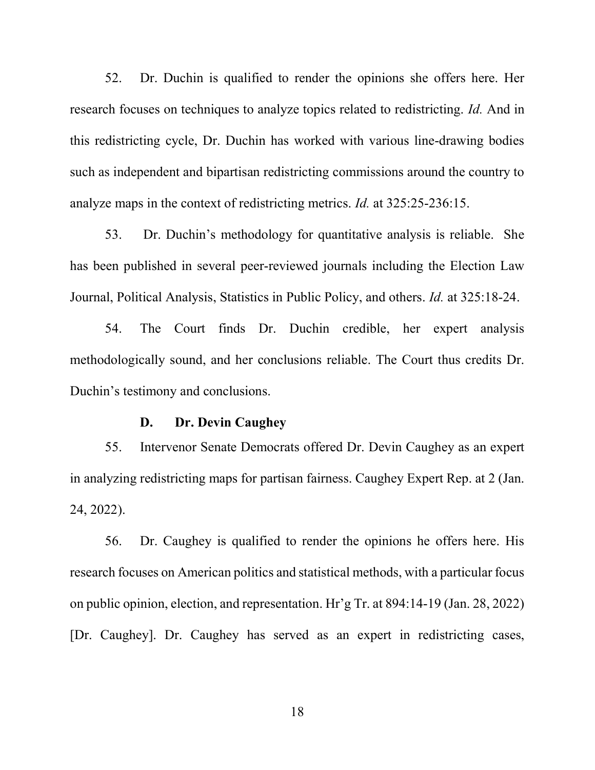52. Dr. Duchin is qualified to render the opinions she offers here. Her research focuses on techniques to analyze topics related to redistricting. *Id.* And in this redistricting cycle, Dr. Duchin has worked with various line-drawing bodies such as independent and bipartisan redistricting commissions around the country to analyze maps in the context of redistricting metrics. *Id.* at 325:25-236:15.

53. Dr. Duchin's methodology for quantitative analysis is reliable. She has been published in several peer-reviewed journals including the Election Law Journal, Political Analysis, Statistics in Public Policy, and others. *Id.* at 325:18-24.

54. The Court finds Dr. Duchin credible, her expert analysis methodologically sound, and her conclusions reliable. The Court thus credits Dr. Duchin's testimony and conclusions.

### D. Dr. Devin Caughey

55. Intervenor Senate Democrats offered Dr. Devin Caughey as an expert in analyzing redistricting maps for partisan fairness. Caughey Expert Rep. at 2 (Jan. 24, 2022).

56. Dr. Caughey is qualified to render the opinions he offers here. His research focuses on American politics and statistical methods, with a particular focus on public opinion, election, and representation. Hr'g Tr. at 894:14-19 (Jan. 28, 2022) [Dr. Caughey]. Dr. Caughey has served as an expert in redistricting cases,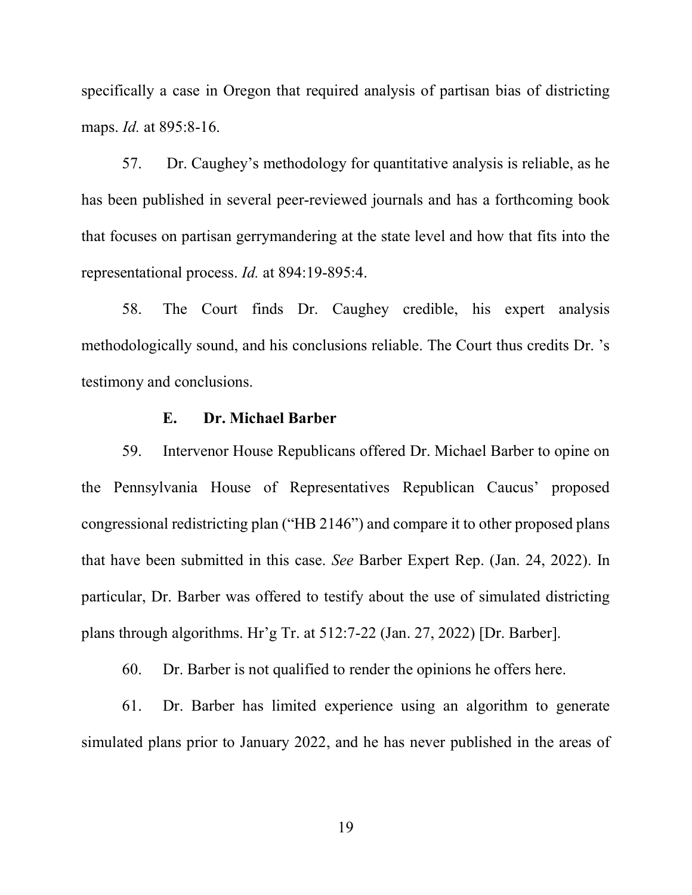specifically a case in Oregon that required analysis of partisan bias of districting maps. *Id.* at 895:8-16.

57. Dr. Caughey's methodology for quantitative analysis is reliable, as he has been published in several peer-reviewed journals and has a forthcoming book that focuses on partisan gerrymandering at the state level and how that fits into the representational process. *Id.* at 894:19-895:4.

58. The Court finds Dr. Caughey credible, his expert analysis methodologically sound, and his conclusions reliable. The Court thus credits Dr. 's testimony and conclusions.

### E. Dr. Michael Barber

59. Intervenor House Republicans offered Dr. Michael Barber to opine on the Pennsylvania House of Representatives Republican Caucus' proposed congressional redistricting plan ("HB 2146") and compare it to other proposed plans that have been submitted in this case. *See* Barber Expert Rep. (Jan. 24, 2022). In particular, Dr. Barber was offered to testify about the use of simulated districting plans through algorithms. Hr'g Tr. at 512:7-22 (Jan. 27, 2022) [Dr. Barber].

60. Dr. Barber is not qualified to render the opinions he offers here.

61. Dr. Barber has limited experience using an algorithm to generate simulated plans prior to January 2022, and he has never published in the areas of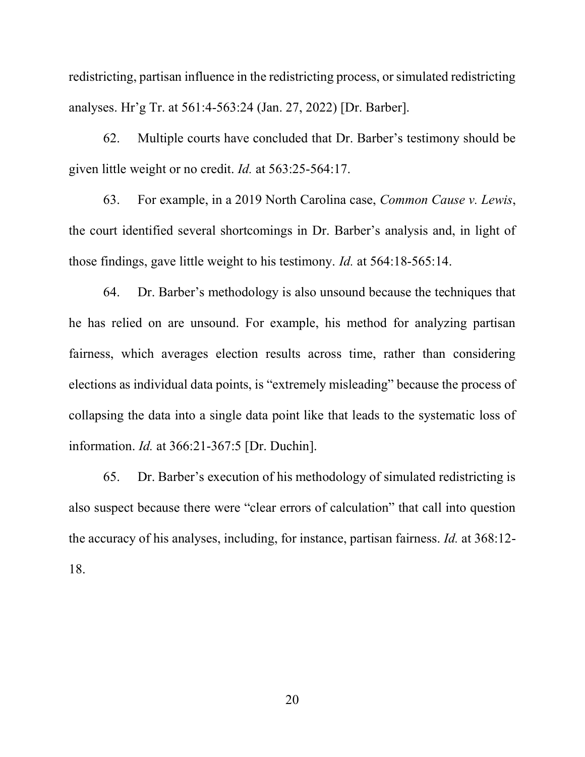redistricting, partisan influence in the redistricting process, or simulated redistricting analyses. Hr'g Tr. at 561:4-563:24 (Jan. 27, 2022) [Dr. Barber].

62. Multiple courts have concluded that Dr. Barber's testimony should be given little weight or no credit. *Id.* at 563:25-564:17.

63. For example, in a 2019 North Carolina case, *Common Cause v. Lewis*, the court identified several shortcomings in Dr. Barber's analysis and, in light of those findings, gave little weight to his testimony. *Id.* at 564:18-565:14.

64. Dr. Barber's methodology is also unsound because the techniques that he has relied on are unsound. For example, his method for analyzing partisan fairness, which averages election results across time, rather than considering elections as individual data points, is "extremely misleading" because the process of collapsing the data into a single data point like that leads to the systematic loss of information. *Id.* at 366:21-367:5 [Dr. Duchin].

65. Dr. Barber's execution of his methodology of simulated redistricting is also suspect because there were "clear errors of calculation" that call into question the accuracy of his analyses, including, for instance, partisan fairness. *Id.* at 368:12-18.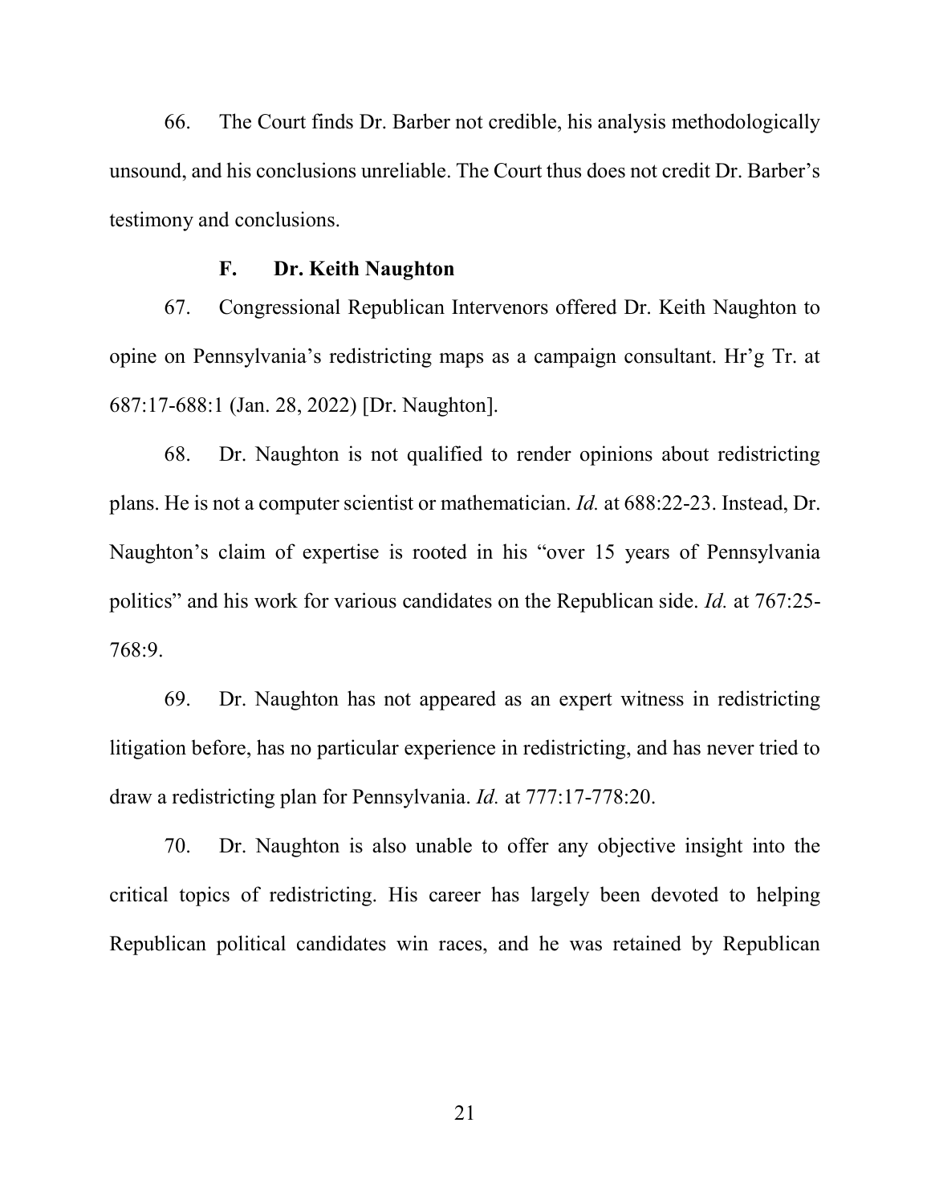66. The Court finds Dr. Barber not credible, his analysis methodologically unsound, and his conclusions unreliable. The Court thus does not credit Dr. Barber's testimony and conclusions.

### F. Dr. Keith Naughton

67. Congressional Republican Intervenors offered Dr. Keith Naughton to opine on Pennsylvania's redistricting maps as a campaign consultant. Hr'g Tr. at 687:17-688:1 (Jan. 28, 2022) [Dr. Naughton].

68. Dr. Naughton is not qualified to render opinions about redistricting plans. He is not a computer scientist or mathematician. *Id.* at 688:22-23. Instead, Dr. Naughton's claim of expertise is rooted in his "over 15 years of Pennsylvania politics" and his work for various candidates on the Republican side. *Id.* at 767:25-768:9.

69. Dr. Naughton has not appeared as an expert witness in redistricting litigation before, has no particular experience in redistricting, and has never tried to draw a redistricting plan for Pennsylvania. *Id.* at 777:17-778:20.

70. Dr. Naughton is also unable to offer any objective insight into the critical topics of redistricting. His career has largely been devoted to helping Republican political candidates win races, and he was retained by Republican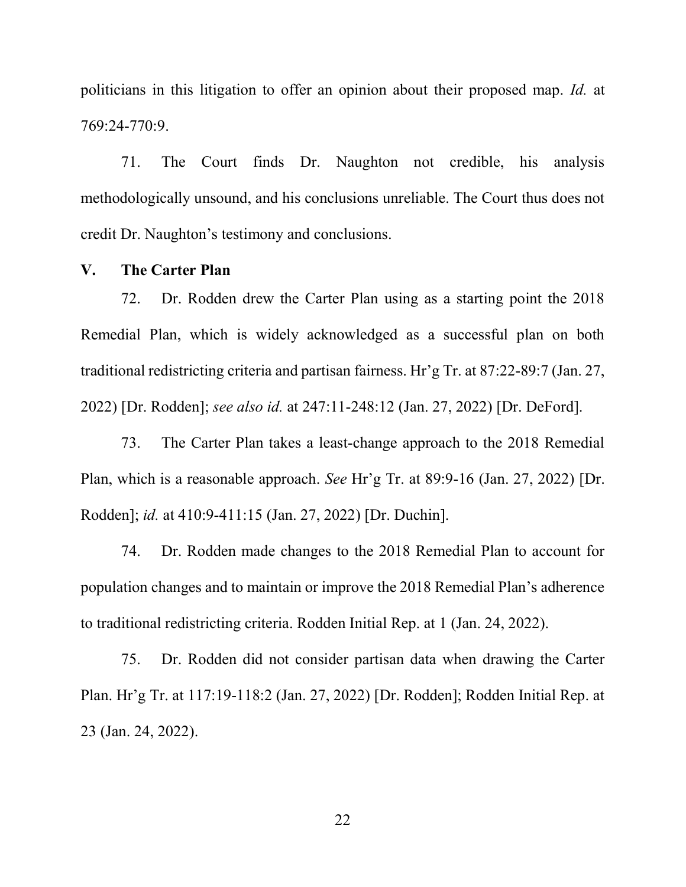politicians in this litigation to offer an opinion about their proposed map. *Id.* at 769:24-770:9.

71. The Court finds Dr. Naughton not credible, his analysis methodologically unsound, and his conclusions unreliable. The Court thus does not credit Dr. Naughton's testimony and conclusions.

## V. The Carter Plan

72. Dr. Rodden drew the Carter Plan using as a starting point the 2018 Remedial Plan, which is widely acknowledged as a successful plan on both traditional redistricting criteria and partisan fairness. Hr'g Tr. at 87:22-89:7 (Jan. 27, 2022) [Dr. Rodden]; *see also id.* at 247:11-248:12 (Jan. 27, 2022) [Dr. DeFord].

73. The Carter Plan takes a least-change approach to the 2018 Remedial Plan, which is a reasonable approach. *See* Hr'g Tr. at 89:9-16 (Jan. 27, 2022) [Dr. Rodden]; *id.* at 410:9-411:15 (Jan. 27, 2022) [Dr. Duchin].

74. Dr. Rodden made changes to the 2018 Remedial Plan to account for population changes and to maintain or improve the 2018 Remedial Plan's adherence to traditional redistricting criteria. Rodden Initial Rep. at 1 (Jan. 24, 2022).

75. Dr. Rodden did not consider partisan data when drawing the Carter Plan. Hr'g Tr. at 117:19-118:2 (Jan. 27, 2022) [Dr. Rodden]; Rodden Initial Rep. at 23 (Jan. 24, 2022).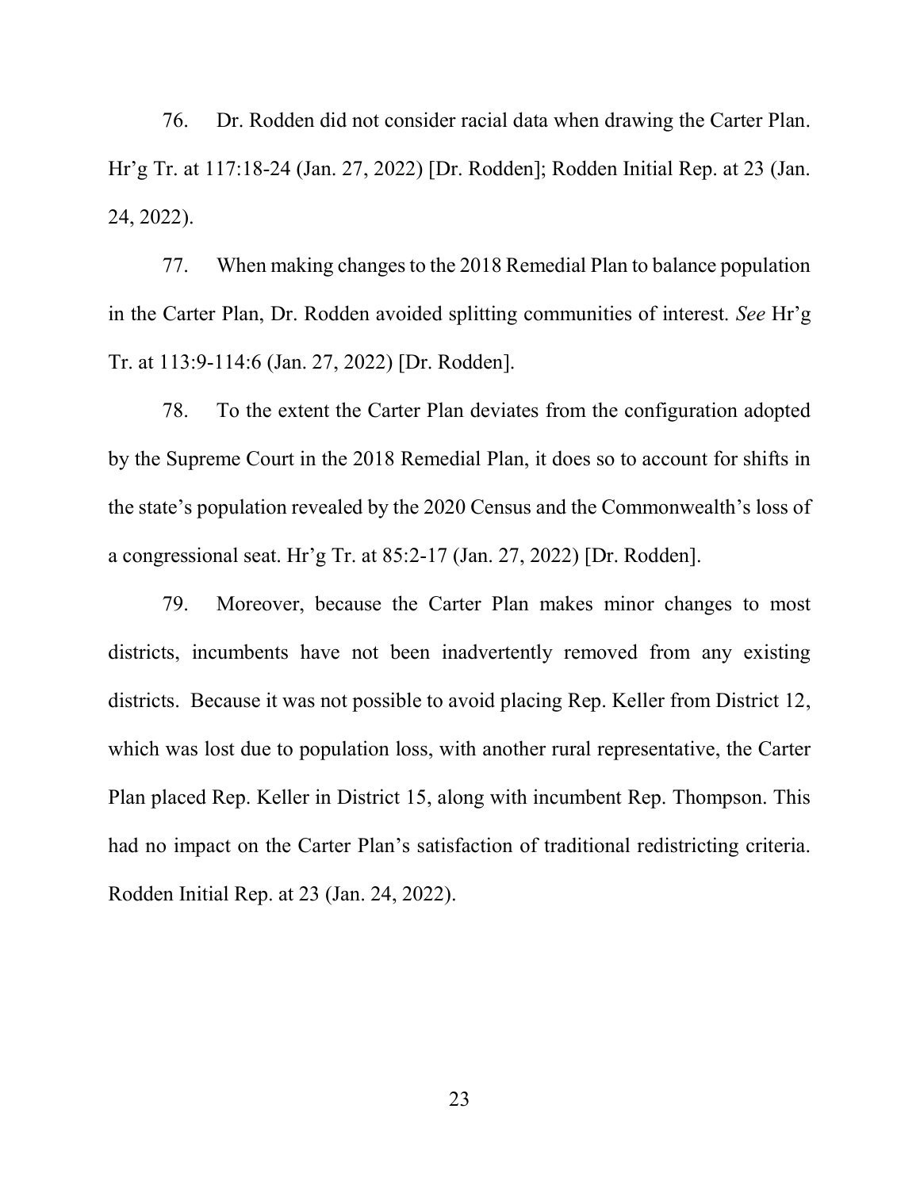76. Dr. Rodden did not consider racial data when drawing the Carter Plan. Hr'g Tr. at 117:18-24 (Jan. 27, 2022) [Dr. Rodden]; Rodden Initial Rep. at 23 (Jan. 24, 2022).

77. When making changes to the 2018 Remedial Plan to balance population in the Carter Plan, Dr. Rodden avoided splitting communities of interest. *See* Hr'g Tr. at 113:9-114:6 (Jan. 27, 2022) [Dr. Rodden].

78. To the extent the Carter Plan deviates from the configuration adopted by the Supreme Court in the 2018 Remedial Plan, it does so to account for shifts in the state's population revealed by the 2020 Census and the Commonwealth's loss of a congressional seat. Hr'g Tr. at 85:2-17 (Jan. 27, 2022) [Dr. Rodden].

79. Moreover, because the Carter Plan makes minor changes to most districts, incumbents have not been inadvertently removed from any existing districts. Because it was not possible to avoid placing Rep. Keller from District 12, which was lost due to population loss, with another rural representative, the Carter Plan placed Rep. Keller in District 15, along with incumbent Rep. Thompson. This had no impact on the Carter Plan's satisfaction of traditional redistricting criteria. Rodden Initial Rep. at 23 (Jan. 24, 2022).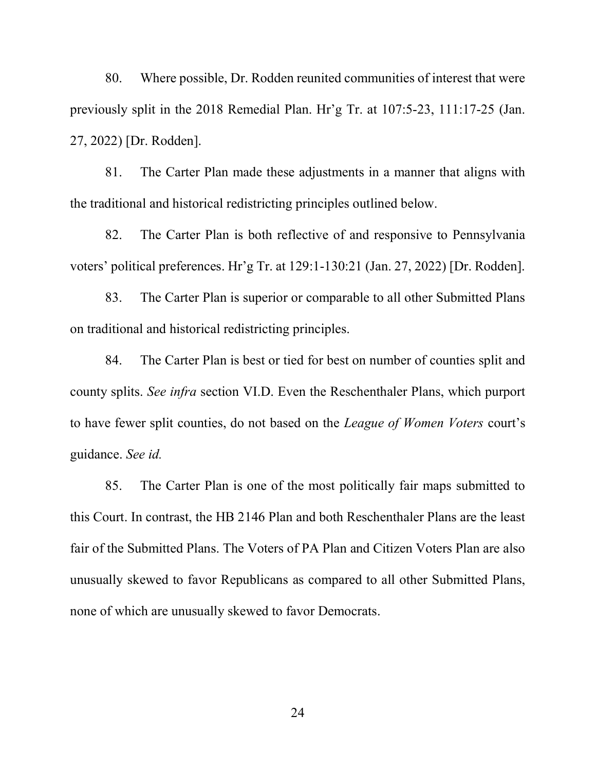80. Where possible, Dr. Rodden reunited communities of interest that were previously split in the 2018 Remedial Plan. Hr'g Tr. at 107:5-23, 111:17-25 (Jan. 27, 2022) [Dr. Rodden].

81. The Carter Plan made these adjustments in a manner that aligns with the traditional and historical redistricting principles outlined below.

82. The Carter Plan is both reflective of and responsive to Pennsylvania voters' political preferences. Hr'g Tr. at 129:1-130:21 (Jan. 27, 2022) [Dr. Rodden].

83. The Carter Plan is superior or comparable to all other Submitted Plans on traditional and historical redistricting principles.

84. The Carter Plan is best or tied for best on number of counties split and county splits. *See infra* section VI.D. Even the Reschenthaler Plans, which purport to have fewer split counties, do not based on the *League of Women Voters* court's guidance. *See id.*

85. The Carter Plan is one of the most politically fair maps submitted to this Court. In contrast, the HB 2146 Plan and both Reschenthaler Plans are the least fair of the Submitted Plans. The Voters of PA Plan and Citizen Voters Plan are also unusually skewed to favor Republicans as compared to all other Submitted Plans, none of which are unusually skewed to favor Democrats.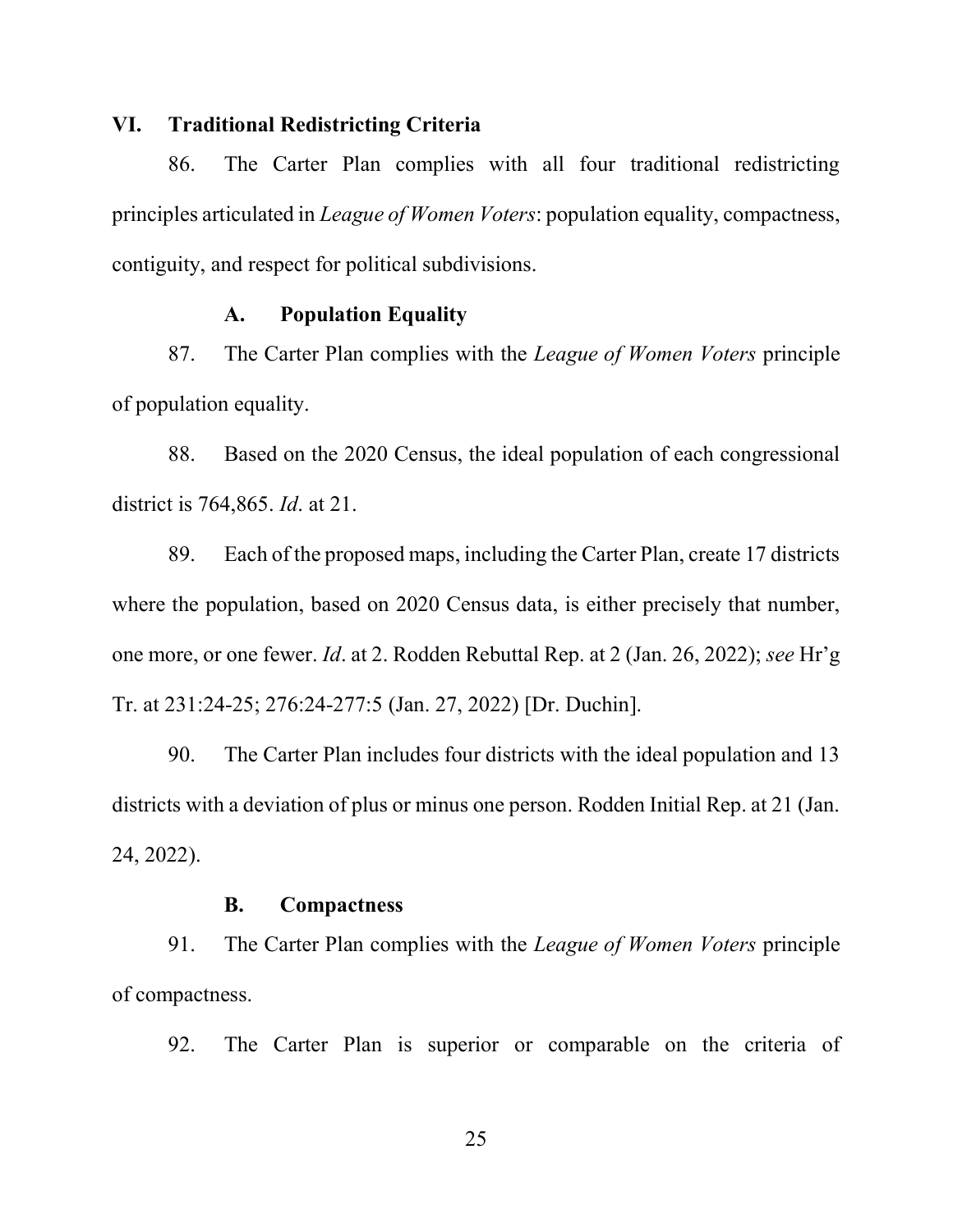## VI. Traditional Redistricting Criteria

86. The Carter Plan complies with all four traditional redistricting principles articulated in *League of Women Voters*: population equality, compactness, contiguity, and respect for political subdivisions.

### A. Population Equality

87. The Carter Plan complies with the *League of Women Voters* principle of population equality.

88. Based on the 2020 Census, the ideal population of each congressional district is 764,865. *Id*. at 21.

89. Each of the proposed maps, including the Carter Plan, create 17 districts where the population, based on 2020 Census data, is either precisely that number, one more, or one fewer. *Id*. at 2. Rodden Rebuttal Rep. at 2 (Jan. 26, 2022); *see* Hr'g Tr. at 231:24-25; 276:24-277:5 (Jan. 27, 2022) [Dr. Duchin].

90. The Carter Plan includes four districts with the ideal population and 13 districts with a deviation of plus or minus one person. Rodden Initial Rep. at 21 (Jan. 24, 2022).

### B. Compactness

91. The Carter Plan complies with the *League of Women Voters* principle of compactness.

92. The Carter Plan is superior or comparable on the criteria of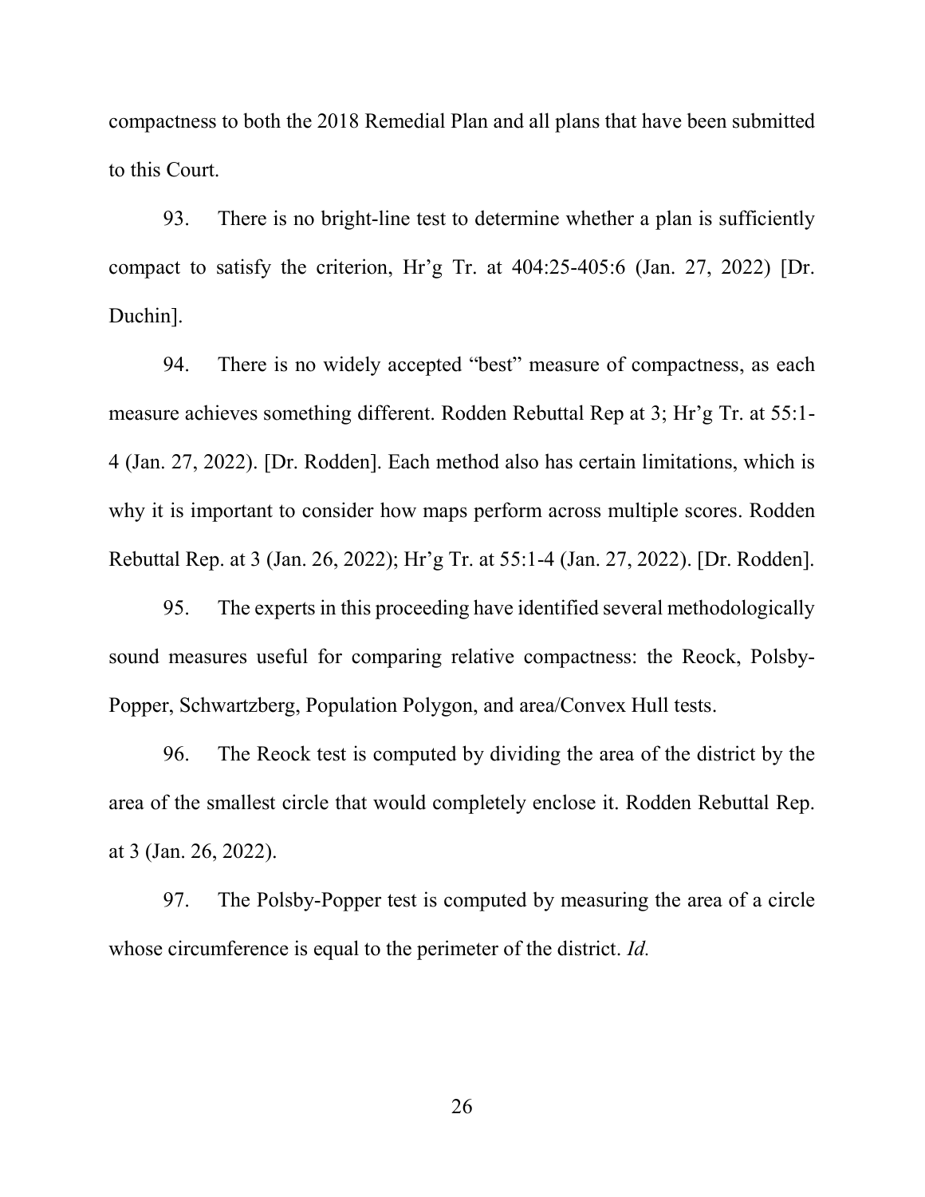compactness to both the 2018 Remedial Plan and all plans that have been submitted to this Court.

93. There is no bright-line test to determine whether a plan is sufficiently compact to satisfy the criterion, Hr'g Tr. at 404:25-405:6 (Jan. 27, 2022) [Dr. Duchin].

94. There is no widely accepted "best" measure of compactness, as each measure achieves something different. Rodden Rebuttal Rep at 3; Hr'g Tr. at 55:1-4 (Jan. 27, 2022). [Dr. Rodden]. Each method also has certain limitations, which is why it is important to consider how maps perform across multiple scores. Rodden Rebuttal Rep. at 3 (Jan. 26, 2022); Hr'g Tr. at 55:1-4 (Jan. 27, 2022). [Dr. Rodden].

95. The experts in this proceeding have identified several methodologically sound measures useful for comparing relative compactness: the Reock, Polsby-Popper, Schwartzberg, Population Polygon, and area/Convex Hull tests.

96. The Reock test is computed by dividing the area of the district by the area of the smallest circle that would completely enclose it. Rodden Rebuttal Rep. at 3 (Jan. 26, 2022).

97. The Polsby-Popper test is computed by measuring the area of a circle whose circumference is equal to the perimeter of the district. *Id.*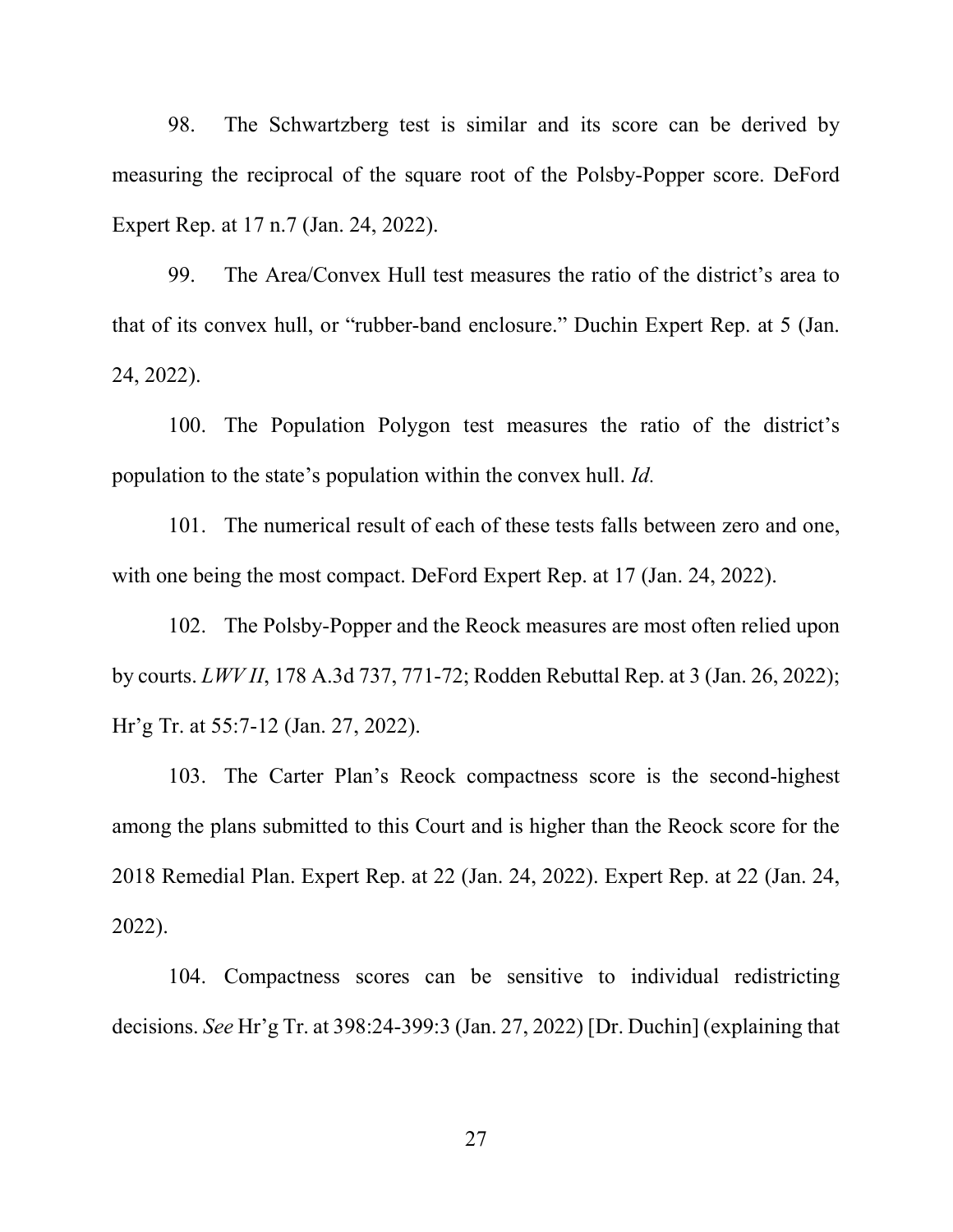98. The Schwartzberg test is similar and its score can be derived by measuring the reciprocal of the square root of the Polsby-Popper score. DeFord Expert Rep. at 17 n.7 (Jan. 24, 2022).

99. The Area/Convex Hull test measures the ratio of the district's area to that of its convex hull, or "rubber-band enclosure." Duchin Expert Rep. at 5 (Jan. 24, 2022).

100. The Population Polygon test measures the ratio of the district's population to the state's population within the convex hull. *Id.*

101. The numerical result of each of these tests falls between zero and one, with one being the most compact. DeFord Expert Rep. at 17 (Jan. 24, 2022).

102. The Polsby-Popper and the Reock measures are most often relied upon by courts. *LWV II*, 178 A.3d 737, 771-72; Rodden Rebuttal Rep. at 3 (Jan. 26, 2022); Hr'g Tr. at 55:7-12 (Jan. 27, 2022).

103. The Carter Plan's Reock compactness score is the second-highest among the plans submitted to this Court and is higher than the Reock score for the 2018 Remedial Plan. Expert Rep. at 22 (Jan. 24, 2022). Expert Rep. at 22 (Jan. 24, 2022).

104. Compactness scores can be sensitive to individual redistricting decisions. *See* Hr'g Tr. at 398:24-399:3 (Jan. 27, 2022) [Dr. Duchin] (explaining that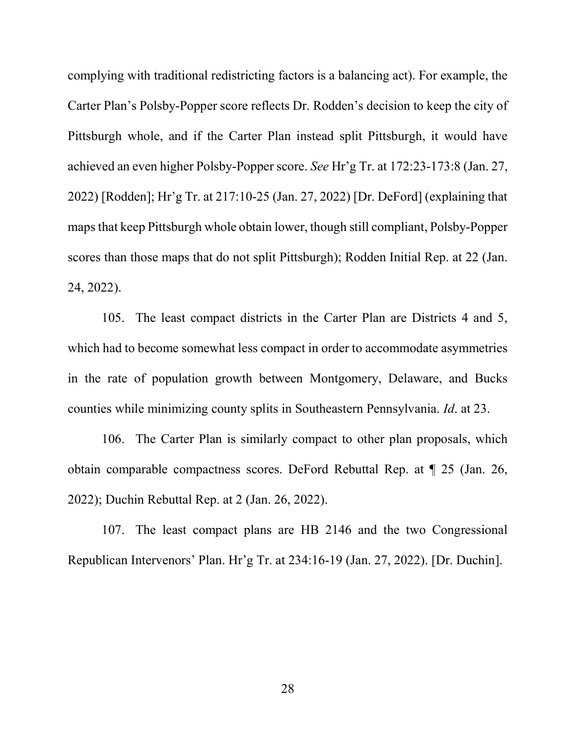complying with traditional redistricting factors is a balancing act). For example, the Carter Plan's Polsby-Popper score reflects Dr. Rodden's decision to keep the city of Pittsburgh whole, and if the Carter Plan instead split Pittsburgh, it would have achieved an even higher Polsby-Popper score. *See* Hr'g Tr. at 172:23-173:8 (Jan. 27, 2022) [Rodden]; Hr'g Tr. at 217:10-25 (Jan. 27, 2022) [Dr. DeFord] (explaining that maps that keep Pittsburgh whole obtain lower, though still compliant, Polsby-Popper scores than those maps that do not split Pittsburgh); Rodden Initial Rep. at 22 (Jan. 24, 2022).

105. The least compact districts in the Carter Plan are Districts 4 and 5, which had to become somewhat less compact in order to accommodate asymmetries in the rate of population growth between Montgomery, Delaware, and Bucks counties while minimizing county splits in Southeastern Pennsylvania. *Id*. at 23.

106. The Carter Plan is similarly compact to other plan proposals, which obtain comparable compactness scores. DeFord Rebuttal Rep. at ¶ 25 (Jan. 26, 2022); Duchin Rebuttal Rep. at 2 (Jan. 26, 2022).

107. The least compact plans are HB 2146 and the two Congressional Republican Intervenors' Plan. Hr'g Tr. at 234:16-19 (Jan. 27, 2022). [Dr. Duchin].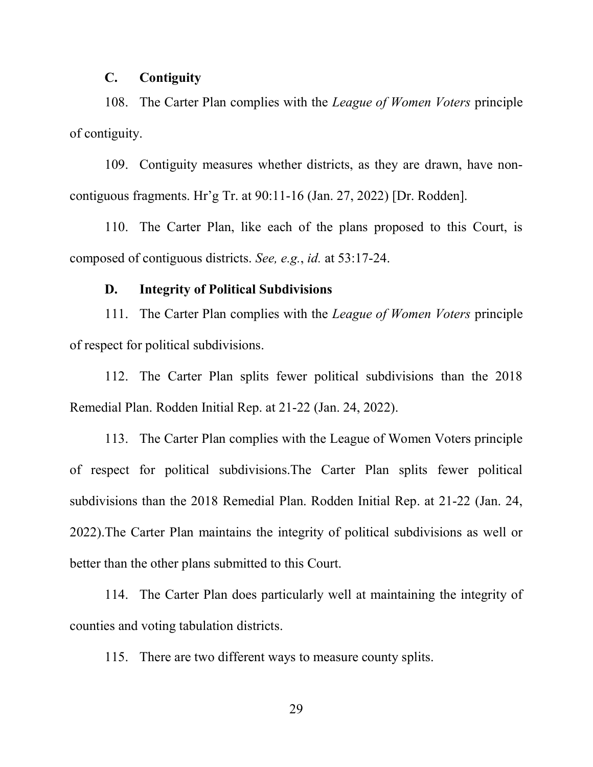### C. Contiguity

108. The Carter Plan complies with the *League of Women Voters* principle of contiguity.

109. Contiguity measures whether districts, as they are drawn, have non-contiguous fragments. Hr'g Tr. at 90:11-16 (Jan. 27, 2022) [Dr. Rodden].

110. The Carter Plan, like each of the plans proposed to this Court, is composed of contiguous districts. *See, e.g.*, *id.* at 53:17-24.

### D. Integrity of Political Subdivisions

111. The Carter Plan complies with the *League of Women Voters* principle of respect for political subdivisions.

112. The Carter Plan splits fewer political subdivisions than the 2018 Remedial Plan. Rodden Initial Rep. at 21-22 (Jan. 24, 2022).

113. The Carter Plan complies with the League of Women Voters principle of respect for political subdivisions.The Carter Plan splits fewer political subdivisions than the 2018 Remedial Plan. Rodden Initial Rep. at 21-22 (Jan. 24, 2022).The Carter Plan maintains the integrity of political subdivisions as well or better than the other plans submitted to this Court.

114. The Carter Plan does particularly well at maintaining the integrity of counties and voting tabulation districts.

115. There are two different ways to measure county splits.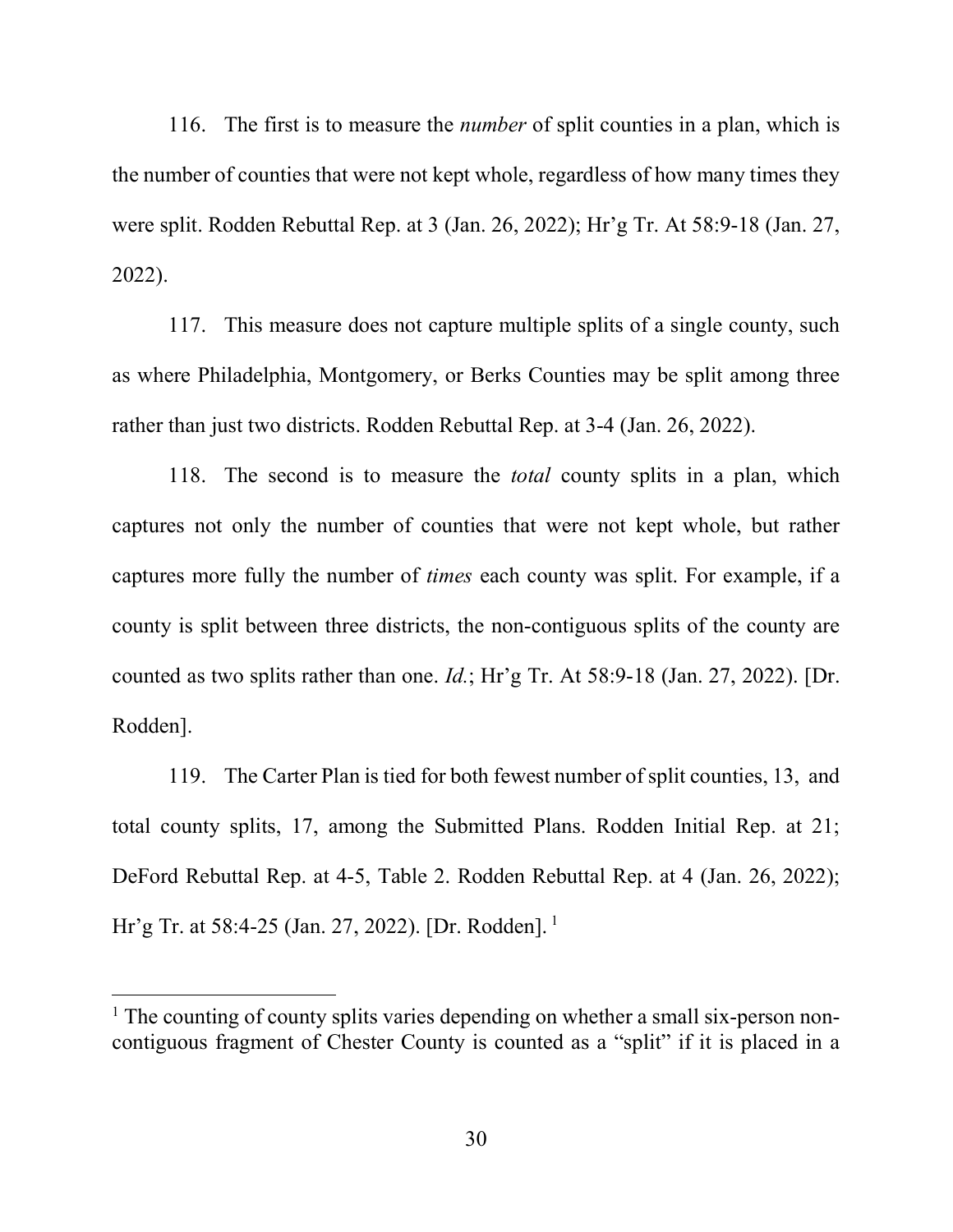116. The first is to measure the *number* of split counties in a plan, which is the number of counties that were not kept whole, regardless of how many times they were split. Rodden Rebuttal Rep. at 3 (Jan. 26, 2022); Hr'g Tr. At 58:9-18 (Jan. 27, 2022).

117. This measure does not capture multiple splits of a single county, such as where Philadelphia, Montgomery, or Berks Counties may be split among three rather than just two districts. Rodden Rebuttal Rep. at 3-4 (Jan. 26, 2022).

118. The second is to measure the *total* county splits in a plan, which captures not only the number of counties that were not kept whole, but rather captures more fully the number of *times* each county was split. For example, if a county is split between three districts, the non-contiguous splits of the county are counted as two splits rather than one. *Id.*; Hr'g Tr. At 58:9-18 (Jan. 27, 2022). [Dr. Rodden].

119. The Carter Plan is tied for both fewest number of split counties, 13, and total county splits, 17, among the Submitted Plans. Rodden Initial Rep. at 21; DeFord Rebuttal Rep. at 4-5, Table 2. Rodden Rebuttal Rep. at 4 (Jan. 26, 2022); Hr'g Tr. at 58:4-25 (Jan. 27, 2022). [Dr. Rodden]. [1]

---

[1] The counting of county splits varies depending on whether a small six-person non-contiguous fragment of Chester County is counted as a "split" if it is placed in a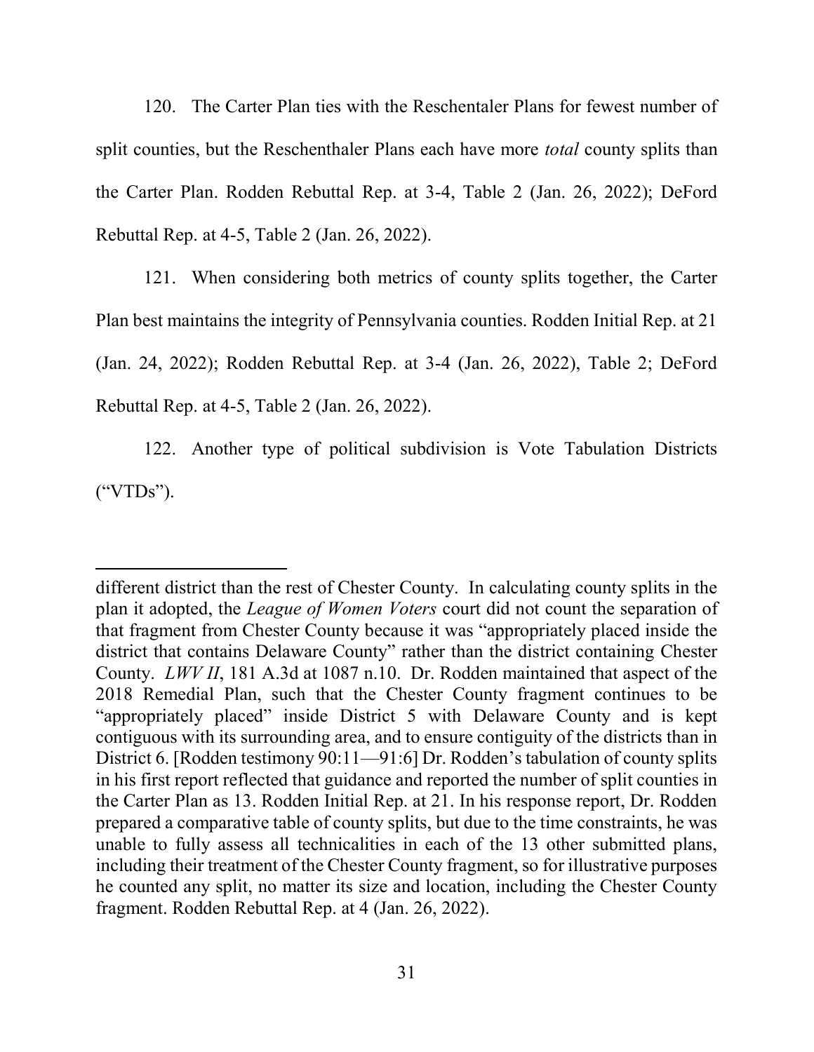120. The Carter Plan ties with the Reschentaler Plans for fewest number of split counties, but the Reschenthaler Plans each have more *total* county splits than the Carter Plan. Rodden Rebuttal Rep. at 3-4, Table 2 (Jan. 26, 2022); DeFord Rebuttal Rep. at 4-5, Table 2 (Jan. 26, 2022).

121. When considering both metrics of county splits together, the Carter Plan best maintains the integrity of Pennsylvania counties. Rodden Initial Rep. at 21 (Jan. 24, 2022); Rodden Rebuttal Rep. at 3-4 (Jan. 26, 2022), Table 2; DeFord Rebuttal Rep. at 4-5, Table 2 (Jan. 26, 2022).

122. Another type of political subdivision is Vote Tabulation Districts ("VTDs").

---

different district than the rest of Chester County. In calculating county splits in the plan it adopted, the *League of Women Voters* court did not count the separation of that fragment from Chester County because it was "appropriately placed inside the district that contains Delaware County" rather than the district containing Chester County. *LWV II*, 181 A.3d at 1087 n.10. Dr. Rodden maintained that aspect of the 2018 Remedial Plan, such that the Chester County fragment continues to be "appropriately placed" inside District 5 with Delaware County and is kept contiguous with its surrounding area, and to ensure contiguity of the districts than in District 6. [Rodden testimony 90:11—91:6] Dr. Rodden's tabulation of county splits in his first report reflected that guidance and reported the number of split counties in the Carter Plan as 13. Rodden Initial Rep. at 21. In his response report, Dr. Rodden prepared a comparative table of county splits, but due to the time constraints, he was unable to fully assess all technicalities in each of the 13 other submitted plans, including their treatment of the Chester County fragment, so for illustrative purposes he counted any split, no matter its size and location, including the Chester County fragment. Rodden Rebuttal Rep. at 4 (Jan. 26, 2022).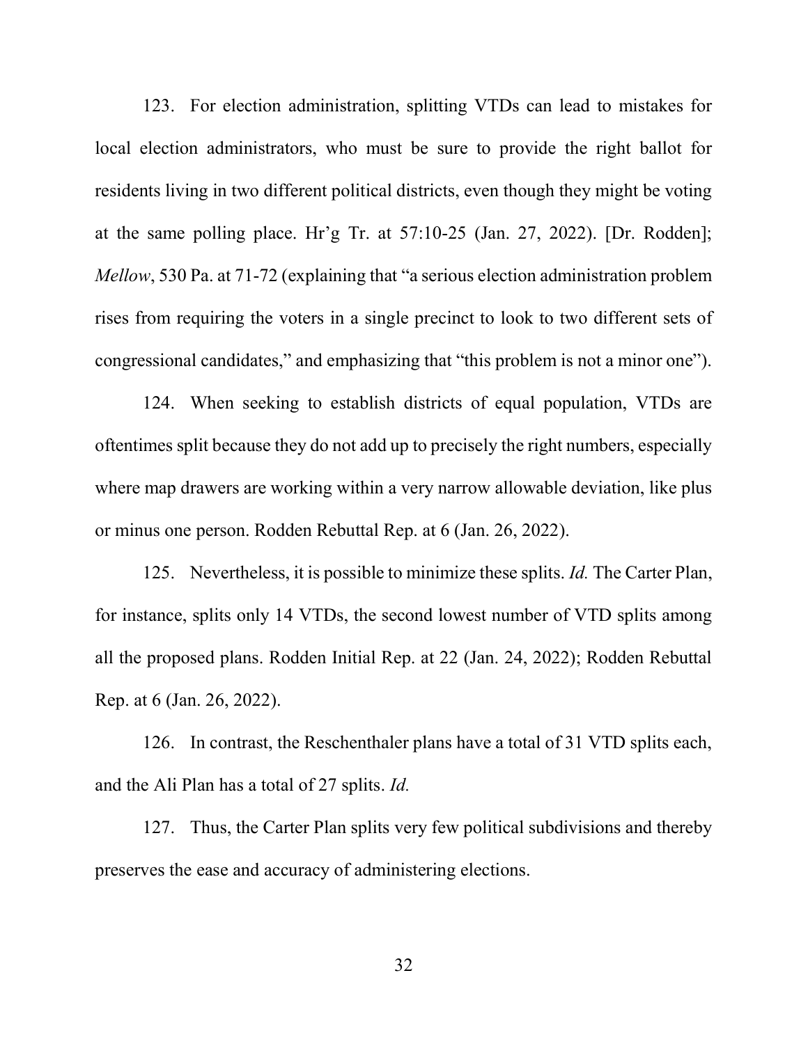123. For election administration, splitting VTDs can lead to mistakes for local election administrators, who must be sure to provide the right ballot for residents living in two different political districts, even though they might be voting at the same polling place. Hr'g Tr. at 57:10-25 (Jan. 27, 2022). [Dr. Rodden]; *Mellow*, 530 Pa. at 71-72 (explaining that "a serious election administration problem rises from requiring the voters in a single precinct to look to two different sets of congressional candidates," and emphasizing that "this problem is not a minor one").

124. When seeking to establish districts of equal population, VTDs are oftentimes split because they do not add up to precisely the right numbers, especially where map drawers are working within a very narrow allowable deviation, like plus or minus one person. Rodden Rebuttal Rep. at 6 (Jan. 26, 2022).

125. Nevertheless, it is possible to minimize these splits. *Id.* The Carter Plan, for instance, splits only 14 VTDs, the second lowest number of VTD splits among all the proposed plans. Rodden Initial Rep. at 22 (Jan. 24, 2022); Rodden Rebuttal Rep. at 6 (Jan. 26, 2022).

126. In contrast, the Reschenthaler plans have a total of 31 VTD splits each, and the Ali Plan has a total of 27 splits. *Id.*

127. Thus, the Carter Plan splits very few political subdivisions and thereby preserves the ease and accuracy of administering elections.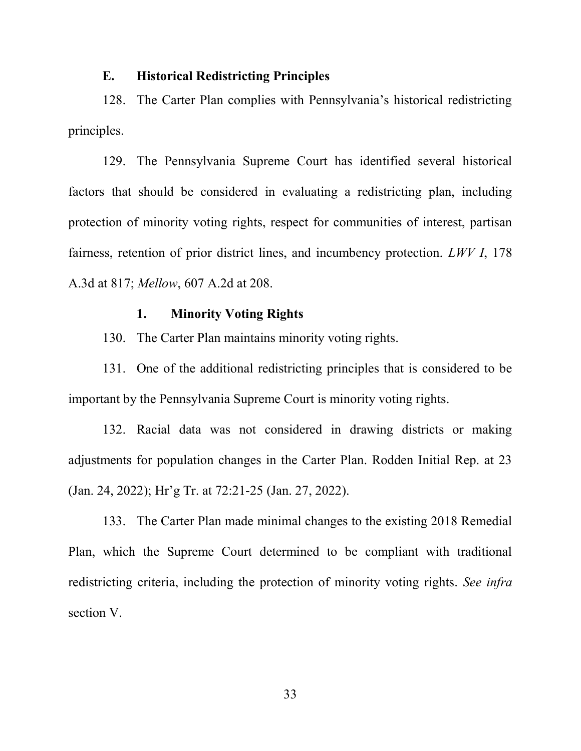### E. Historical Redistricting Principles

128. The Carter Plan complies with Pennsylvania's historical redistricting principles.

129. The Pennsylvania Supreme Court has identified several historical factors that should be considered in evaluating a redistricting plan, including protection of minority voting rights, respect for communities of interest, partisan fairness, retention of prior district lines, and incumbency protection. *LWV I*, 178 A.3d at 817; *Mellow*, 607 A.2d at 208.

#### 1. Minority Voting Rights

130. The Carter Plan maintains minority voting rights.

131. One of the additional redistricting principles that is considered to be important by the Pennsylvania Supreme Court is minority voting rights.

132. Racial data was not considered in drawing districts or making adjustments for population changes in the Carter Plan. Rodden Initial Rep. at 23 (Jan. 24, 2022); Hr'g Tr. at 72:21-25 (Jan. 27, 2022).

133. The Carter Plan made minimal changes to the existing 2018 Remedial Plan, which the Supreme Court determined to be compliant with traditional redistricting criteria, including the protection of minority voting rights. *See infra* section V.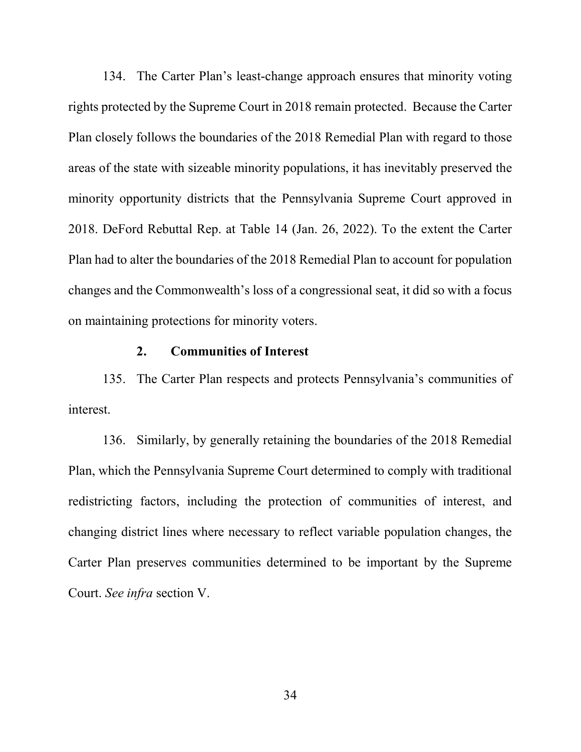134. The Carter Plan's least-change approach ensures that minority voting rights protected by the Supreme Court in 2018 remain protected. Because the Carter Plan closely follows the boundaries of the 2018 Remedial Plan with regard to those areas of the state with sizeable minority populations, it has inevitably preserved the minority opportunity districts that the Pennsylvania Supreme Court approved in 2018. DeFord Rebuttal Rep. at Table 14 (Jan. 26, 2022). To the extent the Carter Plan had to alter the boundaries of the 2018 Remedial Plan to account for population changes and the Commonwealth's loss of a congressional seat, it did so with a focus on maintaining protections for minority voters.

### 2. Communities of Interest

135. The Carter Plan respects and protects Pennsylvania's communities of interest.

136. Similarly, by generally retaining the boundaries of the 2018 Remedial Plan, which the Pennsylvania Supreme Court determined to comply with traditional redistricting factors, including the protection of communities of interest, and changing district lines where necessary to reflect variable population changes, the Carter Plan preserves communities determined to be important by the Supreme Court. *See infra* section V.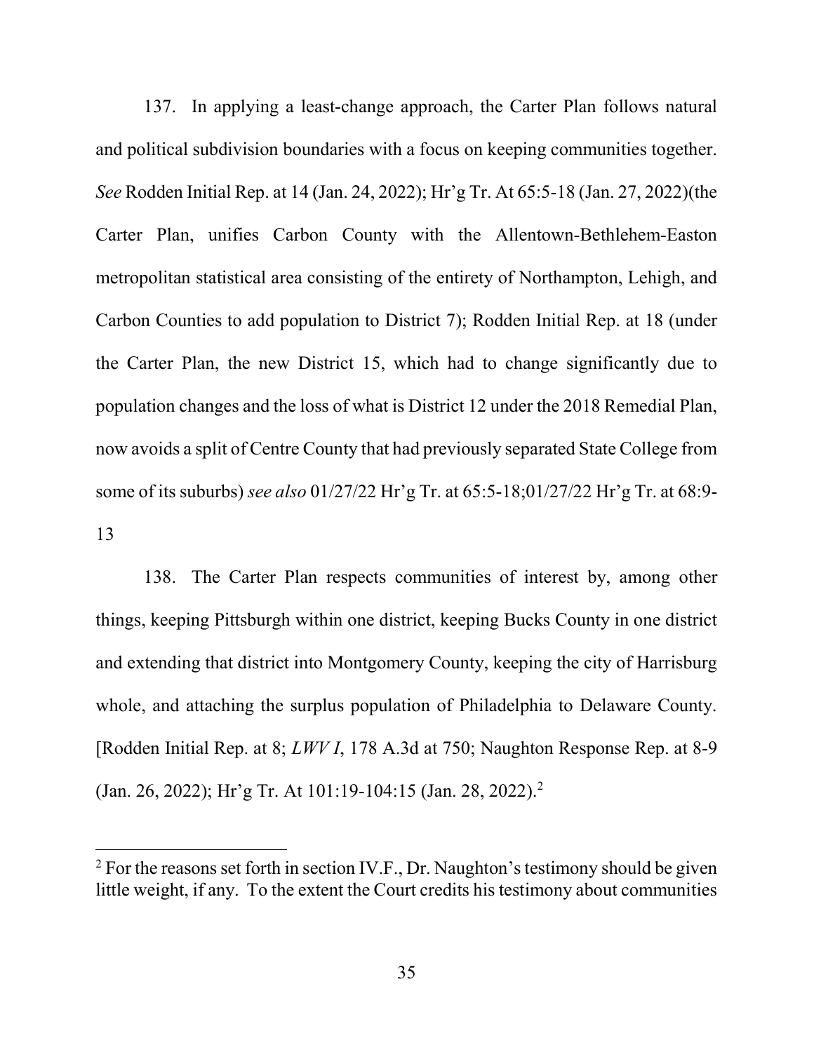137. In applying a least-change approach, the Carter Plan follows natural and political subdivision boundaries with a focus on keeping communities together. *See* Rodden Initial Rep. at 14 (Jan. 24, 2022); Hr'g Tr. At 65:5-18 (Jan. 27, 2022)(the Carter Plan, unifies Carbon County with the Allentown-Bethlehem-Easton metropolitan statistical area consisting of the entirety of Northampton, Lehigh, and Carbon Counties to add population to District 7); Rodden Initial Rep. at 18 (under the Carter Plan, the new District 15, which had to change significantly due to population changes and the loss of what is District 12 under the 2018 Remedial Plan, now avoids a split of Centre County that had previously separated State College from some of its suburbs) *see also* 01/27/22 Hr'g Tr. at 65:5-18;01/27/22 Hr'g Tr. at 68:9-13

138. The Carter Plan respects communities of interest by, among other things, keeping Pittsburgh within one district, keeping Bucks County in one district and extending that district into Montgomery County, keeping the city of Harrisburg whole, and attaching the surplus population of Philadelphia to Delaware County. [Rodden Initial Rep. at 8; *LWV I*, 178 A.3d at 750; Naughton Response Rep. at 8-9 (Jan. 26, 2022); Hr'g Tr. At 101:19-104:15 (Jan. 28, 2022).[2]

---

[2] For the reasons set forth in section IV.F., Dr. Naughton's testimony should be given little weight, if any. To the extent the Court credits his testimony about communities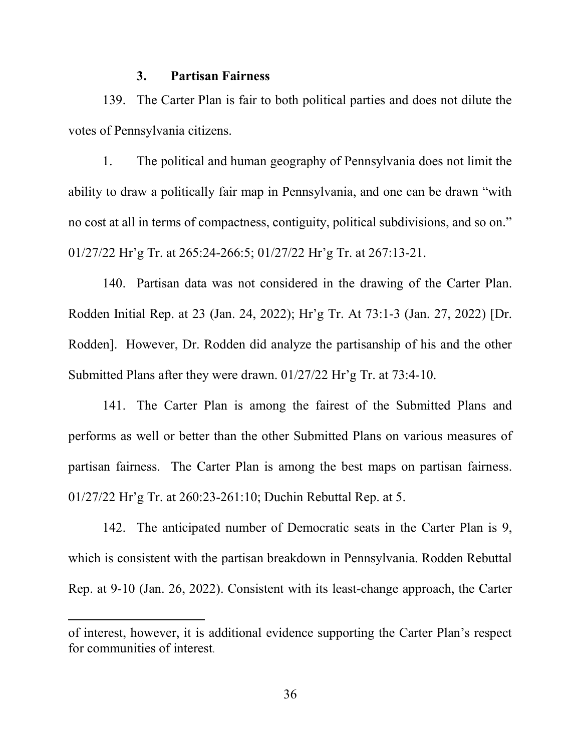### 3. Partisan Fairness

139. The Carter Plan is fair to both political parties and does not dilute the votes of Pennsylvania citizens.

1. The political and human geography of Pennsylvania does not limit the ability to draw a politically fair map in Pennsylvania, and one can be drawn "with no cost at all in terms of compactness, contiguity, political subdivisions, and so on." 01/27/22 Hr'g Tr. at 265:24-266:5; 01/27/22 Hr'g Tr. at 267:13-21.

140. Partisan data was not considered in the drawing of the Carter Plan. Rodden Initial Rep. at 23 (Jan. 24, 2022); Hr'g Tr. At 73:1-3 (Jan. 27, 2022) [Dr. Rodden]. However, Dr. Rodden did analyze the partisanship of his and the other Submitted Plans after they were drawn. 01/27/22 Hr'g Tr. at 73:4-10.

141. The Carter Plan is among the fairest of the Submitted Plans and performs as well or better than the other Submitted Plans on various measures of partisan fairness. The Carter Plan is among the best maps on partisan fairness. 01/27/22 Hr'g Tr. at 260:23-261:10; Duchin Rebuttal Rep. at 5.

142. The anticipated number of Democratic seats in the Carter Plan is 9, which is consistent with the partisan breakdown in Pennsylvania. Rodden Rebuttal Rep. at 9-10 (Jan. 26, 2022). Consistent with its least-change approach, the Carter

---

of interest, however, it is additional evidence supporting the Carter Plan's respect for communities of interest.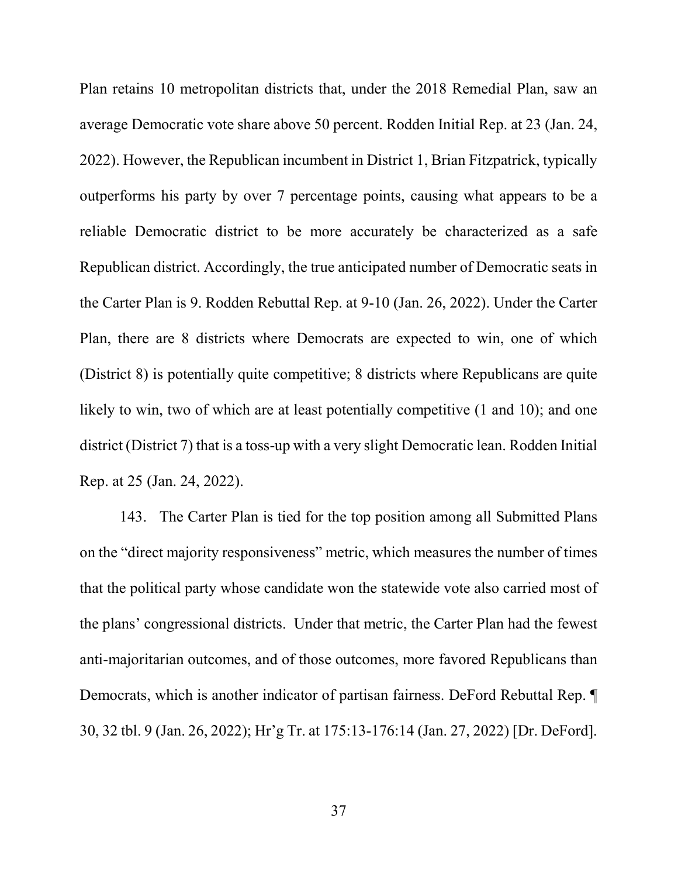Plan retains 10 metropolitan districts that, under the 2018 Remedial Plan, saw an average Democratic vote share above 50 percent. Rodden Initial Rep. at 23 (Jan. 24, 2022). However, the Republican incumbent in District 1, Brian Fitzpatrick, typically outperforms his party by over 7 percentage points, causing what appears to be a reliable Democratic district to be more accurately be characterized as a safe Republican district. Accordingly, the true anticipated number of Democratic seats in the Carter Plan is 9. Rodden Rebuttal Rep. at 9-10 (Jan. 26, 2022). Under the Carter Plan, there are 8 districts where Democrats are expected to win, one of which (District 8) is potentially quite competitive; 8 districts where Republicans are quite likely to win, two of which are at least potentially competitive (1 and 10); and one district (District 7) that is a toss-up with a very slight Democratic lean. Rodden Initial Rep. at 25 (Jan. 24, 2022).

143. The Carter Plan is tied for the top position among all Submitted Plans on the "direct majority responsiveness" metric, which measures the number of times that the political party whose candidate won the statewide vote also carried most of the plans' congressional districts. Under that metric, the Carter Plan had the fewest anti-majoritarian outcomes, and of those outcomes, more favored Republicans than Democrats, which is another indicator of partisan fairness. DeFord Rebuttal Rep. ¶ 30, 32 tbl. 9 (Jan. 26, 2022); Hr'g Tr. at 175:13-176:14 (Jan. 27, 2022) [Dr. DeFord].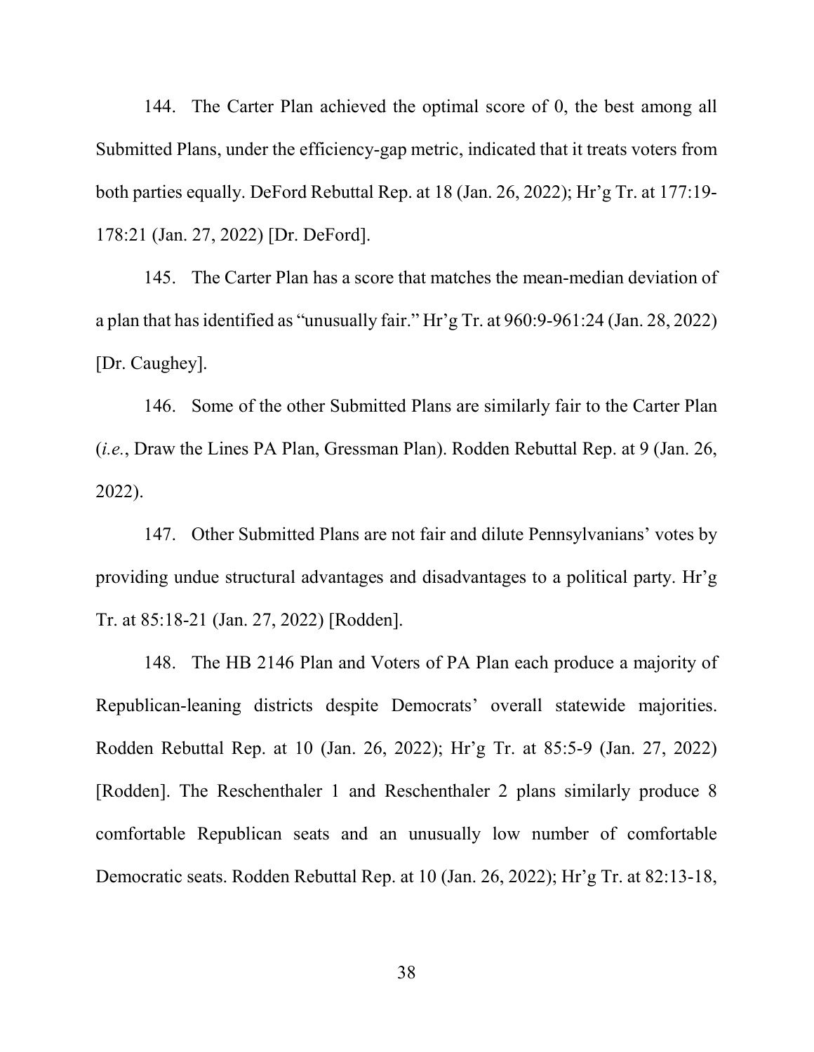144. The Carter Plan achieved the optimal score of 0, the best among all Submitted Plans, under the efficiency-gap metric, indicated that it treats voters from both parties equally. DeFord Rebuttal Rep. at 18 (Jan. 26, 2022); Hr'g Tr. at 177:19-178:21 (Jan. 27, 2022) [Dr. DeFord].

145. The Carter Plan has a score that matches the mean-median deviation of a plan that has identified as "unusually fair." Hr'g Tr. at 960:9-961:24 (Jan. 28, 2022) [Dr. Caughey].

146. Some of the other Submitted Plans are similarly fair to the Carter Plan (*i.e.*, Draw the Lines PA Plan, Gressman Plan). Rodden Rebuttal Rep. at 9 (Jan. 26, 2022).

147. Other Submitted Plans are not fair and dilute Pennsylvanians' votes by providing undue structural advantages and disadvantages to a political party. Hr'g Tr. at 85:18-21 (Jan. 27, 2022) [Rodden].

148. The HB 2146 Plan and Voters of PA Plan each produce a majority of Republican-leaning districts despite Democrats' overall statewide majorities. Rodden Rebuttal Rep. at 10 (Jan. 26, 2022); Hr'g Tr. at 85:5-9 (Jan. 27, 2022) [Rodden]. The Reschenthaler 1 and Reschenthaler 2 plans similarly produce 8 comfortable Republican seats and an unusually low number of comfortable Democratic seats. Rodden Rebuttal Rep. at 10 (Jan. 26, 2022); Hr'g Tr. at 82:13-18,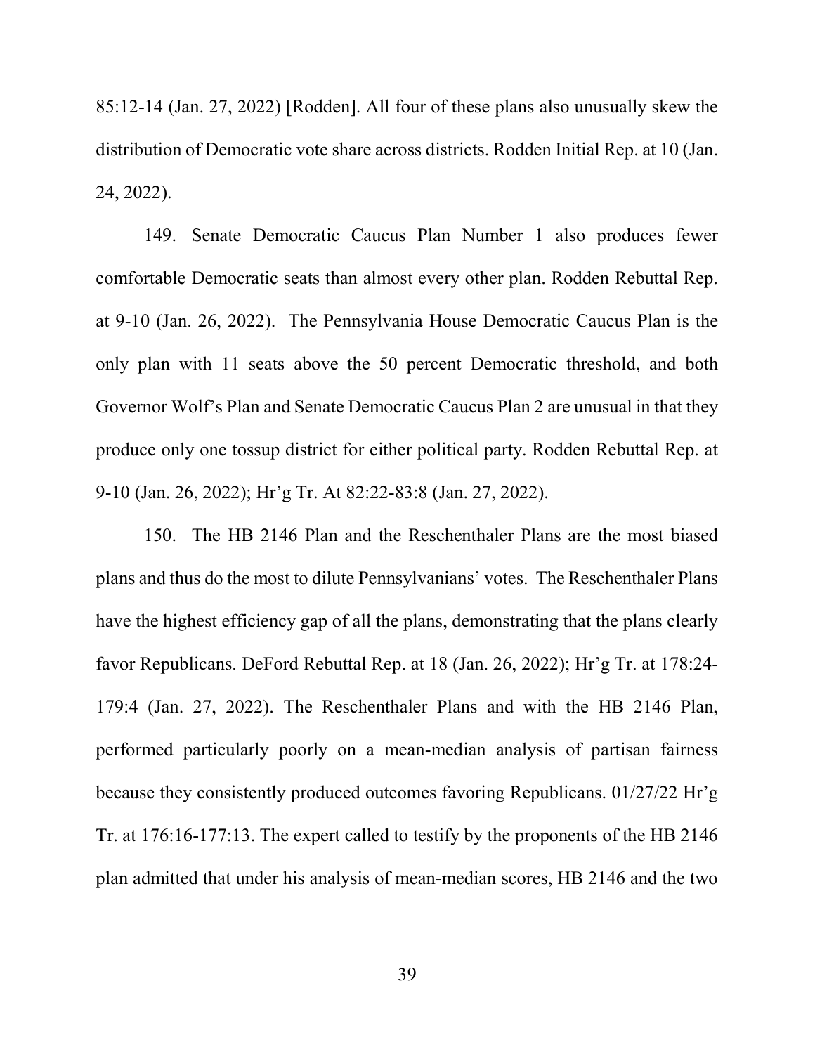85:12-14 (Jan. 27, 2022) [Rodden]. All four of these plans also unusually skew the distribution of Democratic vote share across districts. Rodden Initial Rep. at 10 (Jan. 24, 2022).

149. Senate Democratic Caucus Plan Number 1 also produces fewer comfortable Democratic seats than almost every other plan. Rodden Rebuttal Rep. at 9-10 (Jan. 26, 2022). The Pennsylvania House Democratic Caucus Plan is the only plan with 11 seats above the 50 percent Democratic threshold, and both Governor Wolf's Plan and Senate Democratic Caucus Plan 2 are unusual in that they produce only one tossup district for either political party. Rodden Rebuttal Rep. at 9-10 (Jan. 26, 2022); Hr'g Tr. At 82:22-83:8 (Jan. 27, 2022).

150. The HB 2146 Plan and the Reschenthaler Plans are the most biased plans and thus do the most to dilute Pennsylvanians' votes. The Reschenthaler Plans have the highest efficiency gap of all the plans, demonstrating that the plans clearly favor Republicans. DeFord Rebuttal Rep. at 18 (Jan. 26, 2022); Hr'g Tr. at 178:24-179:4 (Jan. 27, 2022). The Reschenthaler Plans and with the HB 2146 Plan, performed particularly poorly on a mean-median analysis of partisan fairness because they consistently produced outcomes favoring Republicans. 01/27/22 Hr'g Tr. at 176:16-177:13. The expert called to testify by the proponents of the HB 2146 plan admitted that under his analysis of mean-median scores, HB 2146 and the two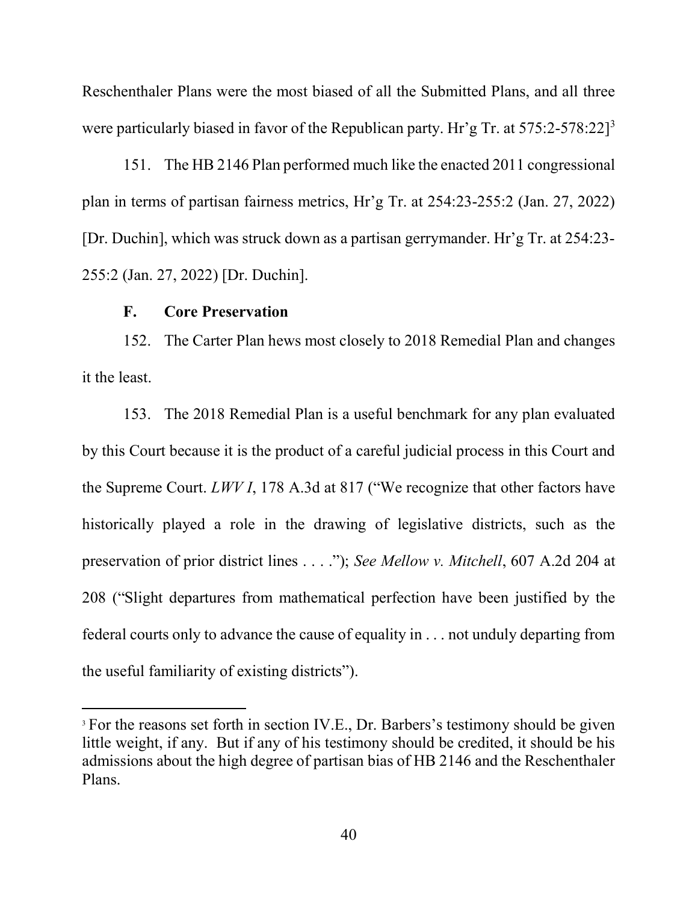Reschenthaler Plans were the most biased of all the Submitted Plans, and all three were particularly biased in favor of the Republican party. Hr'g Tr. at 575:2-578:22][3]

151. The HB 2146 Plan performed much like the enacted 2011 congressional plan in terms of partisan fairness metrics, Hr'g Tr. at 254:23-255:2 (Jan. 27, 2022) [Dr. Duchin], which was struck down as a partisan gerrymander. Hr'g Tr. at 254:23-255:2 (Jan. 27, 2022) [Dr. Duchin].

### F. Core Preservation

152. The Carter Plan hews most closely to 2018 Remedial Plan and changes it the least.

153. The 2018 Remedial Plan is a useful benchmark for any plan evaluated by this Court because it is the product of a careful judicial process in this Court and the Supreme Court. *LWV I*, 178 A.3d at 817 ("We recognize that other factors have historically played a role in the drawing of legislative districts, such as the preservation of prior district lines . . . ."); *See Mellow v. Mitchell*, 607 A.2d 204 at 208 ("Slight departures from mathematical perfection have been justified by the federal courts only to advance the cause of equality in . . . not unduly departing from the useful familiarity of existing districts").

---

[3] For the reasons set forth in section IV.E., Dr. Barbers's testimony should be given little weight, if any. But if any of his testimony should be credited, it should be his admissions about the high degree of partisan bias of HB 2146 and the Reschenthaler Plans.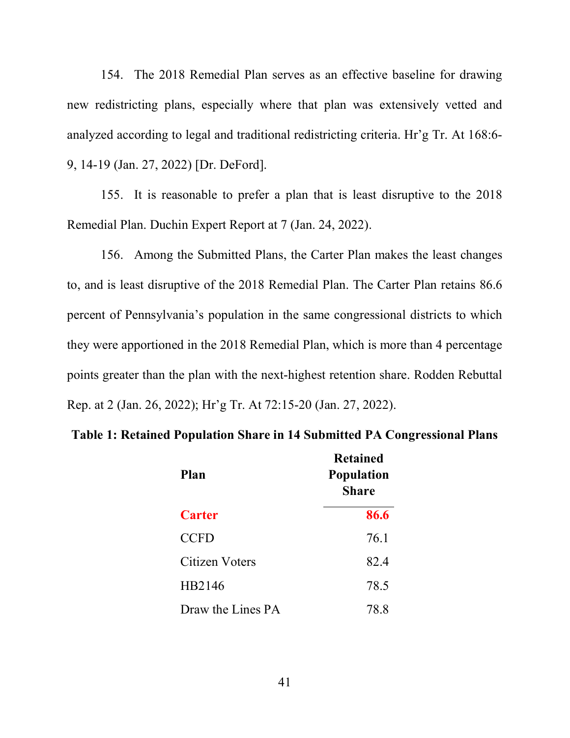154. The 2018 Remedial Plan serves as an effective baseline for drawing new redistricting plans, especially where that plan was extensively vetted and analyzed according to legal and traditional redistricting criteria. Hr'g Tr. At 168:6-9, 14-19 (Jan. 27, 2022) [Dr. DeFord].

155. It is reasonable to prefer a plan that is least disruptive to the 2018 Remedial Plan. Duchin Expert Report at 7 (Jan. 24, 2022).

156. Among the Submitted Plans, the Carter Plan makes the least changes to, and is least disruptive of the 2018 Remedial Plan. The Carter Plan retains 86.6 percent of Pennsylvania's population in the same congressional districts to which they were apportioned in the 2018 Remedial Plan, which is more than 4 percentage points greater than the plan with the next-highest retention share. Rodden Rebuttal Rep. at 2 (Jan. 26, 2022); Hr'g Tr. At 72:15-20 (Jan. 27, 2022).

**Table 1: Retained Population Share in 14 Submitted PA Congressional Plans**

| Plan | Retained Population Share |
|---|---|
| **Carter** | **86.6** |
| CCFD | 76.1 |
| Citizen Voters | 82.4 |
| HB2146 | 78.5 |
| Draw the Lines PA | 78.8 |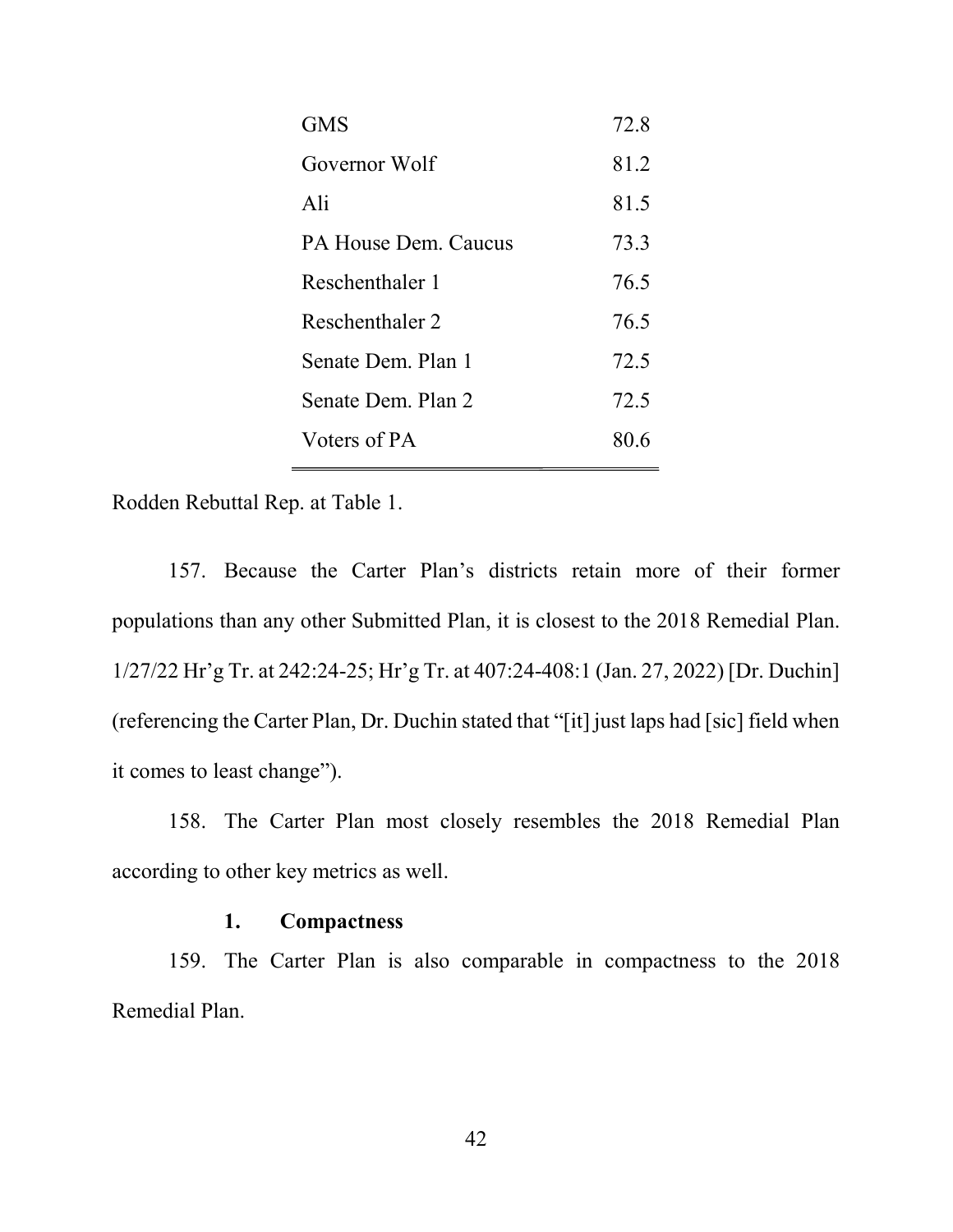| | |
|---|---|
| GMS | 72.8 |
| Governor Wolf | 81.2 |
| Ali | 81.5 |
| PA House Dem. Caucus | 73.3 |
| Reschenthaler 1 | 76.5 |
| Reschenthaler 2 | 76.5 |
| Senate Dem. Plan 1 | 72.5 |
| Senate Dem. Plan 2 | 72.5 |
| Voters of PA | 80.6 |

Rodden Rebuttal Rep. at Table 1.

157. Because the Carter Plan's districts retain more of their former populations than any other Submitted Plan, it is closest to the 2018 Remedial Plan. 1/27/22 Hr'g Tr. at 242:24-25; Hr'g Tr. at 407:24-408:1 (Jan. 27, 2022) [Dr. Duchin] (referencing the Carter Plan, Dr. Duchin stated that "[it] just laps had [sic] field when it comes to least change").

158. The Carter Plan most closely resembles the 2018 Remedial Plan according to other key metrics as well.

### 1. Compactness

159. The Carter Plan is also comparable in compactness to the 2018 Remedial Plan.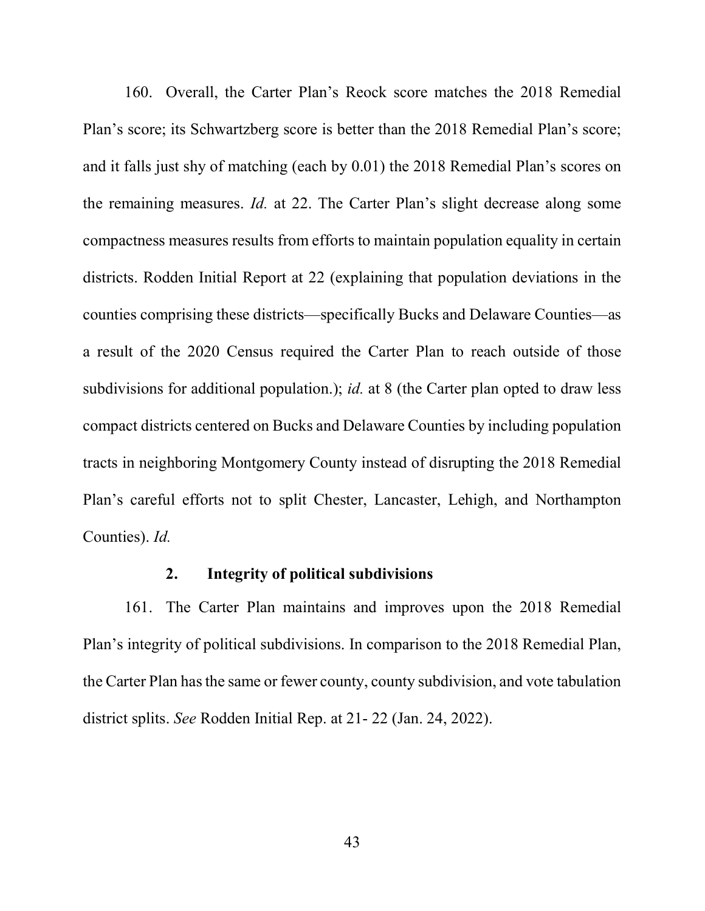160. Overall, the Carter Plan's Reock score matches the 2018 Remedial Plan's score; its Schwartzberg score is better than the 2018 Remedial Plan's score; and it falls just shy of matching (each by 0.01) the 2018 Remedial Plan's scores on the remaining measures. *Id.* at 22. The Carter Plan's slight decrease along some compactness measures results from efforts to maintain population equality in certain districts. Rodden Initial Report at 22 (explaining that population deviations in the counties comprising these districts—specifically Bucks and Delaware Counties—as a result of the 2020 Census required the Carter Plan to reach outside of those subdivisions for additional population.); *id.* at 8 (the Carter plan opted to draw less compact districts centered on Bucks and Delaware Counties by including population tracts in neighboring Montgomery County instead of disrupting the 2018 Remedial Plan's careful efforts not to split Chester, Lancaster, Lehigh, and Northampton Counties). *Id.*

### 2. Integrity of political subdivisions

161. The Carter Plan maintains and improves upon the 2018 Remedial Plan's integrity of political subdivisions. In comparison to the 2018 Remedial Plan, the Carter Plan has the same or fewer county, county subdivision, and vote tabulation district splits. *See* Rodden Initial Rep. at 21- 22 (Jan. 24, 2022).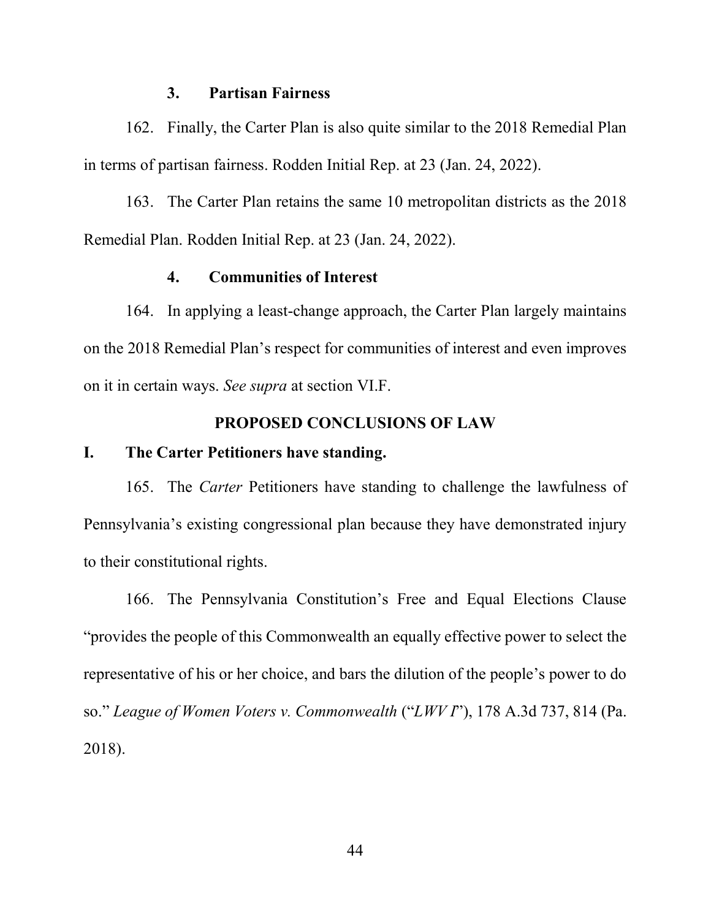### 3. Partisan Fairness

162. Finally, the Carter Plan is also quite similar to the 2018 Remedial Plan in terms of partisan fairness. Rodden Initial Rep. at 23 (Jan. 24, 2022).

163. The Carter Plan retains the same 10 metropolitan districts as the 2018 Remedial Plan. Rodden Initial Rep. at 23 (Jan. 24, 2022).

### 4. Communities of Interest

164. In applying a least-change approach, the Carter Plan largely maintains on the 2018 Remedial Plan's respect for communities of interest and even improves on it in certain ways. *See supra* at section VI.F.

## PROPOSED CONCLUSIONS OF LAW

## I. The Carter Petitioners have standing.

165. The *Carter* Petitioners have standing to challenge the lawfulness of Pennsylvania's existing congressional plan because they have demonstrated injury to their constitutional rights.

166. The Pennsylvania Constitution's Free and Equal Elections Clause "provides the people of this Commonwealth an equally effective power to select the representative of his or her choice, and bars the dilution of the people's power to do so." *League of Women Voters v. Commonwealth* ("*LWV I*"), 178 A.3d 737, 814 (Pa. 2018).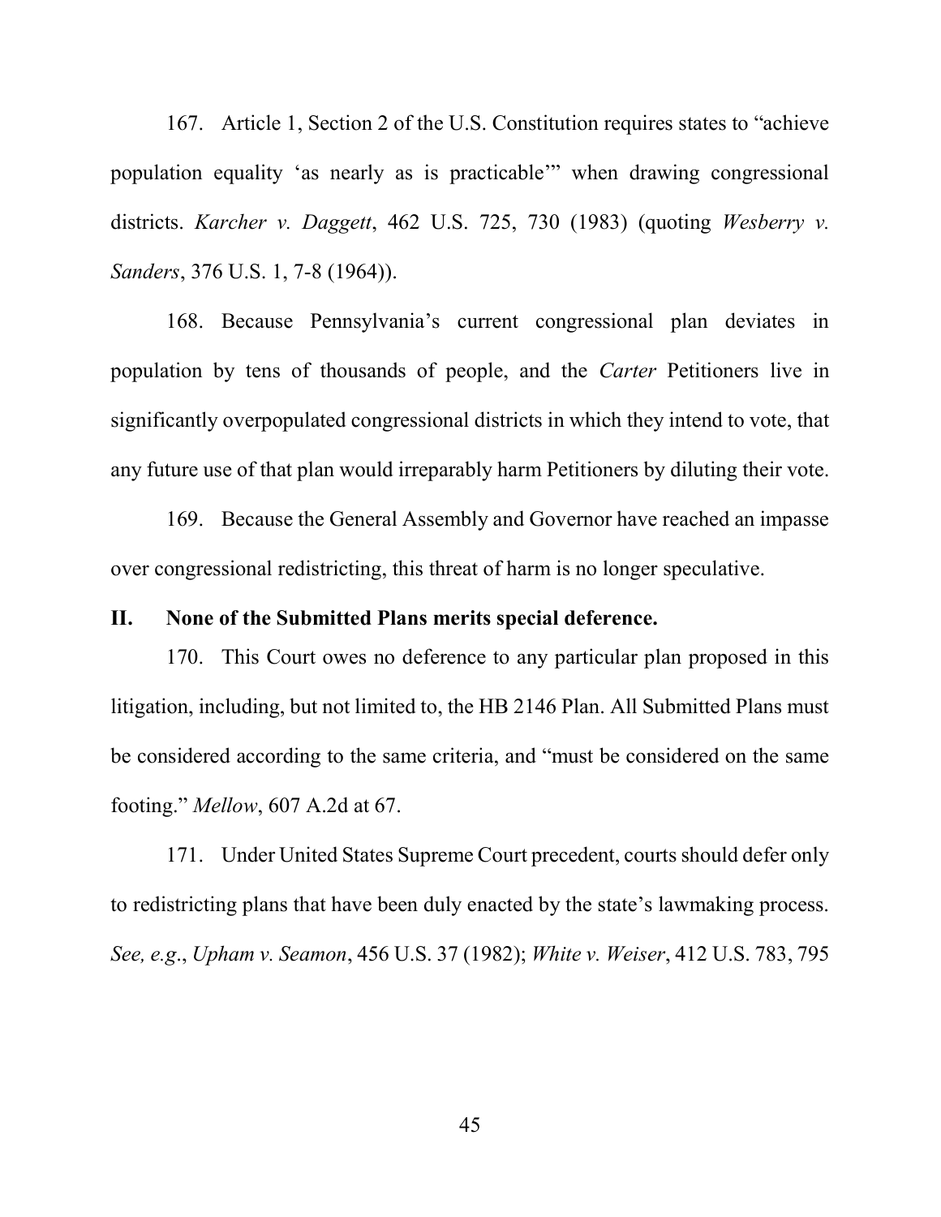167. Article 1, Section 2 of the U.S. Constitution requires states to "achieve population equality 'as nearly as is practicable'" when drawing congressional districts. *Karcher v. Daggett*, 462 U.S. 725, 730 (1983) (quoting *Wesberry v. Sanders*, 376 U.S. 1, 7-8 (1964)).

168. Because Pennsylvania's current congressional plan deviates in population by tens of thousands of people, and the *Carter* Petitioners live in significantly overpopulated congressional districts in which they intend to vote, that any future use of that plan would irreparably harm Petitioners by diluting their vote.

169. Because the General Assembly and Governor have reached an impasse over congressional redistricting, this threat of harm is no longer speculative.

## II. None of the Submitted Plans merits special deference.

170. This Court owes no deference to any particular plan proposed in this litigation, including, but not limited to, the HB 2146 Plan. All Submitted Plans must be considered according to the same criteria, and "must be considered on the same footing." *Mellow*, 607 A.2d at 67.

171. Under United States Supreme Court precedent, courts should defer only to redistricting plans that have been duly enacted by the state's lawmaking process. *See, e.g.*, *Upham v. Seamon*, 456 U.S. 37 (1982); *White v. Weiser*, 412 U.S. 783, 795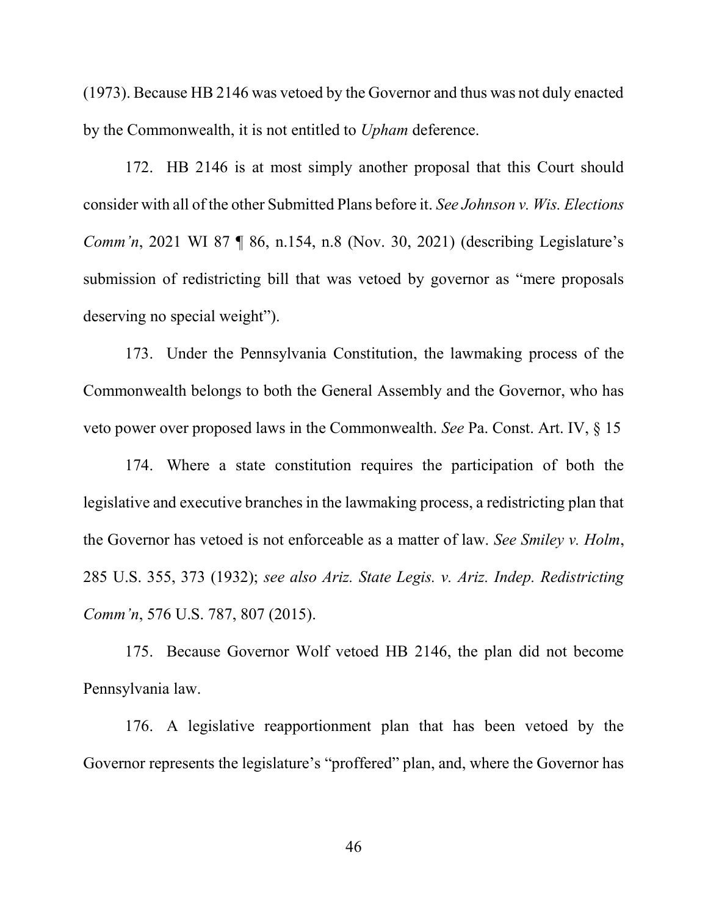(1973). Because HB 2146 was vetoed by the Governor and thus was not duly enacted by the Commonwealth, it is not entitled to *Upham* deference.

172. HB 2146 is at most simply another proposal that this Court should consider with all of the other Submitted Plans before it. *See Johnson v. Wis. Elections Comm'n*, 2021 WI 87 ¶ 86, n.154, n.8 (Nov. 30, 2021) (describing Legislature's submission of redistricting bill that was vetoed by governor as "mere proposals deserving no special weight").

173. Under the Pennsylvania Constitution, the lawmaking process of the Commonwealth belongs to both the General Assembly and the Governor, who has veto power over proposed laws in the Commonwealth. *See* Pa. Const. Art. IV, § 15

174. Where a state constitution requires the participation of both the legislative and executive branches in the lawmaking process, a redistricting plan that the Governor has vetoed is not enforceable as a matter of law. *See Smiley v. Holm*, 285 U.S. 355, 373 (1932); *see also Ariz. State Legis. v. Ariz. Indep. Redistricting Comm'n*, 576 U.S. 787, 807 (2015).

175. Because Governor Wolf vetoed HB 2146, the plan did not become Pennsylvania law.

176. A legislative reapportionment plan that has been vetoed by the Governor represents the legislature's "proffered" plan, and, where the Governor has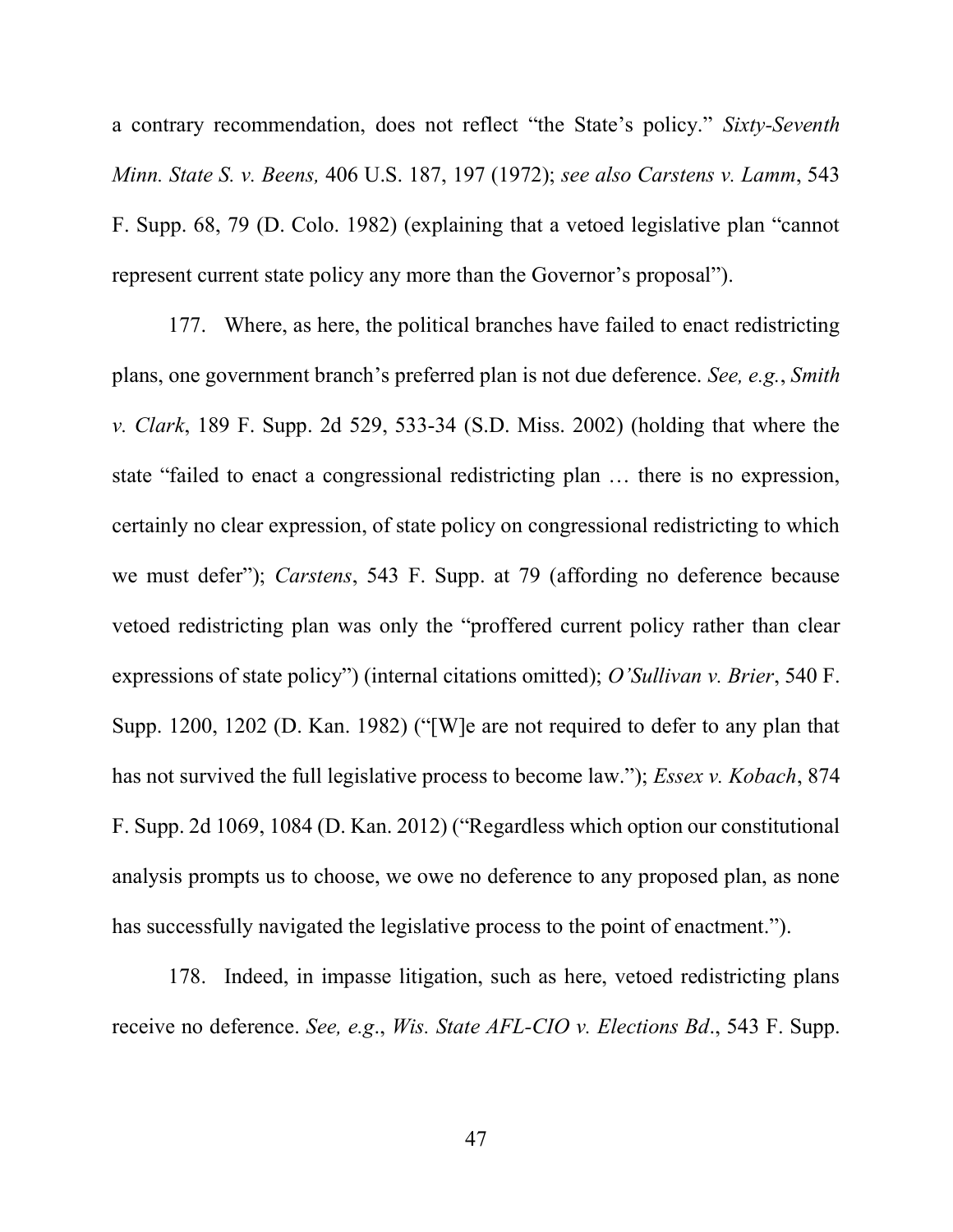a contrary recommendation, does not reflect "the State's policy." *Sixty-Seventh Minn. State S. v. Beens,* 406 U.S. 187, 197 (1972); *see also Carstens v. Lamm*, 543 F. Supp. 68, 79 (D. Colo. 1982) (explaining that a vetoed legislative plan "cannot represent current state policy any more than the Governor's proposal").

177. Where, as here, the political branches have failed to enact redistricting plans, one government branch's preferred plan is not due deference. *See, e.g.*, *Smith v. Clark*, 189 F. Supp. 2d 529, 533-34 (S.D. Miss. 2002) (holding that where the state "failed to enact a congressional redistricting plan … there is no expression, certainly no clear expression, of state policy on congressional redistricting to which we must defer"); *Carstens*, 543 F. Supp. at 79 (affording no deference because vetoed redistricting plan was only the "proffered current policy rather than clear expressions of state policy") (internal citations omitted); *O'Sullivan v. Brier*, 540 F. Supp. 1200, 1202 (D. Kan. 1982) ("[W]e are not required to defer to any plan that has not survived the full legislative process to become law."); *Essex v. Kobach*, 874 F. Supp. 2d 1069, 1084 (D. Kan. 2012) ("Regardless which option our constitutional analysis prompts us to choose, we owe no deference to any proposed plan, as none has successfully navigated the legislative process to the point of enactment.").

178. Indeed, in impasse litigation, such as here, vetoed redistricting plans receive no deference. *See, e.g*., *Wis. State AFL-CIO v. Elections Bd*., 543 F. Supp.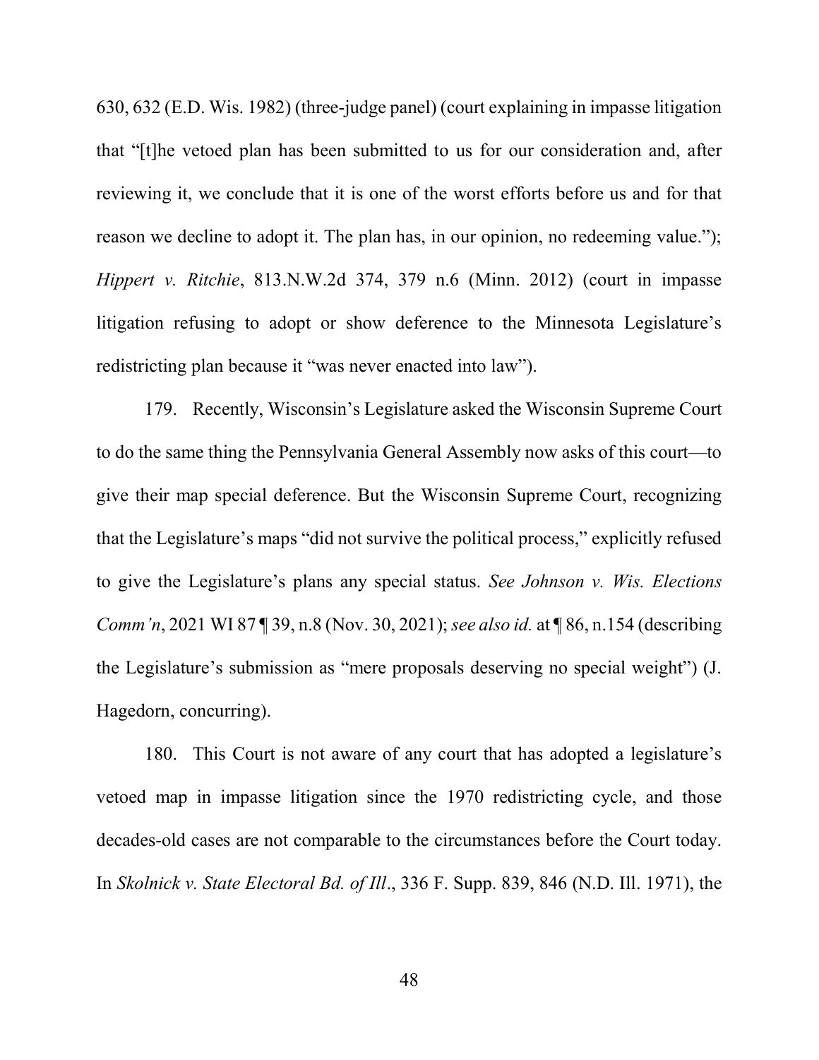630, 632 (E.D. Wis. 1982) (three-judge panel) (court explaining in impasse litigation that "[t]he vetoed plan has been submitted to us for our consideration and, after reviewing it, we conclude that it is one of the worst efforts before us and for that reason we decline to adopt it. The plan has, in our opinion, no redeeming value."); *Hippert v. Ritchie*, 813.N.W.2d 374, 379 n.6 (Minn. 2012) (court in impasse litigation refusing to adopt or show deference to the Minnesota Legislature's redistricting plan because it "was never enacted into law").

179. Recently, Wisconsin's Legislature asked the Wisconsin Supreme Court to do the same thing the Pennsylvania General Assembly now asks of this court—to give their map special deference. But the Wisconsin Supreme Court, recognizing that the Legislature's maps "did not survive the political process," explicitly refused to give the Legislature's plans any special status. *See Johnson v. Wis. Elections Comm'n*, 2021 WI 87 ¶ 39, n.8 (Nov. 30, 2021); *see also id.* at ¶ 86, n.154 (describing the Legislature's submission as "mere proposals deserving no special weight") (J. Hagedorn, concurring).

180. This Court is not aware of any court that has adopted a legislature's vetoed map in impasse litigation since the 1970 redistricting cycle, and those decades-old cases are not comparable to the circumstances before the Court today. In *Skolnick v. State Electoral Bd. of Ill*., 336 F. Supp. 839, 846 (N.D. Ill. 1971), the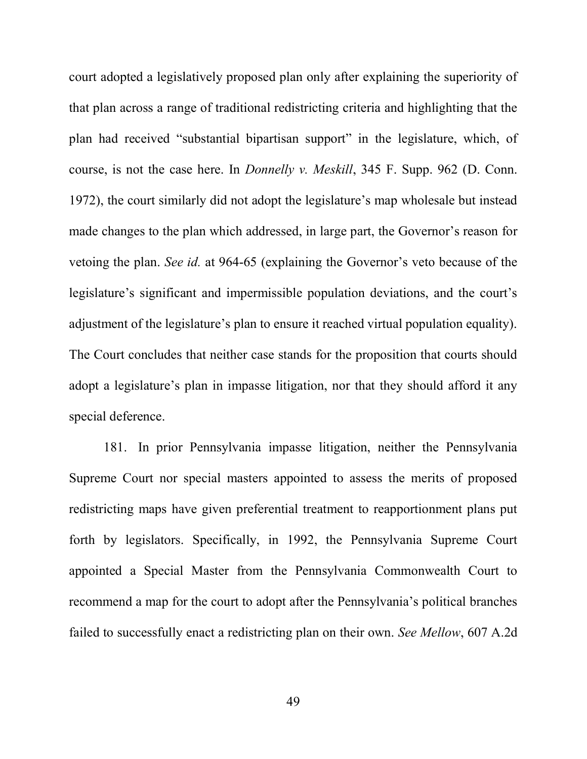court adopted a legislatively proposed plan only after explaining the superiority of that plan across a range of traditional redistricting criteria and highlighting that the plan had received "substantial bipartisan support" in the legislature, which, of course, is not the case here. In *Donnelly v. Meskill*, 345 F. Supp. 962 (D. Conn. 1972), the court similarly did not adopt the legislature's map wholesale but instead made changes to the plan which addressed, in large part, the Governor's reason for vetoing the plan. *See id.* at 964-65 (explaining the Governor's veto because of the legislature's significant and impermissible population deviations, and the court's adjustment of the legislature's plan to ensure it reached virtual population equality). The Court concludes that neither case stands for the proposition that courts should adopt a legislature's plan in impasse litigation, nor that they should afford it any special deference.

181. In prior Pennsylvania impasse litigation, neither the Pennsylvania Supreme Court nor special masters appointed to assess the merits of proposed redistricting maps have given preferential treatment to reapportionment plans put forth by legislators. Specifically, in 1992, the Pennsylvania Supreme Court appointed a Special Master from the Pennsylvania Commonwealth Court to recommend a map for the court to adopt after the Pennsylvania's political branches failed to successfully enact a redistricting plan on their own. *See Mellow*, 607 A.2d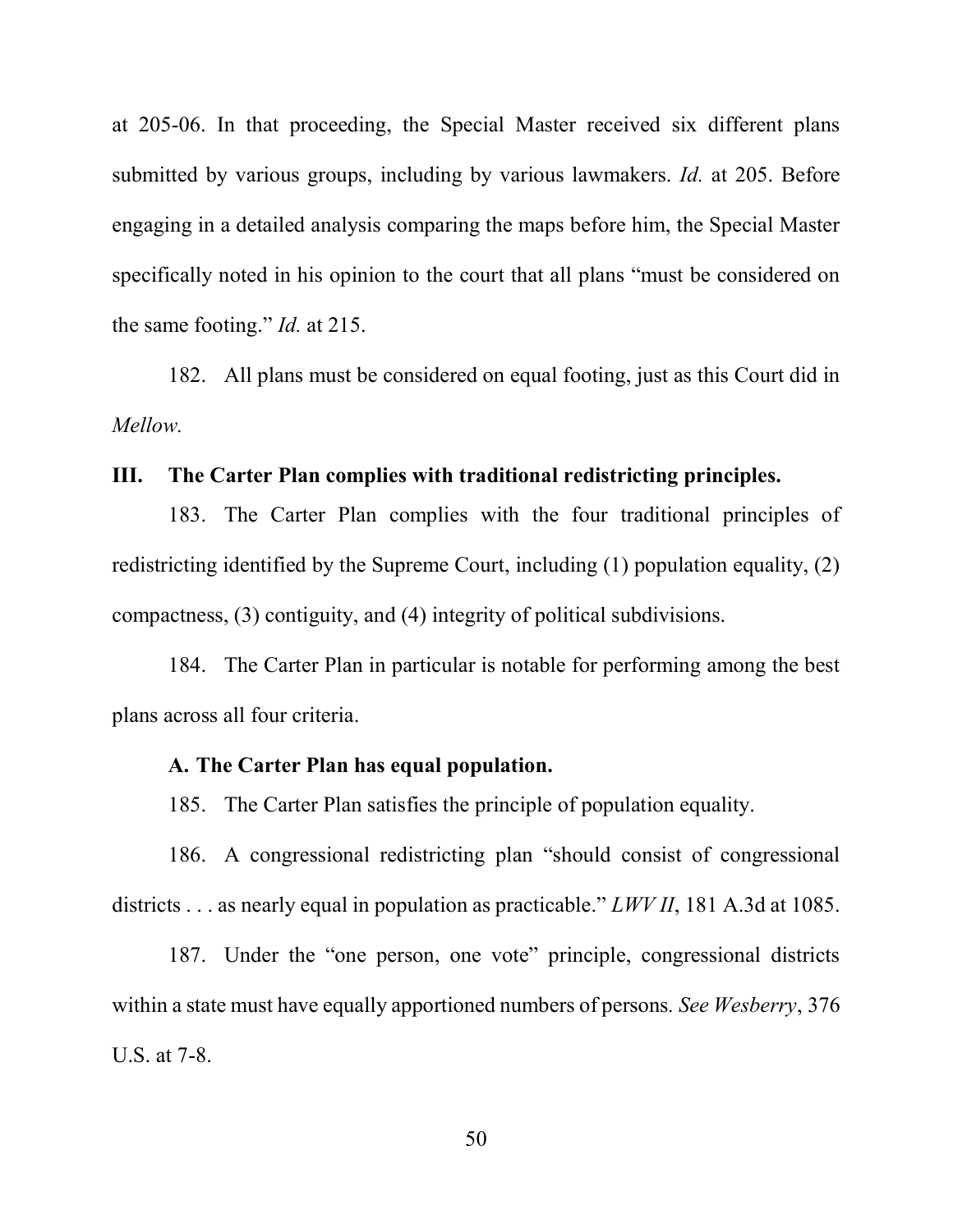at 205-06. In that proceeding, the Special Master received six different plans submitted by various groups, including by various lawmakers. *Id.* at 205. Before engaging in a detailed analysis comparing the maps before him, the Special Master specifically noted in his opinion to the court that all plans "must be considered on the same footing." *Id.* at 215.

182. All plans must be considered on equal footing, just as this Court did in *Mellow.*

## III. The Carter Plan complies with traditional redistricting principles.

183. The Carter Plan complies with the four traditional principles of redistricting identified by the Supreme Court, including (1) population equality, (2) compactness, (3) contiguity, and (4) integrity of political subdivisions.

184. The Carter Plan in particular is notable for performing among the best plans across all four criteria.

### A. The Carter Plan has equal population.

185. The Carter Plan satisfies the principle of population equality.

186. A congressional redistricting plan "should consist of congressional districts . . . as nearly equal in population as practicable." *LWV II*, 181 A.3d at 1085.

187. Under the "one person, one vote" principle, congressional districts within a state must have equally apportioned numbers of persons. *See Wesberry*, 376 U.S. at 7-8.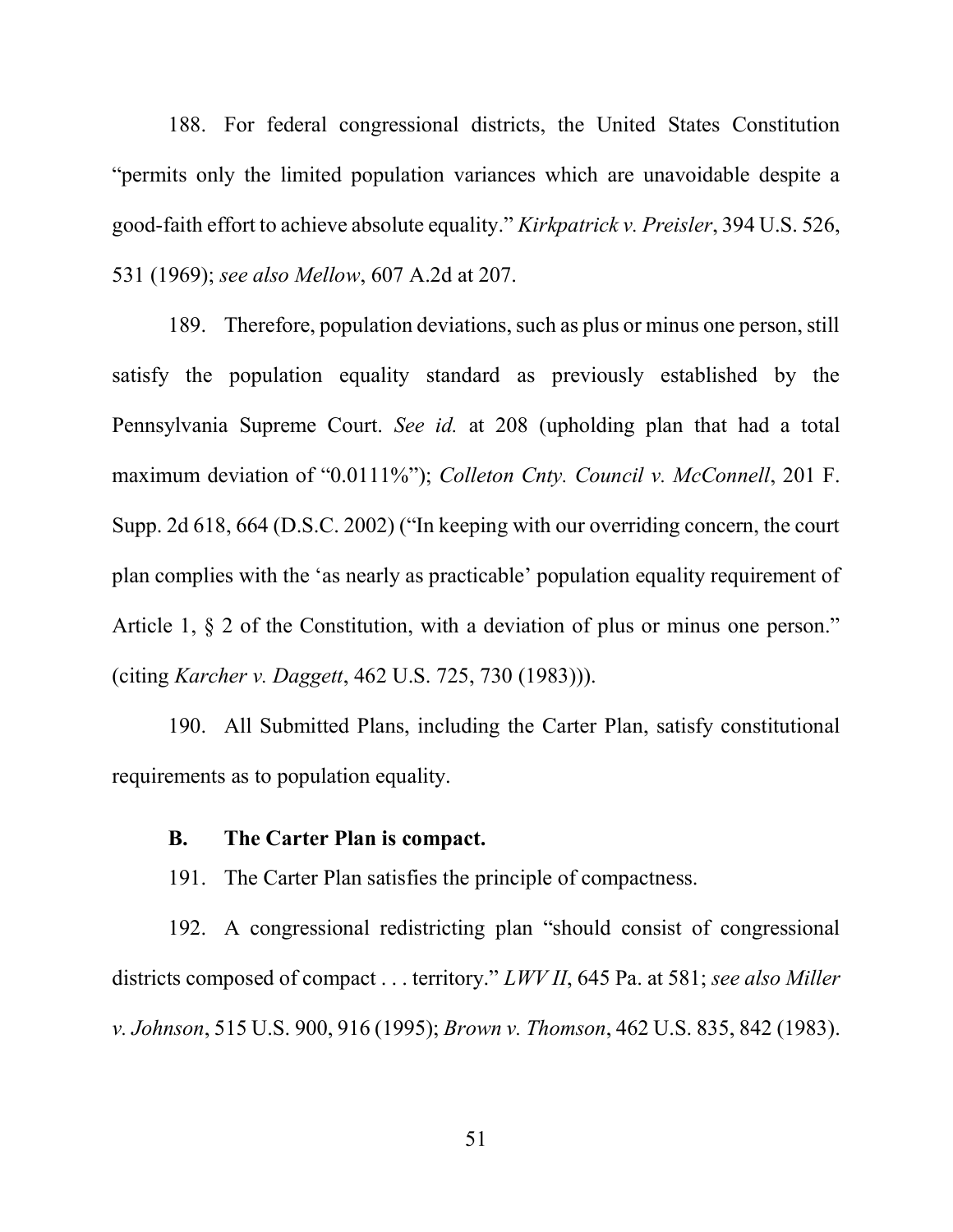188. For federal congressional districts, the United States Constitution "permits only the limited population variances which are unavoidable despite a good-faith effort to achieve absolute equality." *Kirkpatrick v. Preisler*, 394 U.S. 526, 531 (1969); *see also Mellow*, 607 A.2d at 207.

189. Therefore, population deviations, such as plus or minus one person, still satisfy the population equality standard as previously established by the Pennsylvania Supreme Court. *See id.* at 208 (upholding plan that had a total maximum deviation of "0.0111%"); *Colleton Cnty. Council v. McConnell*, 201 F. Supp. 2d 618, 664 (D.S.C. 2002) ("In keeping with our overriding concern, the court plan complies with the 'as nearly as practicable' population equality requirement of Article 1, § 2 of the Constitution, with a deviation of plus or minus one person." (citing *Karcher v. Daggett*, 462 U.S. 725, 730 (1983))).

190. All Submitted Plans, including the Carter Plan, satisfy constitutional requirements as to population equality.

### B. The Carter Plan is compact.

191. The Carter Plan satisfies the principle of compactness.

192. A congressional redistricting plan "should consist of congressional districts composed of compact . . . territory." *LWV II*, 645 Pa. at 581; *see also Miller v. Johnson*, 515 U.S. 900, 916 (1995); *Brown v. Thomson*, 462 U.S. 835, 842 (1983).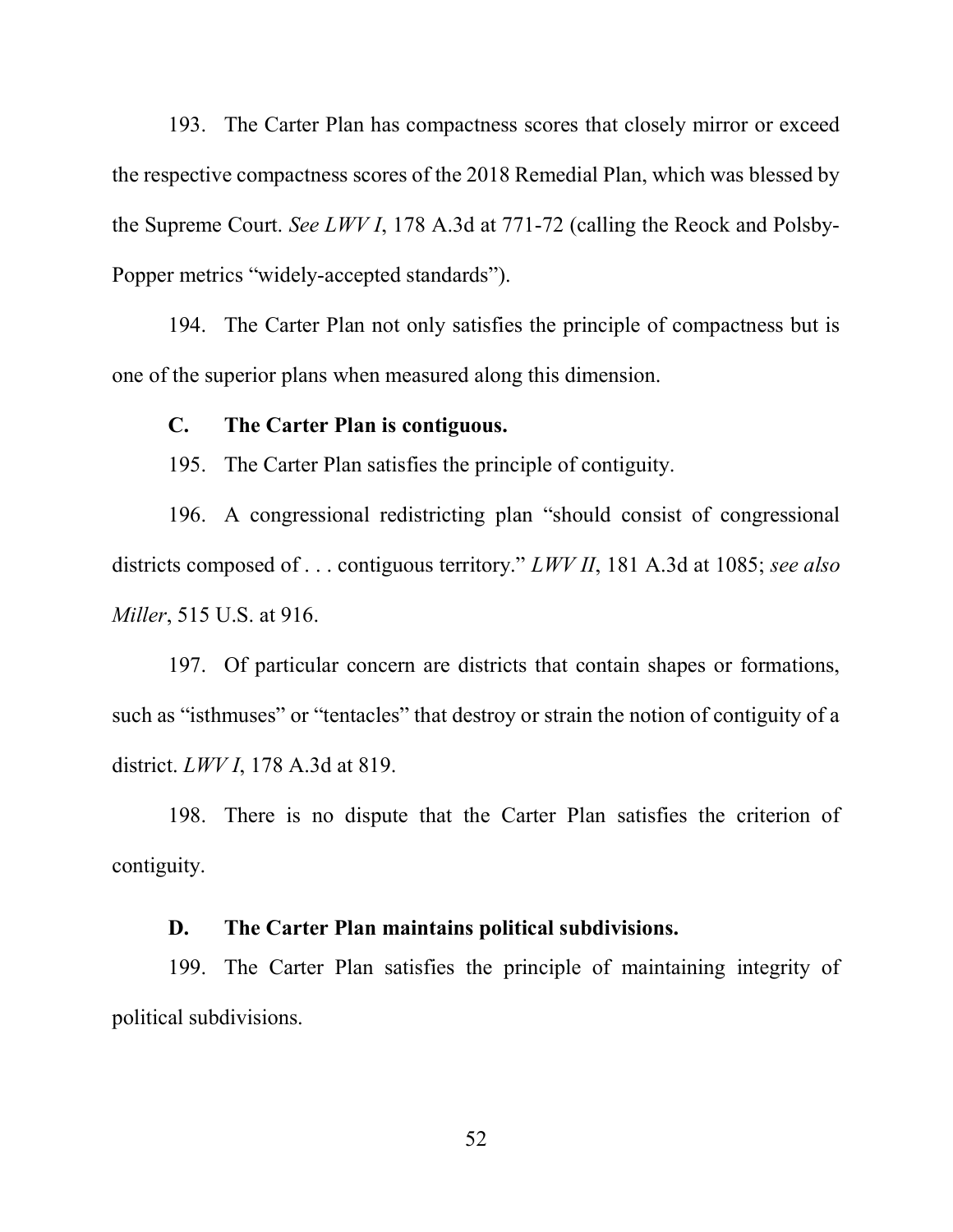193. The Carter Plan has compactness scores that closely mirror or exceed the respective compactness scores of the 2018 Remedial Plan, which was blessed by the Supreme Court. *See LWV I*, 178 A.3d at 771-72 (calling the Reock and Polsby-Popper metrics "widely-accepted standards").

194. The Carter Plan not only satisfies the principle of compactness but is one of the superior plans when measured along this dimension.

### C. The Carter Plan is contiguous.

195. The Carter Plan satisfies the principle of contiguity.

196. A congressional redistricting plan "should consist of congressional districts composed of . . . contiguous territory." *LWV II*, 181 A.3d at 1085; *see also Miller*, 515 U.S. at 916.

197. Of particular concern are districts that contain shapes or formations, such as "isthmuses" or "tentacles" that destroy or strain the notion of contiguity of a district. *LWV I*, 178 A.3d at 819.

198. There is no dispute that the Carter Plan satisfies the criterion of contiguity.

### D. The Carter Plan maintains political subdivisions.

199. The Carter Plan satisfies the principle of maintaining integrity of political subdivisions.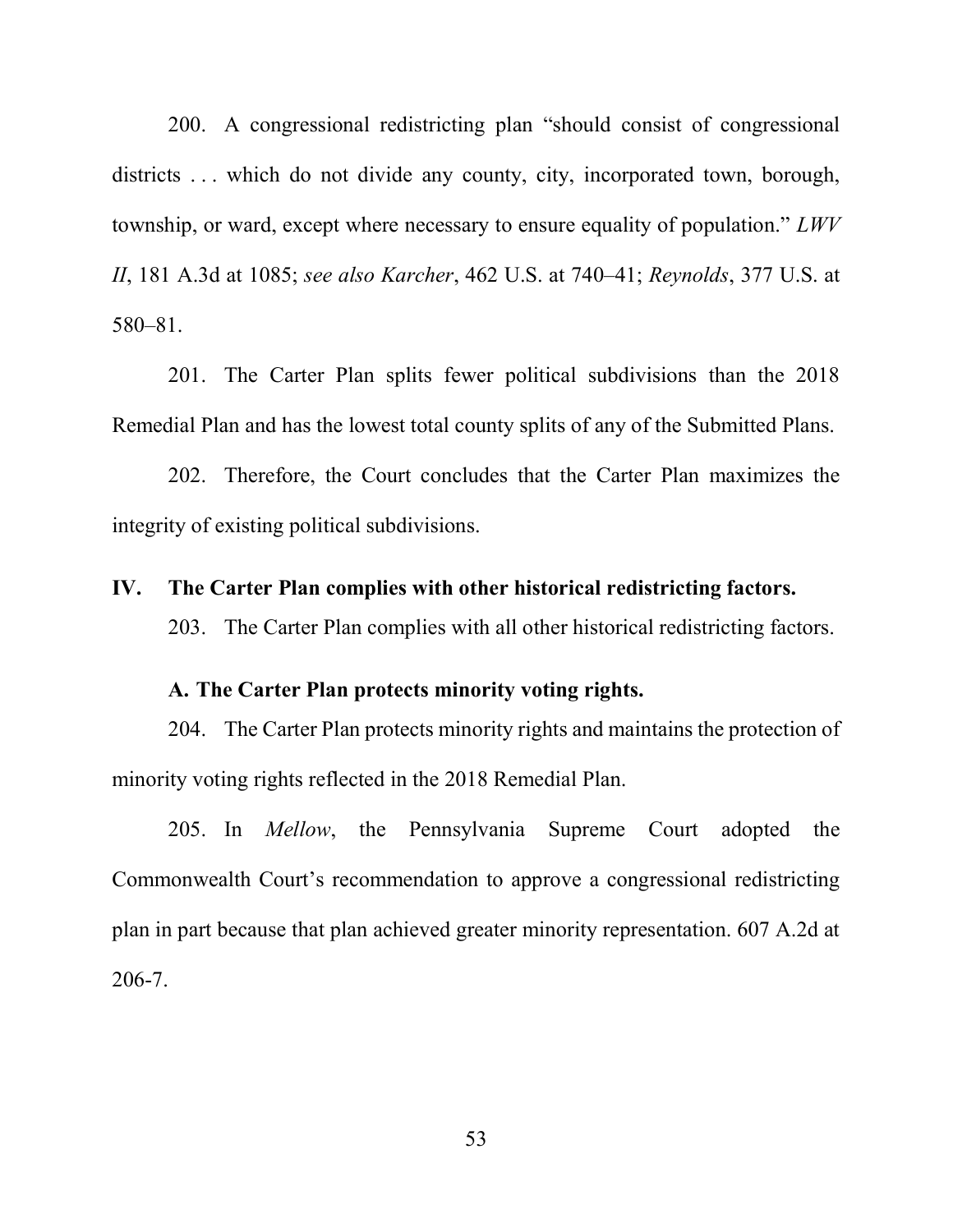200. A congressional redistricting plan "should consist of congressional districts . . . which do not divide any county, city, incorporated town, borough, township, or ward, except where necessary to ensure equality of population." *LWV II*, 181 A.3d at 1085; *see also Karcher*, 462 U.S. at 740–41; *Reynolds*, 377 U.S. at 580–81.

201. The Carter Plan splits fewer political subdivisions than the 2018 Remedial Plan and has the lowest total county splits of any of the Submitted Plans.

202. Therefore, the Court concludes that the Carter Plan maximizes the integrity of existing political subdivisions.

## IV. The Carter Plan complies with other historical redistricting factors.

203. The Carter Plan complies with all other historical redistricting factors.

### A. The Carter Plan protects minority voting rights.

204. The Carter Plan protects minority rights and maintains the protection of minority voting rights reflected in the 2018 Remedial Plan.

205. In *Mellow*, the Pennsylvania Supreme Court adopted the Commonwealth Court's recommendation to approve a congressional redistricting plan in part because that plan achieved greater minority representation. 607 A.2d at 206-7.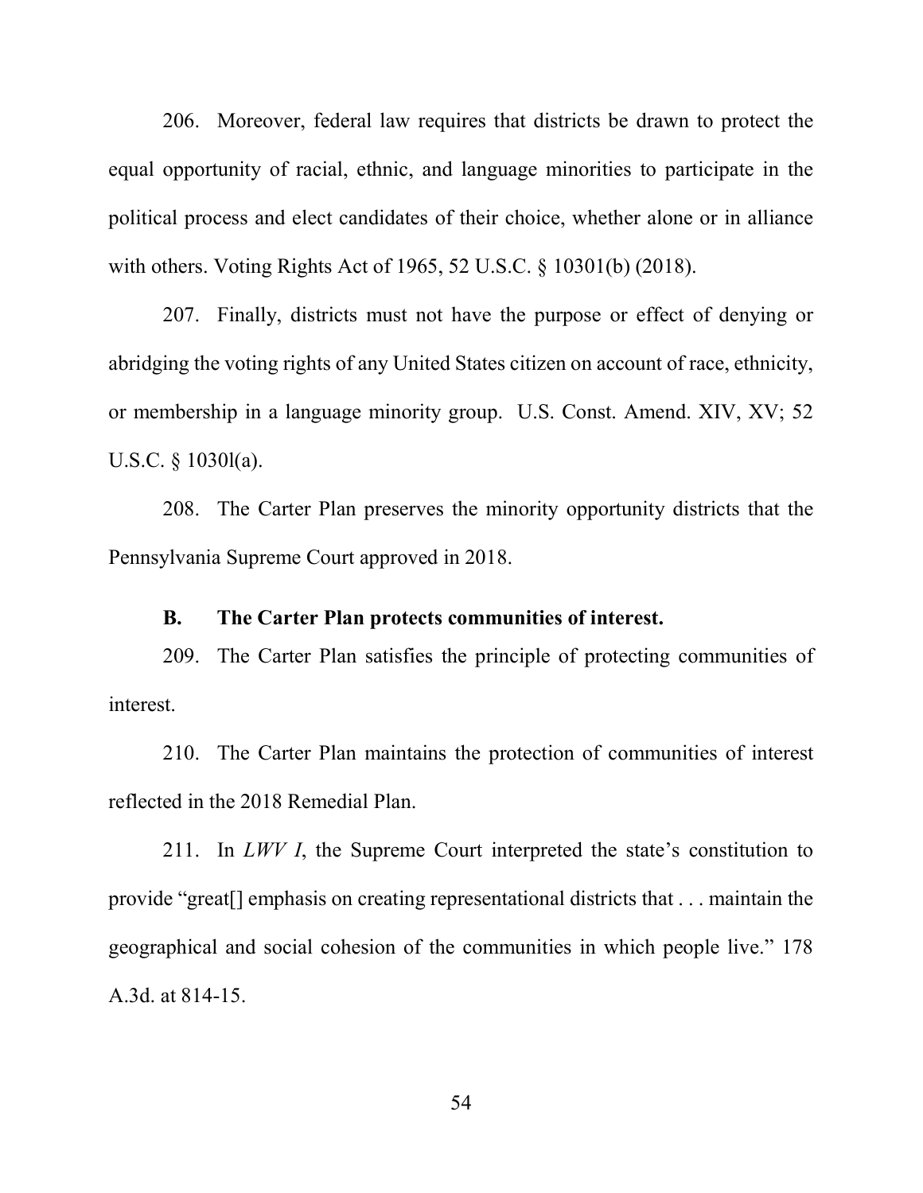206. Moreover, federal law requires that districts be drawn to protect the equal opportunity of racial, ethnic, and language minorities to participate in the political process and elect candidates of their choice, whether alone or in alliance with others. Voting Rights Act of 1965, 52 U.S.C. § 10301(b) (2018).

207. Finally, districts must not have the purpose or effect of denying or abridging the voting rights of any United States citizen on account of race, ethnicity, or membership in a language minority group. U.S. Const. Amend. XIV, XV; 52 U.S.C. § 1030l(a).

208. The Carter Plan preserves the minority opportunity districts that the Pennsylvania Supreme Court approved in 2018.

**B. The Carter Plan protects communities of interest.**

209. The Carter Plan satisfies the principle of protecting communities of interest.

210. The Carter Plan maintains the protection of communities of interest reflected in the 2018 Remedial Plan.

211. In *LWV I*, the Supreme Court interpreted the state's constitution to provide "great[] emphasis on creating representational districts that . . . maintain the geographical and social cohesion of the communities in which people live." 178 A.3d. at 814-15.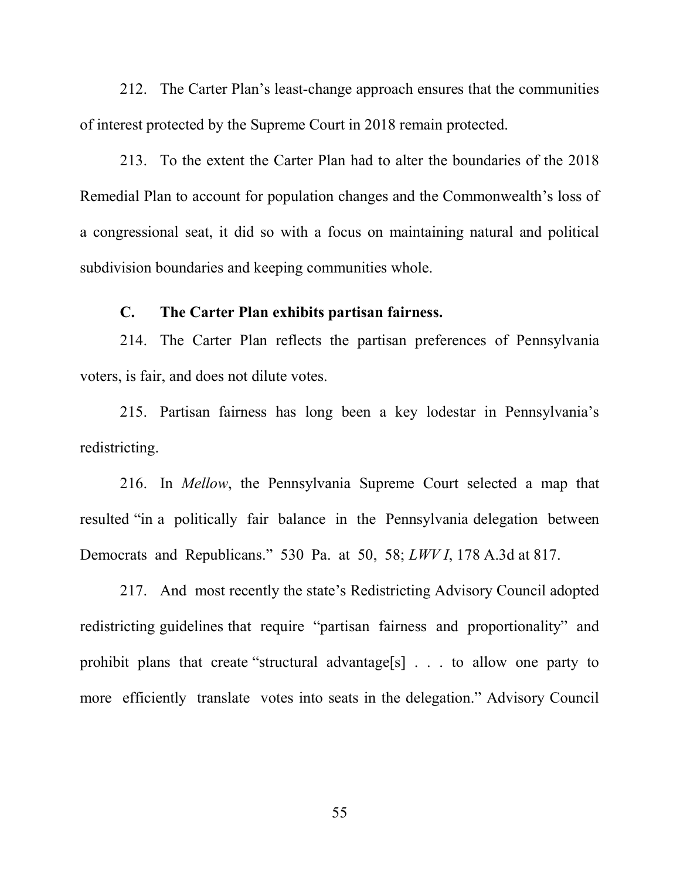212. The Carter Plan's least-change approach ensures that the communities of interest protected by the Supreme Court in 2018 remain protected.

213. To the extent the Carter Plan had to alter the boundaries of the 2018 Remedial Plan to account for population changes and the Commonwealth's loss of a congressional seat, it did so with a focus on maintaining natural and political subdivision boundaries and keeping communities whole.

### C. The Carter Plan exhibits partisan fairness.

214. The Carter Plan reflects the partisan preferences of Pennsylvania voters, is fair, and does not dilute votes.

215. Partisan fairness has long been a key lodestar in Pennsylvania's redistricting.

216. In *Mellow*, the Pennsylvania Supreme Court selected a map that resulted "in a politically fair balance in the Pennsylvania delegation between Democrats and Republicans." 530 Pa. at 50, 58; *LWV I*, 178 A.3d at 817.

217. And most recently the state's Redistricting Advisory Council adopted redistricting guidelines that require "partisan fairness and proportionality" and prohibit plans that create "structural advantage[s] . . . to allow one party to more efficiently translate votes into seats in the delegation." Advisory Council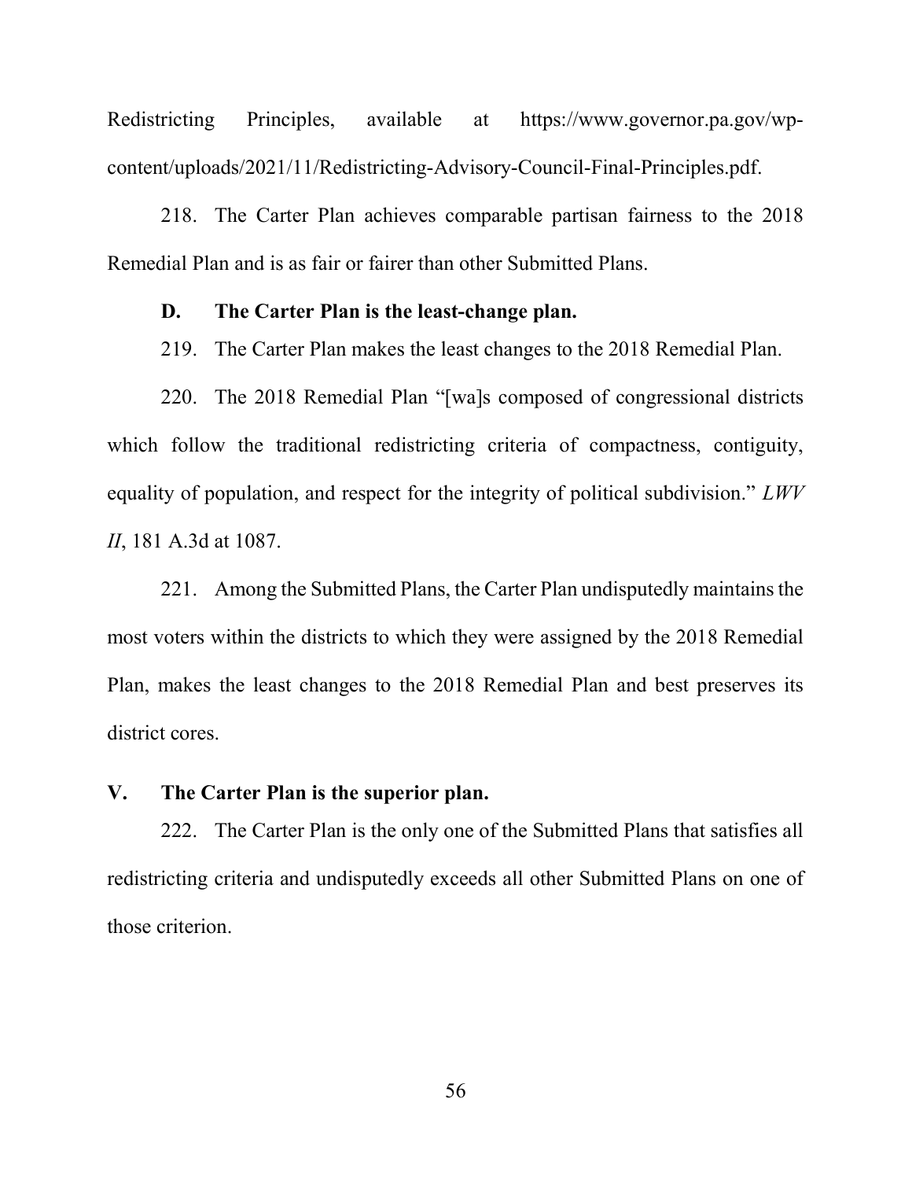Redistricting Principles, available at https://www.governor.pa.gov/wp-content/uploads/2021/11/Redistricting-Advisory-Council-Final-Principles.pdf.

218. The Carter Plan achieves comparable partisan fairness to the 2018 Remedial Plan and is as fair or fairer than other Submitted Plans.

### D. The Carter Plan is the least-change plan.

219. The Carter Plan makes the least changes to the 2018 Remedial Plan.

220. The 2018 Remedial Plan "[wa]s composed of congressional districts which follow the traditional redistricting criteria of compactness, contiguity, equality of population, and respect for the integrity of political subdivision." *LWV II*, 181 A.3d at 1087.

221. Among the Submitted Plans, the Carter Plan undisputedly maintains the most voters within the districts to which they were assigned by the 2018 Remedial Plan, makes the least changes to the 2018 Remedial Plan and best preserves its district cores.

## V. The Carter Plan is the superior plan.

222. The Carter Plan is the only one of the Submitted Plans that satisfies all redistricting criteria and undisputedly exceeds all other Submitted Plans on one of those criterion.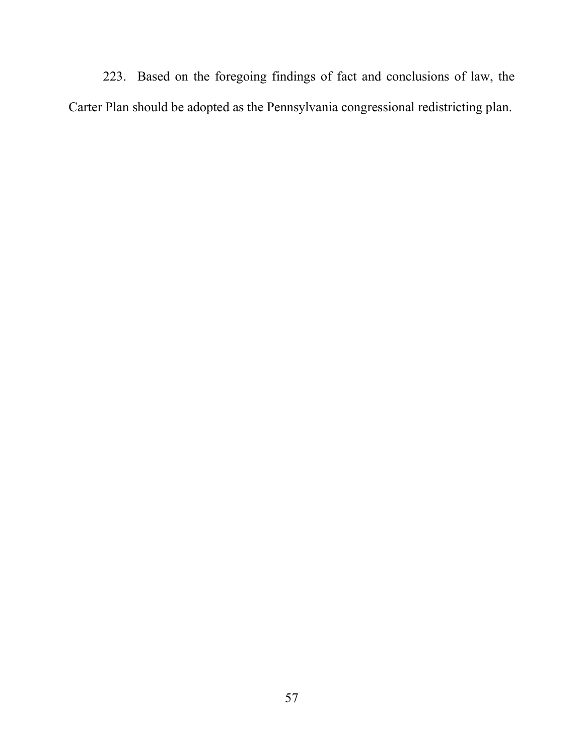223. Based on the foregoing findings of fact and conclusions of law, the Carter Plan should be adopted as the Pennsylvania congressional redistricting plan.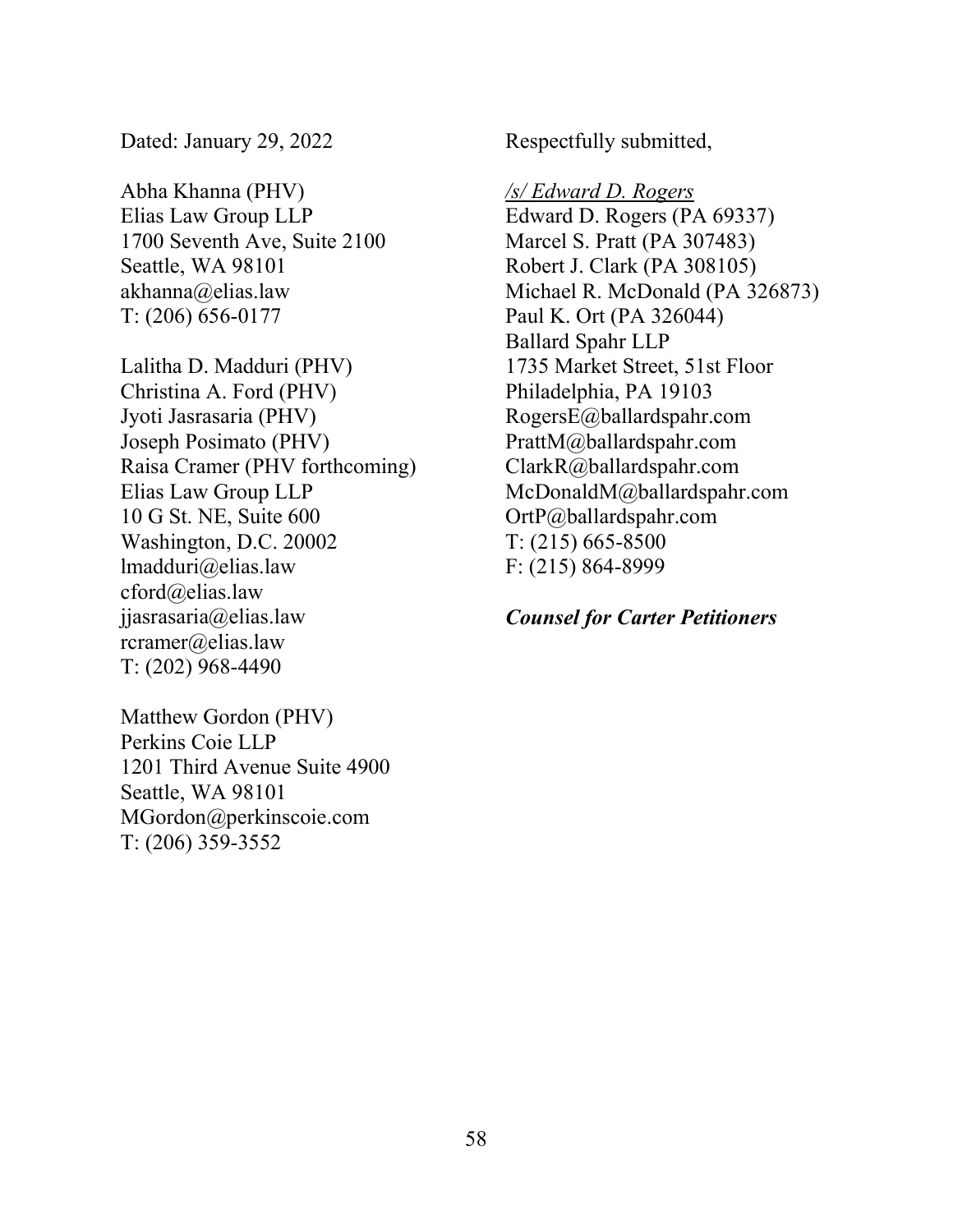Dated: January 29, 2022

Respectfully submitted,

*/s/ Edward D. Rogers*
Edward D. Rogers (PA 69337)
Marcel S. Pratt (PA 307483)
Robert J. Clark (PA 308105)
Michael R. McDonald (PA 326873)
Paul K. Ort (PA 326044)
Ballard Spahr LLP
1735 Market Street, 51st Floor
Philadelphia, PA 19103
RogersE@ballardspahr.com
PrattM@ballardspahr.com
ClarkR@ballardspahr.com
McDonaldM@ballardspahr.com
OrtP@ballardspahr.com
T: (215) 665-8500
F: (215) 864-8999

***Counsel for Carter Petitioners***

Abha Khanna (PHV)
Elias Law Group LLP
1700 Seventh Ave, Suite 2100
Seattle, WA 98101
akhanna@elias.law
T: (206) 656-0177

Lalitha D. Madduri (PHV)
Christina A. Ford (PHV)
Jyoti Jasrasaria (PHV)
Joseph Posimato (PHV)
Raisa Cramer (PHV forthcoming)
Elias Law Group LLP
10 G St. NE, Suite 600
Washington, D.C. 20002
lmadduri@elias.law
cford@elias.law
jjasrasaria@elias.law
rcramer@elias.law
T: (202) 968-4490

Matthew Gordon (PHV)
Perkins Coie LLP
1201 Third Avenue Suite 4900
Seattle, WA 98101
MGordon@perkinscoie.com
T: (206) 359-3552